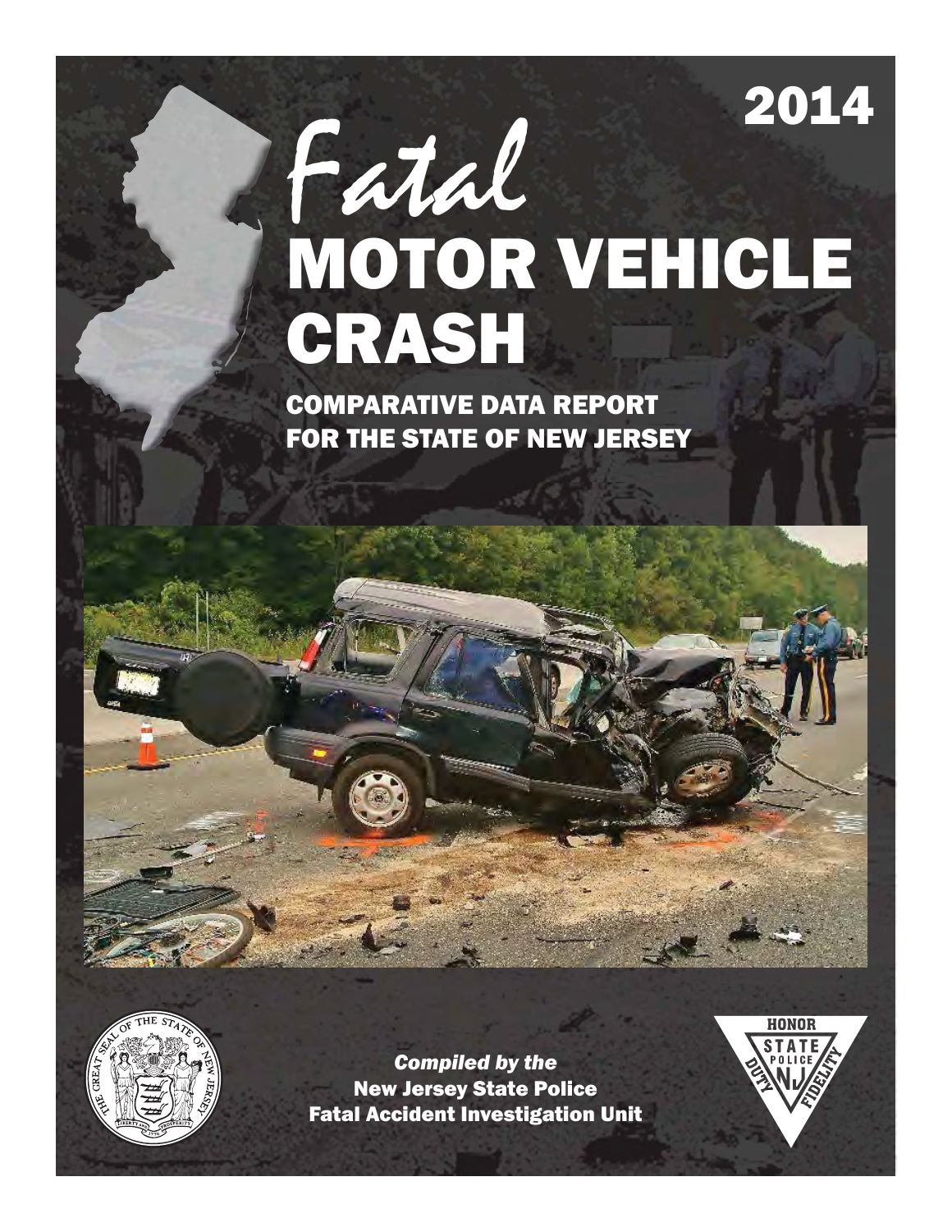# 2014

# Fatal MOTOR VEHICLE CRASH

## COMPARATIVE DATA REPORT FOR THE STATE OF NEW JERSEY

*Compiled by the*
**New Jersey State Police**
**Fatal Accident Investigation Unit**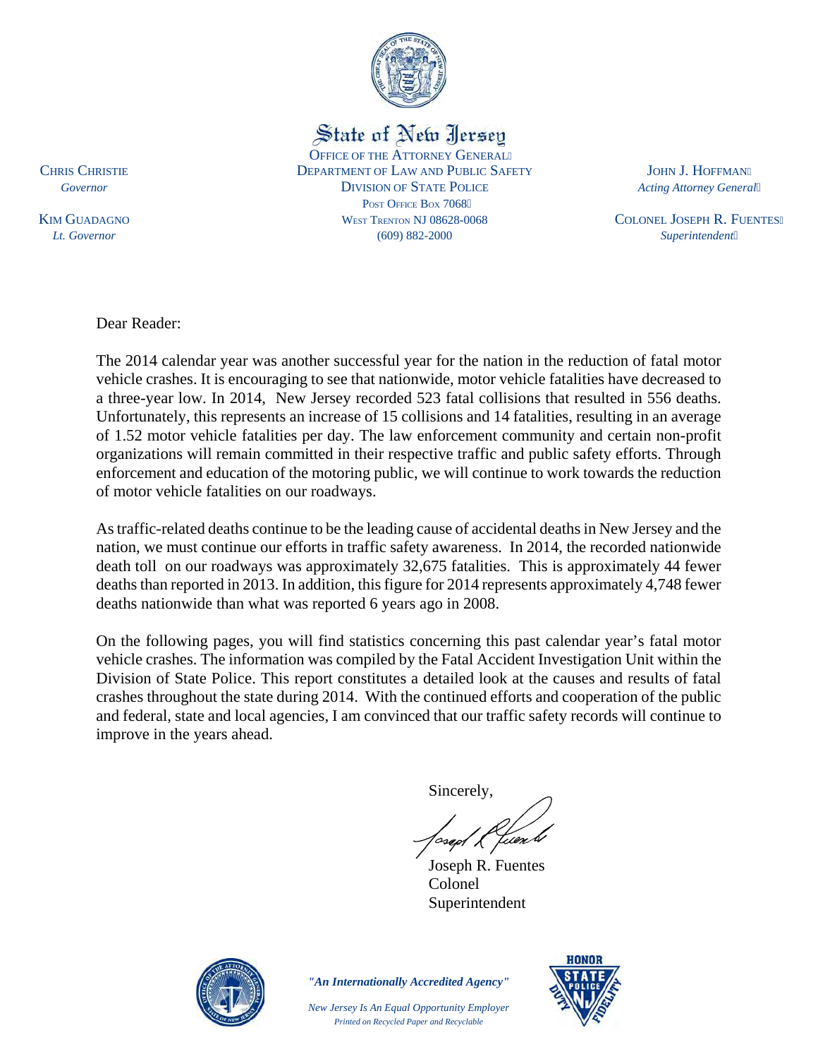**State of New Jersey**

OFFICE OF THE ATTORNEY GENERAL
DEPARTMENT OF LAW AND PUBLIC SAFETY
DIVISION OF STATE POLICE
POST OFFICE BOX 7068
WEST TRENTON NJ 08628-0068
(609) 882-2000

CHRIS CHRISTIE
*Governor*

KIM GUADAGNO
*Lt. Governor*

JOHN J. HOFFMAN
*Acting Attorney General*

COLONEL JOSEPH R. FUENTES
*Superintendent*

Dear Reader:

The 2014 calendar year was another successful year for the nation in the reduction of fatal motor vehicle crashes. It is encouraging to see that nationwide, motor vehicle fatalities have decreased to a three-year low. In 2014, New Jersey recorded 523 fatal collisions that resulted in 556 deaths. Unfortunately, this represents an increase of 15 collisions and 14 fatalities, resulting in an average of 1.52 motor vehicle fatalities per day. The law enforcement community and certain non-profit organizations will remain committed in their respective traffic and public safety efforts. Through enforcement and education of the motoring public, we will continue to work towards the reduction of motor vehicle fatalities on our roadways.

As traffic-related deaths continue to be the leading cause of accidental deaths in New Jersey and the nation, we must continue our efforts in traffic safety awareness. In 2014, the recorded nationwide death toll on our roadways was approximately 32,675 fatalities. This is approximately 44 fewer deaths than reported in 2013. In addition, this figure for 2014 represents approximately 4,748 fewer deaths nationwide than what was reported 6 years ago in 2008.

On the following pages, you will find statistics concerning this past calendar year's fatal motor vehicle crashes. The information was compiled by the Fatal Accident Investigation Unit within the Division of State Police. This report constitutes a detailed look at the causes and results of fatal crashes throughout the state during 2014. With the continued efforts and cooperation of the public and federal, state and local agencies, I am convinced that our traffic safety records will continue to improve in the years ahead.

Sincerely,

Joseph R. Fuentes
Colonel
Superintendent

*"An Internationally Accredited Agency"*

*New Jersey Is An Equal Opportunity Employer*
*Printed on Recycled Paper and Recyclable*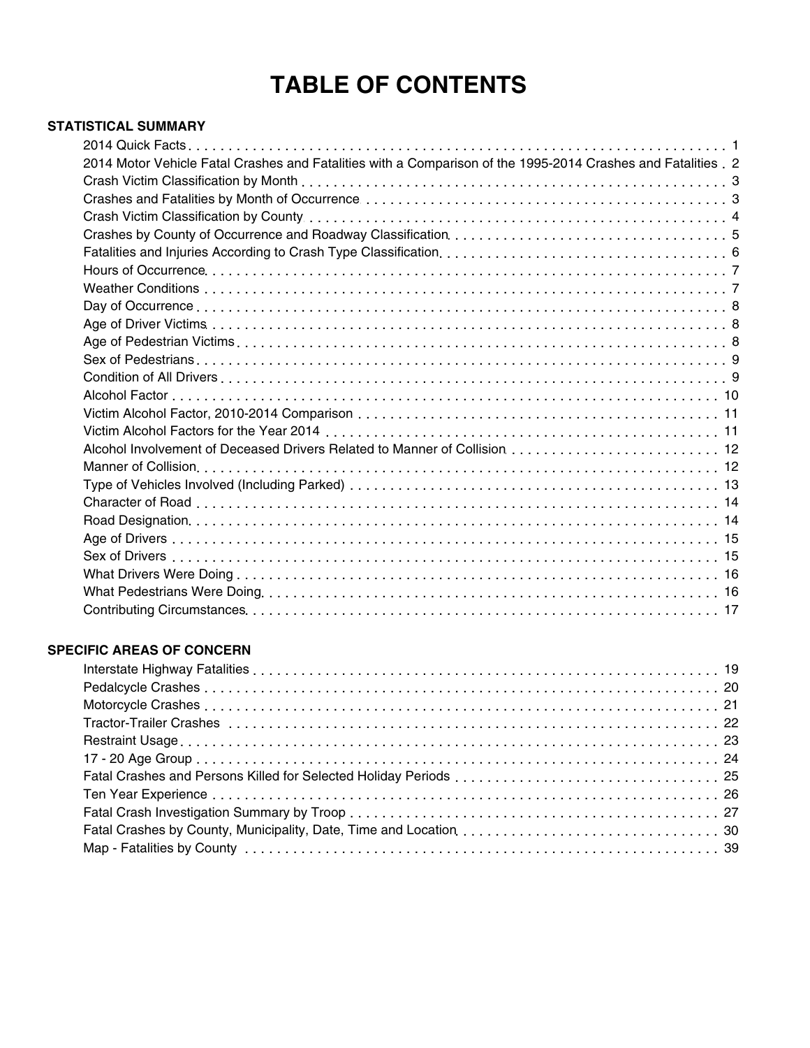# TABLE OF CONTENTS

## STATISTICAL SUMMARY

| Section | Page |
|---|---|
| 2014 Quick Facts | 1 |
| 2014 Motor Vehicle Fatal Crashes and Fatalities with a Comparison of the 1995-2014 Crashes and Fatalities | 2 |
| Crash Victim Classification by Month | 3 |
| Crashes and Fatalities by Month of Occurrence | 3 |
| Crash Victim Classification by County | 4 |
| Crashes by County of Occurrence and Roadway Classification | 5 |
| Fatalities and Injuries According to Crash Type Classification | 6 |
| Hours of Occurrence | 7 |
| Weather Conditions | 7 |
| Day of Occurrence | 8 |
| Age of Driver Victims | 8 |
| Age of Pedestrian Victims | 8 |
| Sex of Pedestrians | 9 |
| Condition of All Drivers | 9 |
| Alcohol Factor | 10 |
| Victim Alcohol Factor, 2010-2014 Comparison | 11 |
| Victim Alcohol Factors for the Year 2014 | 11 |
| Alcohol Involvement of Deceased Drivers Related to Manner of Collision | 12 |
| Manner of Collision | 12 |
| Type of Vehicles Involved (Including Parked) | 13 |
| Character of Road | 14 |
| Road Designation | 14 |
| Age of Drivers | 15 |
| Sex of Drivers | 15 |
| What Drivers Were Doing | 16 |
| What Pedestrians Were Doing | 16 |
| Contributing Circumstances | 17 |

## SPECIFIC AREAS OF CONCERN

| Section | Page |
|---|---|
| Interstate Highway Fatalities | 19 |
| Pedalcycle Crashes | 20 |
| Motorcycle Crashes | 21 |
| Tractor-Trailer Crashes | 22 |
| Restraint Usage | 23 |
| 17 - 20 Age Group | 24 |
| Fatal Crashes and Persons Killed for Selected Holiday Periods | 25 |
| Ten Year Experience | 26 |
| Fatal Crash Investigation Summary by Troop | 27 |
| Fatal Crashes by County, Municipality, Date, Time and Location | 30 |
| Map - Fatalities by County | 39 |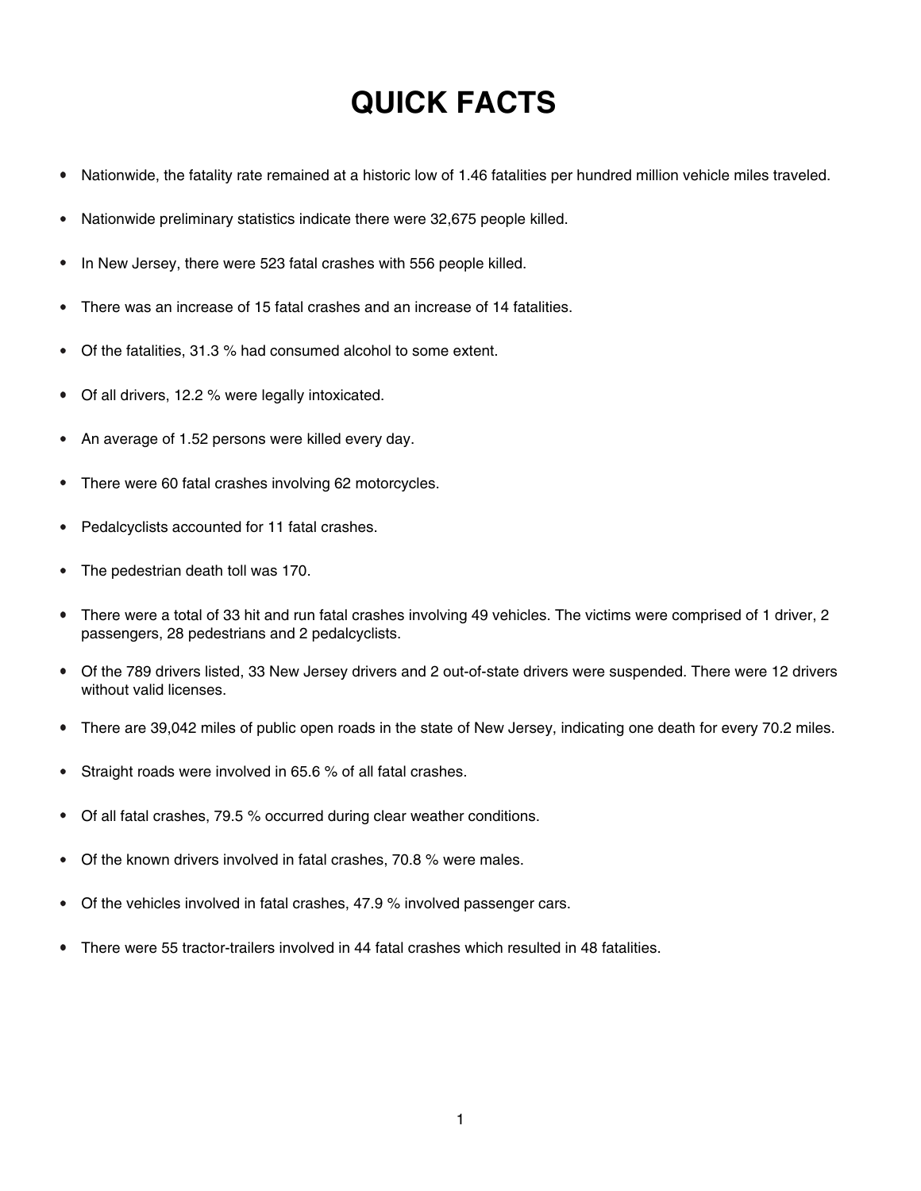# QUICK FACTS

- Nationwide, the fatality rate remained at a historic low of 1.46 fatalities per hundred million vehicle miles traveled.
- Nationwide preliminary statistics indicate there were 32,675 people killed.
- In New Jersey, there were 523 fatal crashes with 556 people killed.
- There was an increase of 15 fatal crashes and an increase of 14 fatalities.
- Of the fatalities, 31.3 % had consumed alcohol to some extent.
- Of all drivers, 12.2 % were legally intoxicated.
- An average of 1.52 persons were killed every day.
- There were 60 fatal crashes involving 62 motorcycles.
- Pedalcyclists accounted for 11 fatal crashes.
- The pedestrian death toll was 170.
- There were a total of 33 hit and run fatal crashes involving 49 vehicles. The victims were comprised of 1 driver, 2 passengers, 28 pedestrians and 2 pedalcyclists.
- Of the 789 drivers listed, 33 New Jersey drivers and 2 out-of-state drivers were suspended. There were 12 drivers without valid licenses.
- There are 39,042 miles of public open roads in the state of New Jersey, indicating one death for every 70.2 miles.
- Straight roads were involved in 65.6 % of all fatal crashes.
- Of all fatal crashes, 79.5 % occurred during clear weather conditions.
- Of the known drivers involved in fatal crashes, 70.8 % were males.
- Of the vehicles involved in fatal crashes, 47.9 % involved passenger cars.
- There were 55 tractor-trailers involved in 44 fatal crashes which resulted in 48 fatalities.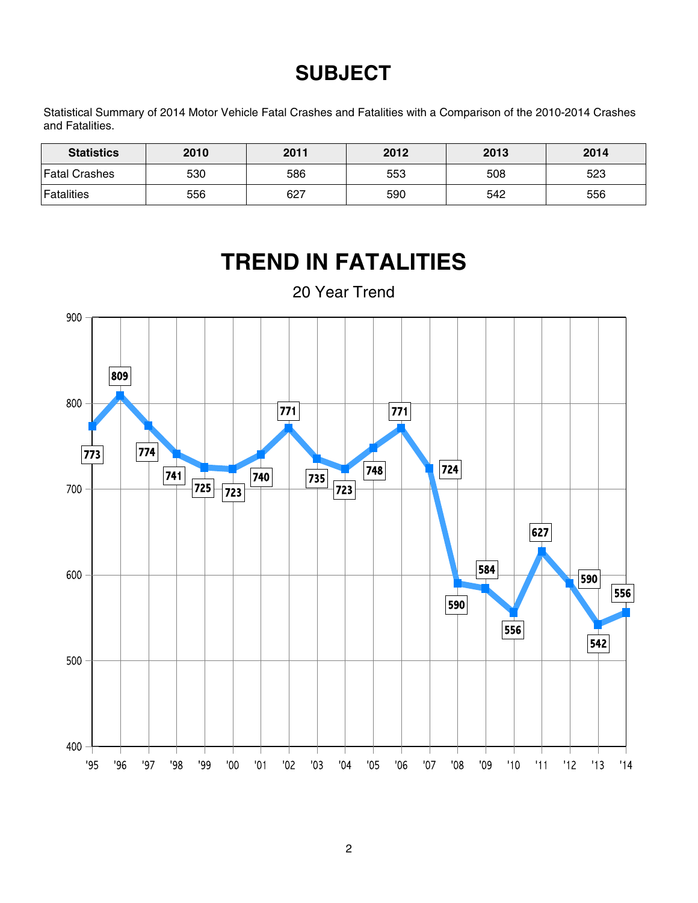# SUBJECT

Statistical Summary of 2014 Motor Vehicle Fatal Crashes and Fatalities with a Comparison of the 2010-2014 Crashes and Fatalities.

| Statistics | 2010 | 2011 | 2012 | 2013 | 2014 |
|---|---|---|---|---|---|
| Fatal Crashes | 530 | 586 | 553 | 508 | 523 |
| Fatalities | 556 | 627 | 590 | 542 | 556 |

# TREND IN FATALITIES

20 Year Trend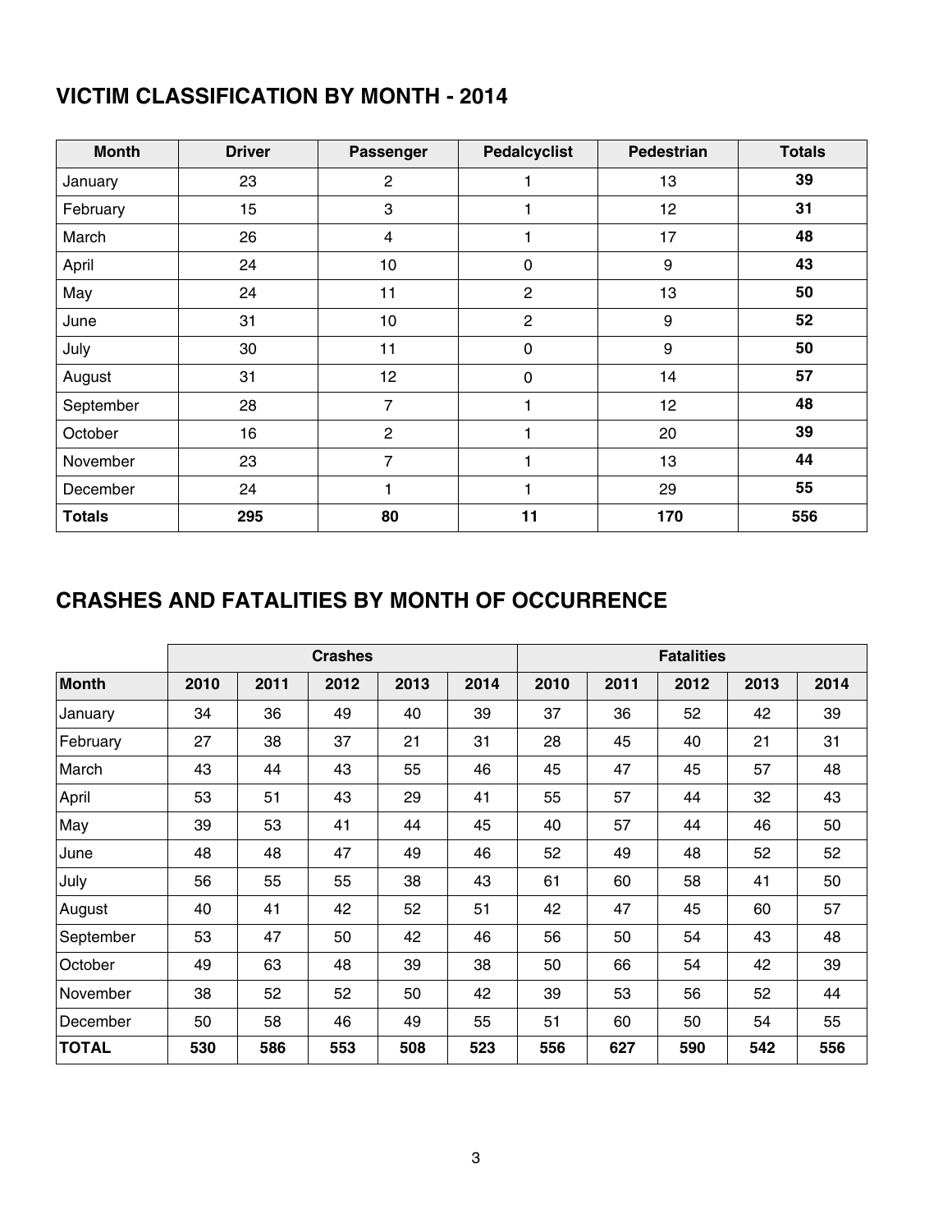## VICTIM CLASSIFICATION BY MONTH - 2014

| Month | Driver | Passenger | Pedalcyclist | Pedestrian | Totals |
|---|---|---|---|---|---|
| January | 23 | 2 | 1 | 13 | **39** |
| February | 15 | 3 | 1 | 12 | **31** |
| March | 26 | 4 | 1 | 17 | **48** |
| April | 24 | 10 | 0 | 9 | **43** |
| May | 24 | 11 | 2 | 13 | **50** |
| June | 31 | 10 | 2 | 9 | **52** |
| July | 30 | 11 | 0 | 9 | **50** |
| August | 31 | 12 | 0 | 14 | **57** |
| September | 28 | 7 | 1 | 12 | **48** |
| October | 16 | 2 | 1 | 20 | **39** |
| November | 23 | 7 | 1 | 13 | **44** |
| December | 24 | 1 | 1 | 29 | **55** |
| **Totals** | **295** | **80** | **11** | **170** | **556** |

## CRASHES AND FATALITIES BY MONTH OF OCCURRENCE

| | Crashes | | | | | Fatalities | | | | |
|---|---|---|---|---|---|---|---|---|---|---|
| **Month** | **2010** | **2011** | **2012** | **2013** | **2014** | **2010** | **2011** | **2012** | **2013** | **2014** |
| January | 34 | 36 | 49 | 40 | 39 | 37 | 36 | 52 | 42 | 39 |
| February | 27 | 38 | 37 | 21 | 31 | 28 | 45 | 40 | 21 | 31 |
| March | 43 | 44 | 43 | 55 | 46 | 45 | 47 | 45 | 57 | 48 |
| April | 53 | 51 | 43 | 29 | 41 | 55 | 57 | 44 | 32 | 43 |
| May | 39 | 53 | 41 | 44 | 45 | 40 | 57 | 44 | 46 | 50 |
| June | 48 | 48 | 47 | 49 | 46 | 52 | 49 | 48 | 52 | 52 |
| July | 56 | 55 | 55 | 38 | 43 | 61 | 60 | 58 | 41 | 50 |
| August | 40 | 41 | 42 | 52 | 51 | 42 | 47 | 45 | 60 | 57 |
| September | 53 | 47 | 50 | 42 | 46 | 56 | 50 | 54 | 43 | 48 |
| October | 49 | 63 | 48 | 39 | 38 | 50 | 66 | 54 | 42 | 39 |
| November | 38 | 52 | 52 | 50 | 42 | 39 | 53 | 56 | 52 | 44 |
| December | 50 | 58 | 46 | 49 | 55 | 51 | 60 | 50 | 54 | 55 |
| **TOTAL** | **530** | **586** | **553** | **508** | **523** | **556** | **627** | **590** | **542** | **556** |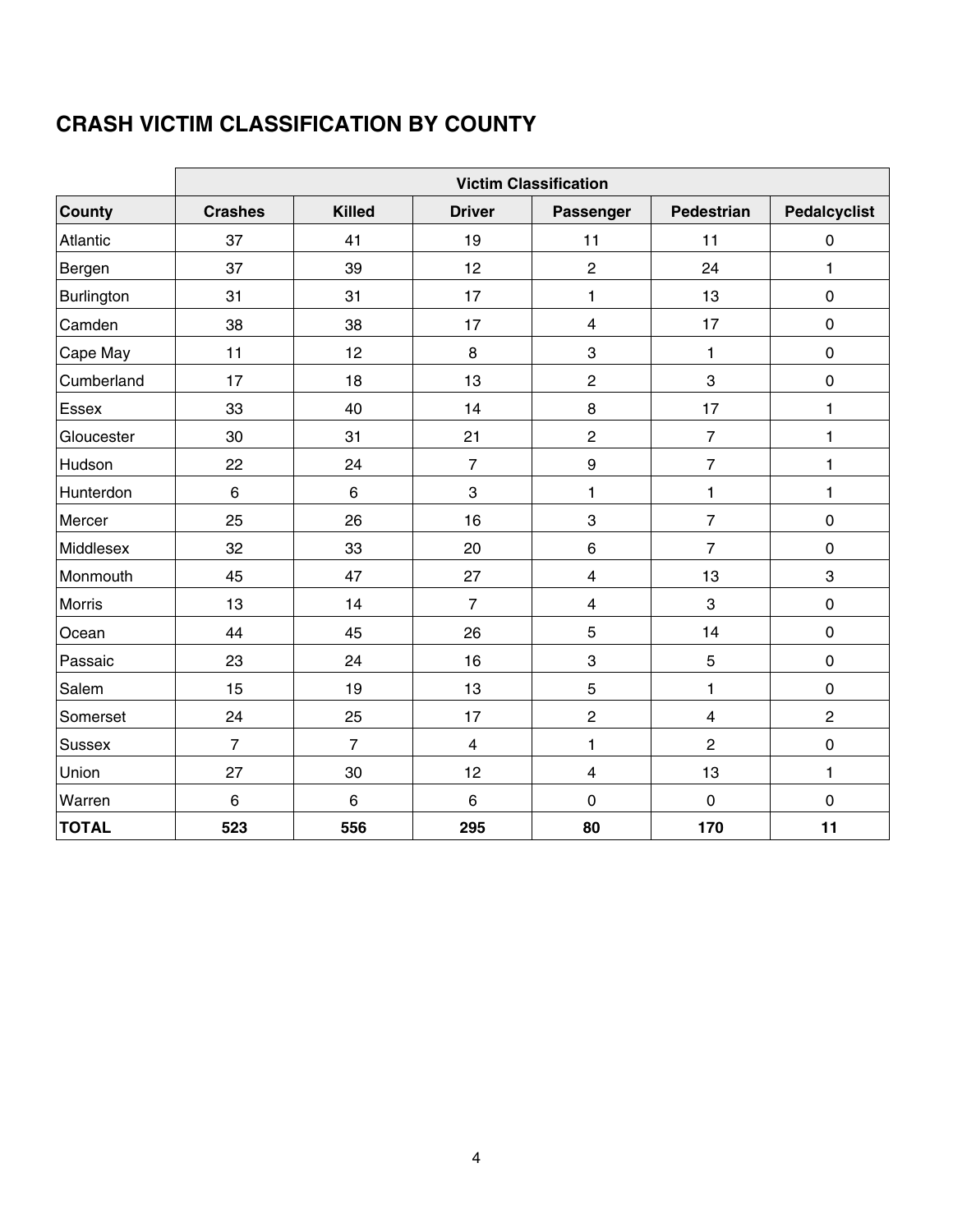## CRASH VICTIM CLASSIFICATION BY COUNTY

| | Victim Classification | | | | | |
|---|---|---|---|---|---|---|
| **County** | **Crashes** | **Killed** | **Driver** | **Passenger** | **Pedestrian** | **Pedalcyclist** |
| Atlantic | 37 | 41 | 19 | 11 | 11 | 0 |
| Bergen | 37 | 39 | 12 | 2 | 24 | 1 |
| Burlington | 31 | 31 | 17 | 1 | 13 | 0 |
| Camden | 38 | 38 | 17 | 4 | 17 | 0 |
| Cape May | 11 | 12 | 8 | 3 | 1 | 0 |
| Cumberland | 17 | 18 | 13 | 2 | 3 | 0 |
| Essex | 33 | 40 | 14 | 8 | 17 | 1 |
| Gloucester | 30 | 31 | 21 | 2 | 7 | 1 |
| Hudson | 22 | 24 | 7 | 9 | 7 | 1 |
| Hunterdon | 6 | 6 | 3 | 1 | 1 | 1 |
| Mercer | 25 | 26 | 16 | 3 | 7 | 0 |
| Middlesex | 32 | 33 | 20 | 6 | 7 | 0 |
| Monmouth | 45 | 47 | 27 | 4 | 13 | 3 |
| Morris | 13 | 14 | 7 | 4 | 3 | 0 |
| Ocean | 44 | 45 | 26 | 5 | 14 | 0 |
| Passaic | 23 | 24 | 16 | 3 | 5 | 0 |
| Salem | 15 | 19 | 13 | 5 | 1 | 0 |
| Somerset | 24 | 25 | 17 | 2 | 4 | 2 |
| Sussex | 7 | 7 | 4 | 1 | 2 | 0 |
| Union | 27 | 30 | 12 | 4 | 13 | 1 |
| Warren | 6 | 6 | 6 | 0 | 0 | 0 |
| **TOTAL** | **523** | **556** | **295** | **80** | **170** | **11** |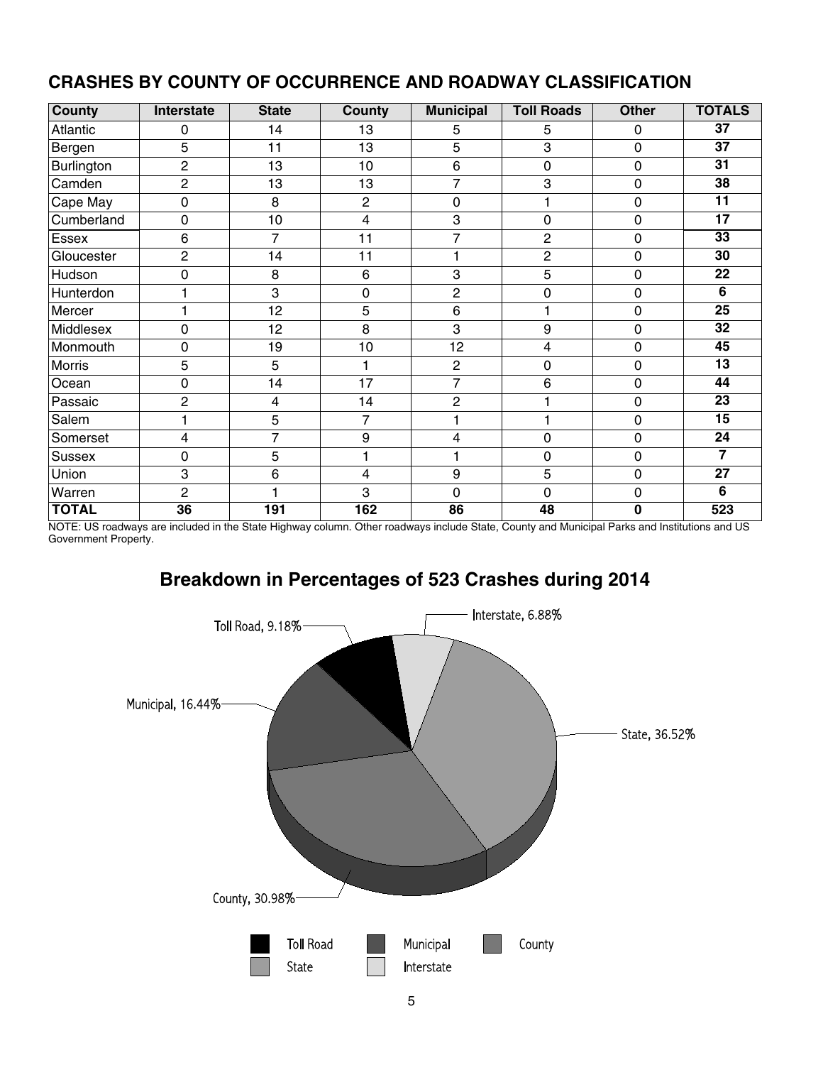## CRASHES BY COUNTY OF OCCURRENCE AND ROADWAY CLASSIFICATION

| County | Interstate | State | County | Municipal | Toll Roads | Other | TOTALS |
|---|---|---|---|---|---|---|---|
| Atlantic | 0 | 14 | 13 | 5 | 5 | 0 | **37** |
| Bergen | 5 | 11 | 13 | 5 | 3 | 0 | **37** |
| Burlington | 2 | 13 | 10 | 6 | 0 | 0 | **31** |
| Camden | 2 | 13 | 13 | 7 | 3 | 0 | **38** |
| Cape May | 0 | 8 | 2 | 0 | 1 | 0 | **11** |
| Cumberland | 0 | 10 | 4 | 3 | 0 | 0 | **17** |
| Essex | 6 | 7 | 11 | 7 | 2 | 0 | **33** |
| Gloucester | 2 | 14 | 11 | 1 | 2 | 0 | **30** |
| Hudson | 0 | 8 | 6 | 3 | 5 | 0 | **22** |
| Hunterdon | 1 | 3 | 0 | 2 | 0 | 0 | **6** |
| Mercer | 1 | 12 | 5 | 6 | 1 | 0 | **25** |
| Middlesex | 0 | 12 | 8 | 3 | 9 | 0 | **32** |
| Monmouth | 0 | 19 | 10 | 12 | 4 | 0 | **45** |
| Morris | 5 | 5 | 1 | 2 | 0 | 0 | **13** |
| Ocean | 0 | 14 | 17 | 7 | 6 | 0 | **44** |
| Passaic | 2 | 4 | 14 | 2 | 1 | 0 | **23** |
| Salem | 1 | 5 | 7 | 1 | 1 | 0 | **15** |
| Somerset | 4 | 7 | 9 | 4 | 0 | 0 | **24** |
| Sussex | 0 | 5 | 1 | 1 | 0 | 0 | **7** |
| Union | 3 | 6 | 4 | 9 | 5 | 0 | **27** |
| Warren | 2 | 1 | 3 | 0 | 0 | 0 | **6** |
| **TOTAL** | **36** | **191** | **162** | **86** | **48** | **0** | **523** |

NOTE: US roadways are included in the State Highway column. Other roadways include State, County and Municipal Parks and Institutions and US Government Property.

## Breakdown in Percentages of 523 Crashes during 2014

Toll Road, 9.18%
Interstate, 6.88%
Municipal, 16.44%
State, 36.52%
County, 30.98%

Toll Road | Municipal | County | State | Interstate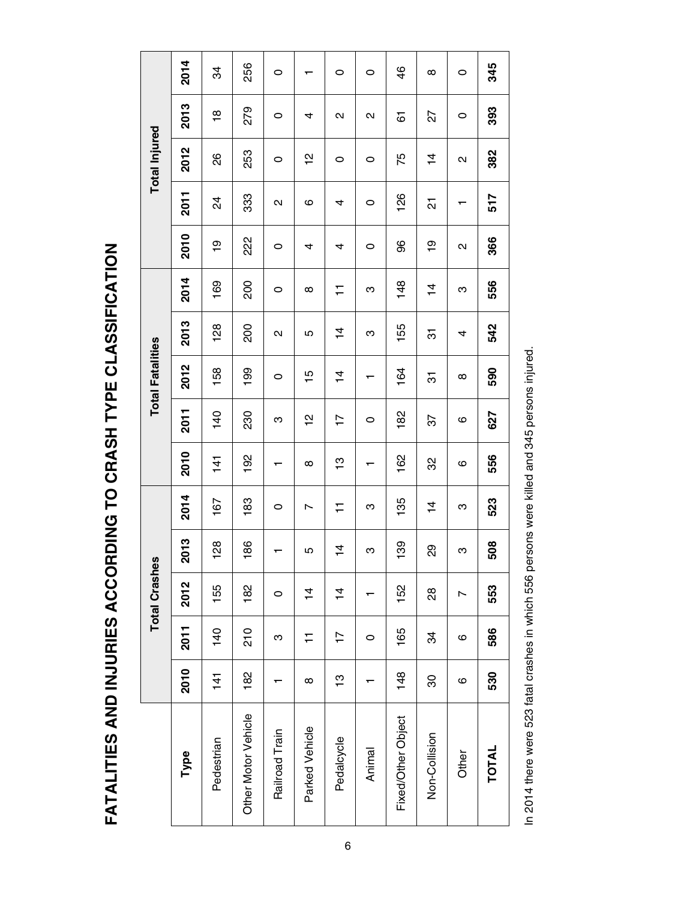# FATALITIES AND INJURIES ACCORDING TO CRASH TYPE CLASSIFICATION

| Type | Total Crashes | | | | | Total Fatalities | | | | | Total Injured | | | | |
|---|---|---|---|---|---|---|---|---|---|---|---|---|---|---|---|
| | 2010 | 2011 | 2012 | 2013 | 2014 | 2010 | 2011 | 2012 | 2013 | 2014 | 2010 | 2011 | 2012 | 2013 | 2014 |
| Pedestrian | 141 | 140 | 155 | 128 | 167 | 141 | 140 | 158 | 128 | 169 | 19 | 24 | 26 | 18 | 34 |
| Other Motor Vehicle | 182 | 210 | 182 | 186 | 183 | 192 | 230 | 199 | 200 | 200 | 222 | 333 | 253 | 279 | 256 |
| Railroad Train | 1 | 3 | 0 | 1 | 0 | 1 | 3 | 0 | 2 | 0 | 0 | 2 | 0 | 0 | 0 |
| Parked Vehicle | 8 | 11 | 14 | 5 | 7 | 8 | 12 | 15 | 5 | 8 | 4 | 6 | 12 | 4 | 1 |
| Pedalcycle | 13 | 17 | 14 | 14 | 11 | 13 | 17 | 14 | 14 | 11 | 4 | 4 | 0 | 2 | 0 |
| Animal | 1 | 0 | 1 | 3 | 3 | 1 | 0 | 1 | 3 | 3 | 0 | 0 | 0 | 2 | 0 |
| Fixed/Other Object | 148 | 165 | 152 | 139 | 135 | 162 | 182 | 164 | 155 | 148 | 96 | 126 | 75 | 61 | 46 |
| Non-Collision | 30 | 34 | 28 | 29 | 14 | 32 | 37 | 31 | 31 | 14 | 19 | 21 | 14 | 27 | 8 |
| Other | 6 | 6 | 7 | 3 | 3 | 6 | 6 | 8 | 4 | 3 | 2 | 1 | 2 | 0 | 0 |
| **TOTAL** | **530** | **586** | **553** | **508** | **523** | **556** | **627** | **590** | **542** | **556** | **366** | **517** | **382** | **393** | **345** |

In 2014 there were 523 fatal crashes in which 556 persons were killed and 345 persons injured.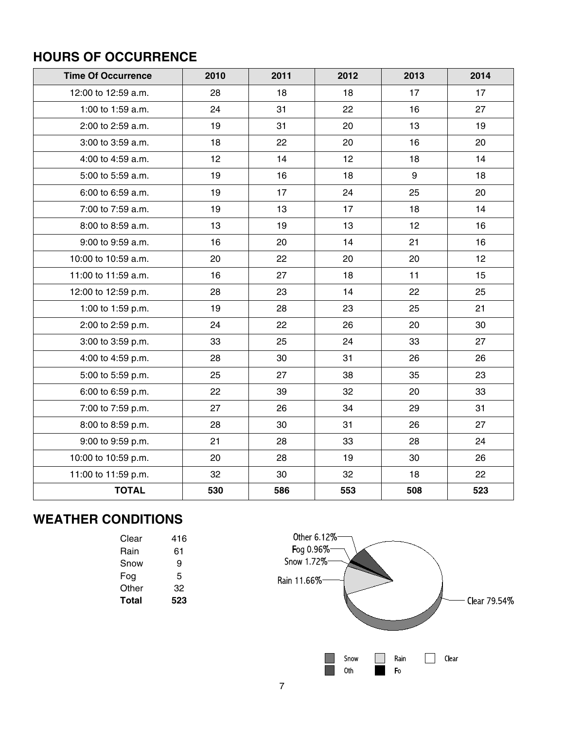## HOURS OF OCCURRENCE

| Time Of Occurrence | 2010 | 2011 | 2012 | 2013 | 2014 |
|---|---|---|---|---|---|
| 12:00 to 12:59 a.m. | 28 | 18 | 18 | 17 | 17 |
| 1:00 to 1:59 a.m. | 24 | 31 | 22 | 16 | 27 |
| 2:00 to 2:59 a.m. | 19 | 31 | 20 | 13 | 19 |
| 3:00 to 3:59 a.m. | 18 | 22 | 20 | 16 | 20 |
| 4:00 to 4:59 a.m. | 12 | 14 | 12 | 18 | 14 |
| 5:00 to 5:59 a.m. | 19 | 16 | 18 | 9 | 18 |
| 6:00 to 6:59 a.m. | 19 | 17 | 24 | 25 | 20 |
| 7:00 to 7:59 a.m. | 19 | 13 | 17 | 18 | 14 |
| 8:00 to 8:59 a.m. | 13 | 19 | 13 | 12 | 16 |
| 9:00 to 9:59 a.m. | 16 | 20 | 14 | 21 | 16 |
| 10:00 to 10:59 a.m. | 20 | 22 | 20 | 20 | 12 |
| 11:00 to 11:59 a.m. | 16 | 27 | 18 | 11 | 15 |
| 12:00 to 12:59 p.m. | 28 | 23 | 14 | 22 | 25 |
| 1:00 to 1:59 p.m. | 19 | 28 | 23 | 25 | 21 |
| 2:00 to 2:59 p.m. | 24 | 22 | 26 | 20 | 30 |
| 3:00 to 3:59 p.m. | 33 | 25 | 24 | 33 | 27 |
| 4:00 to 4:59 p.m. | 28 | 30 | 31 | 26 | 26 |
| 5:00 to 5:59 p.m. | 25 | 27 | 38 | 35 | 23 |
| 6:00 to 6:59 p.m. | 22 | 39 | 32 | 20 | 33 |
| 7:00 to 7:59 p.m. | 27 | 26 | 34 | 29 | 31 |
| 8:00 to 8:59 p.m. | 28 | 30 | 31 | 26 | 27 |
| 9:00 to 9:59 p.m. | 21 | 28 | 33 | 28 | 24 |
| 10:00 to 10:59 p.m. | 20 | 28 | 19 | 30 | 26 |
| 11:00 to 11:59 p.m. | 32 | 30 | 32 | 18 | 22 |
| **TOTAL** | **530** | **586** | **553** | **508** | **523** |

## WEATHER CONDITIONS

| | |
|---|---|
| Clear | 416 |
| Rain | 61 |
| Snow | 9 |
| Fog | 5 |
| Other | 32 |
| **Total** | **523** |

Other 6.12%
Fog 0.96%
Snow 1.72%
Rain 11.66%
Clear 79.54%

Snow, Rain, Clear, Oth, Fo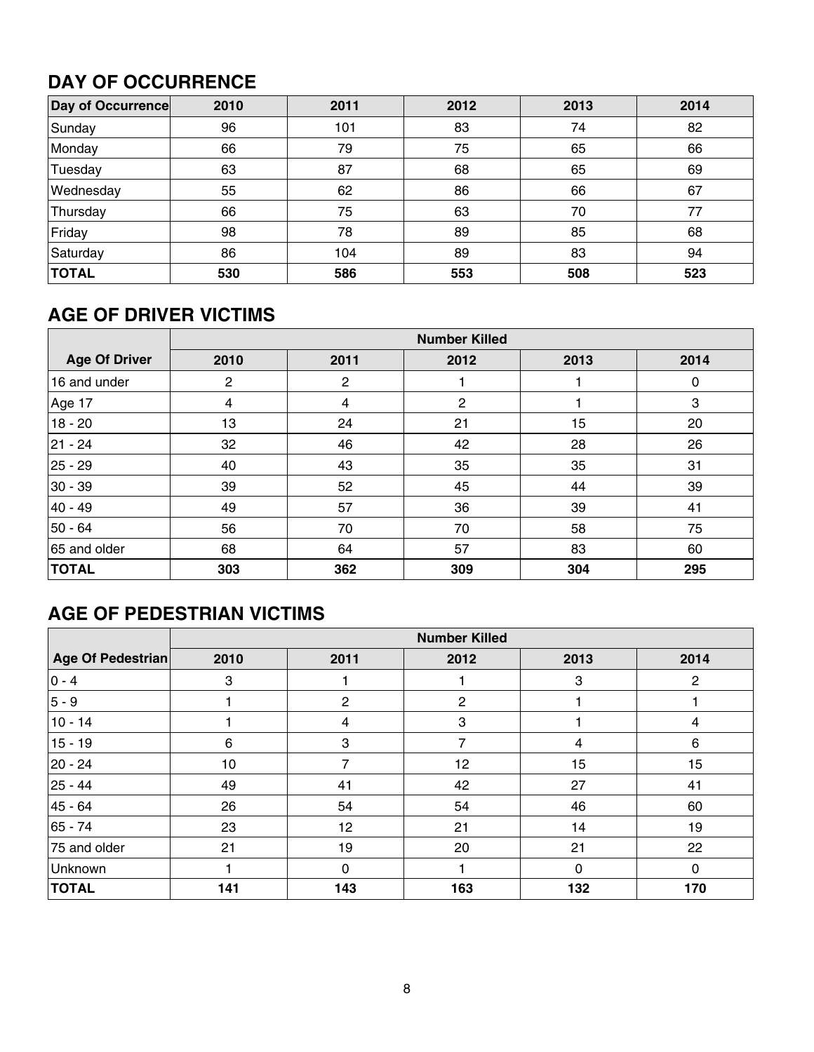## DAY OF OCCURRENCE

| Day of Occurrence | 2010 | 2011 | 2012 | 2013 | 2014 |
|---|---|---|---|---|---|
| Sunday | 96 | 101 | 83 | 74 | 82 |
| Monday | 66 | 79 | 75 | 65 | 66 |
| Tuesday | 63 | 87 | 68 | 65 | 69 |
| Wednesday | 55 | 62 | 86 | 66 | 67 |
| Thursday | 66 | 75 | 63 | 70 | 77 |
| Friday | 98 | 78 | 89 | 85 | 68 |
| Saturday | 86 | 104 | 89 | 83 | 94 |
| **TOTAL** | **530** | **586** | **553** | **508** | **523** |

## AGE OF DRIVER VICTIMS

| | Number Killed | | | | |
|---|---|---|---|---|---|
| **Age Of Driver** | **2010** | **2011** | **2012** | **2013** | **2014** |
| 16 and under | 2 | 2 | 1 | 1 | 0 |
| Age 17 | 4 | 4 | 2 | 1 | 3 |
| 18 - 20 | 13 | 24 | 21 | 15 | 20 |
| 21 - 24 | 32 | 46 | 42 | 28 | 26 |
| 25 - 29 | 40 | 43 | 35 | 35 | 31 |
| 30 - 39 | 39 | 52 | 45 | 44 | 39 |
| 40 - 49 | 49 | 57 | 36 | 39 | 41 |
| 50 - 64 | 56 | 70 | 70 | 58 | 75 |
| 65 and older | 68 | 64 | 57 | 83 | 60 |
| **TOTAL** | **303** | **362** | **309** | **304** | **295** |

## AGE OF PEDESTRIAN VICTIMS

| | Number Killed | | | | |
|---|---|---|---|---|---|
| **Age Of Pedestrian** | **2010** | **2011** | **2012** | **2013** | **2014** |
| 0 - 4 | 3 | 1 | 1 | 3 | 2 |
| 5 - 9 | 1 | 2 | 2 | 1 | 1 |
| 10 - 14 | 1 | 4 | 3 | 1 | 4 |
| 15 - 19 | 6 | 3 | 7 | 4 | 6 |
| 20 - 24 | 10 | 7 | 12 | 15 | 15 |
| 25 - 44 | 49 | 41 | 42 | 27 | 41 |
| 45 - 64 | 26 | 54 | 54 | 46 | 60 |
| 65 - 74 | 23 | 12 | 21 | 14 | 19 |
| 75 and older | 21 | 19 | 20 | 21 | 22 |
| Unknown | 1 | 0 | 1 | 0 | 0 |
| **TOTAL** | **141** | **143** | **163** | **132** | **170** |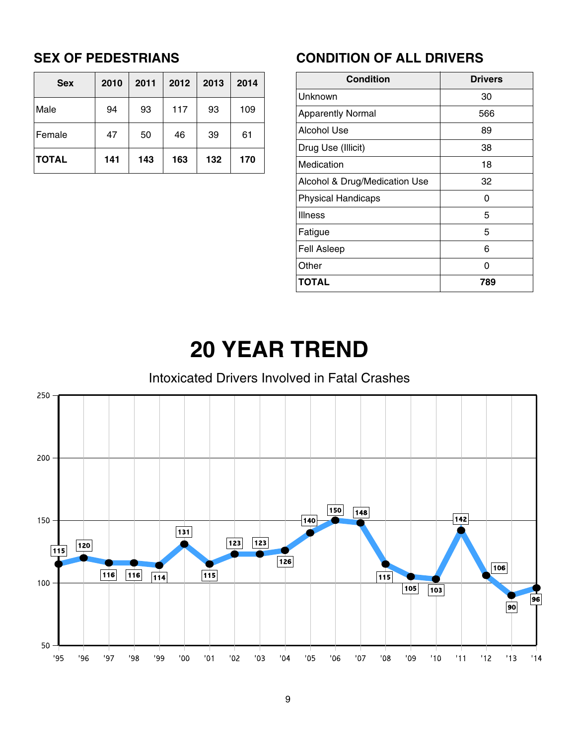## SEX OF PEDESTRIANS

| Sex | 2010 | 2011 | 2012 | 2013 | 2014 |
|---|---|---|---|---|---|
| Male | 94 | 93 | 117 | 93 | 109 |
| Female | 47 | 50 | 46 | 39 | 61 |
| **TOTAL** | **141** | **143** | **163** | **132** | **170** |

## CONDITION OF ALL DRIVERS

| Condition | Drivers |
|---|---|
| Unknown | 30 |
| Apparently Normal | 566 |
| Alcohol Use | 89 |
| Drug Use (Illicit) | 38 |
| Medication | 18 |
| Alcohol & Drug/Medication Use | 32 |
| Physical Handicaps | 0 |
| Illness | 5 |
| Fatigue | 5 |
| Fell Asleep | 6 |
| Other | 0 |
| **TOTAL** | **789** |

# 20 YEAR TREND

Intoxicated Drivers Involved in Fatal Crashes

| Year | '95 | '96 | '97 | '98 | '99 | '00 | '01 | '02 | '03 | '04 | '05 | '06 | '07 | '08 | '09 | '10 | '11 | '12 | '13 | '14 |
|---|---|---|---|---|---|---|---|---|---|---|---|---|---|---|---|---|---|---|---|---|
| Drivers | 115 | 120 | 116 | 116 | 114 | 131 | 115 | 123 | 123 | 126 | 140 | 150 | 148 | 115 | 105 | 103 | 142 | 106 | 90 | 96 |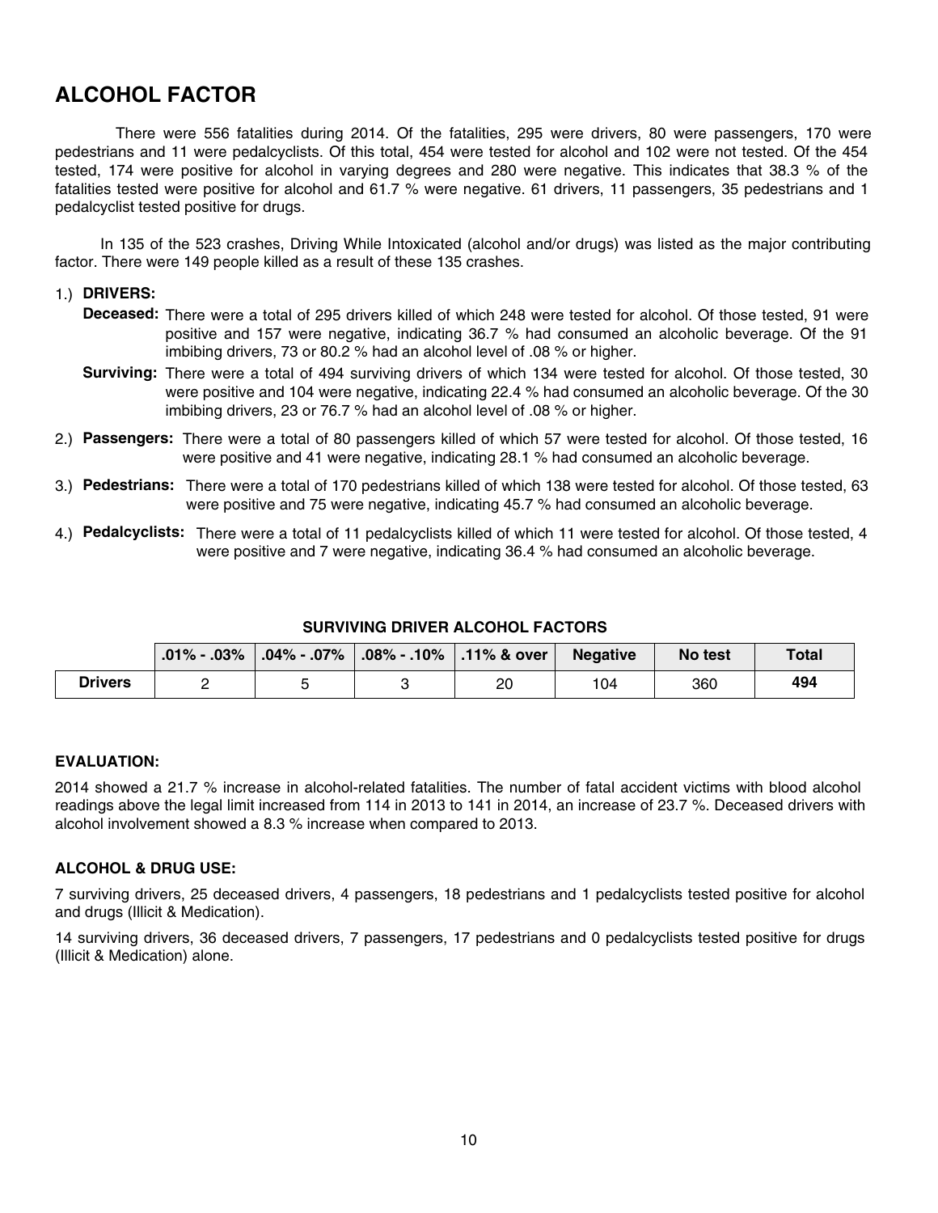## ALCOHOL FACTOR

There were 556 fatalities during 2014. Of the fatalities, 295 were drivers, 80 were passengers, 170 were pedestrians and 11 were pedalcyclists. Of this total, 454 were tested for alcohol and 102 were not tested. Of the 454 tested, 174 were positive for alcohol in varying degrees and 280 were negative. This indicates that 38.3 % of the fatalities tested were positive for alcohol and 61.7 % were negative. 61 drivers, 11 passengers, 35 pedestrians and 1 pedalcyclist tested positive for drugs.

In 135 of the 523 crashes, Driving While Intoxicated (alcohol and/or drugs) was listed as the major contributing factor. There were 149 people killed as a result of these 135 crashes.

1.) **DRIVERS:**

   **Deceased:** There were a total of 295 drivers killed of which 248 were tested for alcohol. Of those tested, 91 were positive and 157 were negative, indicating 36.7 % had consumed an alcoholic beverage. Of the 91 imbibing drivers, 73 or 80.2 % had an alcohol level of .08 % or higher.

   **Surviving:** There were a total of 494 surviving drivers of which 134 were tested for alcohol. Of those tested, 30 were positive and 104 were negative, indicating 22.4 % had consumed an alcoholic beverage. Of the 30 imbibing drivers, 23 or 76.7 % had an alcohol level of .08 % or higher.

2.) **Passengers:** There were a total of 80 passengers killed of which 57 were tested for alcohol. Of those tested, 16 were positive and 41 were negative, indicating 28.1 % had consumed an alcoholic beverage.

3.) **Pedestrians:** There were a total of 170 pedestrians killed of which 138 were tested for alcohol. Of those tested, 63 were positive and 75 were negative, indicating 45.7 % had consumed an alcoholic beverage.

4.) **Pedalcyclists:** There were a total of 11 pedalcyclists killed of which 11 were tested for alcohol. Of those tested, 4 were positive and 7 were negative, indicating 36.4 % had consumed an alcoholic beverage.

**SURVIVING DRIVER ALCOHOL FACTORS**

| | .01% - .03% | .04% - .07% | .08% - .10% | .11% & over | Negative | No test | Total |
|---|---|---|---|---|---|---|---|
| **Drivers** | 2 | 5 | 3 | 20 | 104 | 360 | **494** |

### EVALUATION:

2014 showed a 21.7 % increase in alcohol-related fatalities. The number of fatal accident victims with blood alcohol readings above the legal limit increased from 114 in 2013 to 141 in 2014, an increase of 23.7 %. Deceased drivers with alcohol involvement showed a 8.3 % increase when compared to 2013.

### ALCOHOL & DRUG USE:

7 surviving drivers, 25 deceased drivers, 4 passengers, 18 pedestrians and 1 pedalcyclists tested positive for alcohol and drugs (Illicit & Medication).

14 surviving drivers, 36 deceased drivers, 7 passengers, 17 pedestrians and 0 pedalcyclists tested positive for drugs (Illicit & Medication) alone.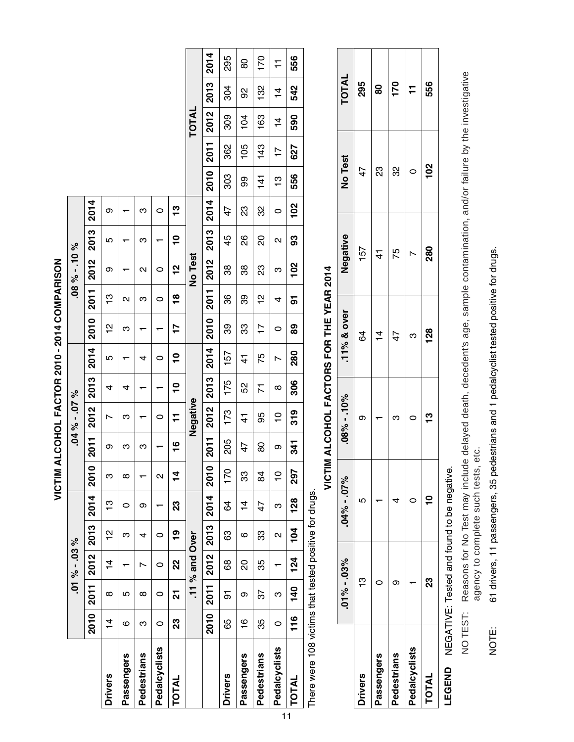# VICTIM ALCOHOL FACTOR 2010 - 2014 COMPARISON

| | .01 % - .03 % | | | | | .04 % - .07 % | | | | | .08 % - .10 % | | | | |
|---|---|---|---|---|---|---|---|---|---|---|---|---|---|---|---|
| | 2010 | 2011 | 2012 | 2013 | 2014 | 2010 | 2011 | 2012 | 2013 | 2014 | 2010 | 2011 | 2012 | 2013 | 2014 |
| **Drivers** | 14 | 8 | 14 | 12 | 13 | 3 | 9 | 7 | 4 | 5 | 12 | 13 | 9 | 5 | 9 |
| **Passengers** | 6 | 5 | 1 | 3 | 0 | 8 | 3 | 3 | 4 | 1 | 3 | 2 | 1 | 1 | 1 |
| **Pedestrians** | 3 | 8 | 7 | 4 | 9 | 1 | 3 | 1 | 1 | 4 | 1 | 3 | 2 | 3 | 3 |
| **Pedalcyclists** | 0 | 0 | 0 | 0 | 1 | 2 | 1 | 0 | 1 | 0 | 1 | 0 | 0 | 1 | 0 |
| **TOTAL** | **23** | **21** | **22** | **19** | **23** | **14** | **16** | **11** | **10** | **10** | **17** | **18** | **12** | **10** | **13** |

| | .11 % and Over | | | | | Negative | | | | | No Test | | | | | TOTAL | | | | |
|---|---|---|---|---|---|---|---|---|---|---|---|---|---|---|---|---|---|---|---|---|
| | 2010 | 2011 | 2012 | 2013 | 2014 | 2010 | 2011 | 2012 | 2013 | 2014 | 2010 | 2011 | 2012 | 2013 | 2014 | 2010 | 2011 | 2012 | 2013 | 2014 |
| **Drivers** | 65 | 91 | 68 | 63 | 64 | 170 | 205 | 173 | 175 | 157 | 39 | 36 | 38 | 45 | 47 | 303 | 362 | 309 | 304 | 295 |
| **Passengers** | 16 | 9 | 20 | 6 | 14 | 33 | 47 | 41 | 52 | 41 | 33 | 39 | 38 | 26 | 23 | 99 | 105 | 104 | 92 | 80 |
| **Pedestrians** | 35 | 37 | 35 | 33 | 47 | 84 | 80 | 95 | 71 | 75 | 17 | 12 | 23 | 20 | 32 | 141 | 143 | 163 | 132 | 170 |
| **Pedalcyclists** | 0 | 3 | 1 | 2 | 3 | 10 | 9 | 10 | 8 | 7 | 0 | 4 | 3 | 2 | 0 | 13 | 17 | 14 | 14 | 11 |
| **TOTAL** | **116** | **140** | **124** | **104** | **128** | **297** | **341** | **319** | **306** | **280** | **89** | **91** | **102** | **93** | **102** | **556** | **627** | **590** | **542** | **556** |

There were 108 victims that tested positive for drugs.

# VICTIM ALCOHOL FACTORS FOR THE YEAR 2014

| | .01% - .03% | .04% - .07% | .08% - .10% | .11% & over | Negative | No Test | TOTAL |
|---|---|---|---|---|---|---|---|
| **Drivers** | 13 | 5 | 9 | 64 | 157 | 47 | **295** |
| **Passengers** | 0 | 1 | 1 | 14 | 41 | 23 | **80** |
| **Pedestrians** | 9 | 4 | 3 | 47 | 75 | 32 | **170** |
| **Pedalcyclists** | 1 | 0 | 0 | 3 | 7 | 0 | **11** |
| **TOTAL** | **23** | **10** | **13** | **128** | **280** | **102** | **556** |

**LEGEND** NEGATIVE: Tested and found to be negative.

NO TEST: Reasons for No Test may include delayed death, decedent's age, sample contamination, and/or failure by the investigative agency to complete such tests, etc.

NOTE: 61 drivers, 11 passengers, 35 pedestrians and 1 pedalcyclist tested positive for drugs.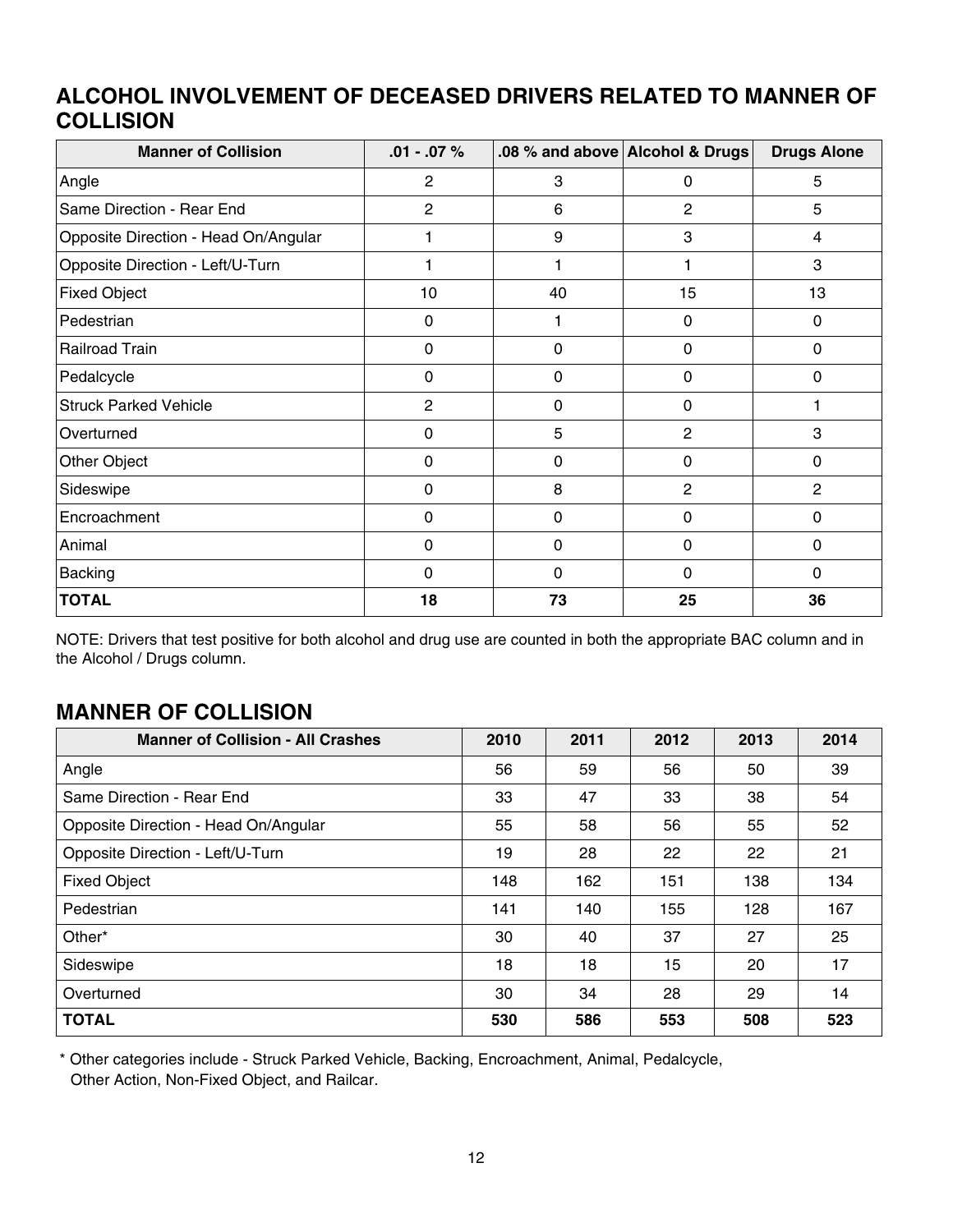## ALCOHOL INVOLVEMENT OF DECEASED DRIVERS RELATED TO MANNER OF COLLISION

| Manner of Collision | .01 - .07 % | .08 % and above | Alcohol & Drugs | Drugs Alone |
|---|---|---|---|---|
| Angle | 2 | 3 | 0 | 5 |
| Same Direction - Rear End | 2 | 6 | 2 | 5 |
| Opposite Direction - Head On/Angular | 1 | 9 | 3 | 4 |
| Opposite Direction - Left/U-Turn | 1 | 1 | 1 | 3 |
| Fixed Object | 10 | 40 | 15 | 13 |
| Pedestrian | 0 | 1 | 0 | 0 |
| Railroad Train | 0 | 0 | 0 | 0 |
| Pedalcycle | 0 | 0 | 0 | 0 |
| Struck Parked Vehicle | 2 | 0 | 0 | 1 |
| Overturned | 0 | 5 | 2 | 3 |
| Other Object | 0 | 0 | 0 | 0 |
| Sideswipe | 0 | 8 | 2 | 2 |
| Encroachment | 0 | 0 | 0 | 0 |
| Animal | 0 | 0 | 0 | 0 |
| Backing | 0 | 0 | 0 | 0 |
| **TOTAL** | **18** | **73** | **25** | **36** |

NOTE: Drivers that test positive for both alcohol and drug use are counted in both the appropriate BAC column and in the Alcohol / Drugs column.

## MANNER OF COLLISION

| Manner of Collision - All Crashes | 2010 | 2011 | 2012 | 2013 | 2014 |
|---|---|---|---|---|---|
| Angle | 56 | 59 | 56 | 50 | 39 |
| Same Direction - Rear End | 33 | 47 | 33 | 38 | 54 |
| Opposite Direction - Head On/Angular | 55 | 58 | 56 | 55 | 52 |
| Opposite Direction - Left/U-Turn | 19 | 28 | 22 | 22 | 21 |
| Fixed Object | 148 | 162 | 151 | 138 | 134 |
| Pedestrian | 141 | 140 | 155 | 128 | 167 |
| Other* | 30 | 40 | 37 | 27 | 25 |
| Sideswipe | 18 | 18 | 15 | 20 | 17 |
| Overturned | 30 | 34 | 28 | 29 | 14 |
| **TOTAL** | **530** | **586** | **553** | **508** | **523** |

\* Other categories include - Struck Parked Vehicle, Backing, Encroachment, Animal, Pedalcycle, Other Action, Non-Fixed Object, and Railcar.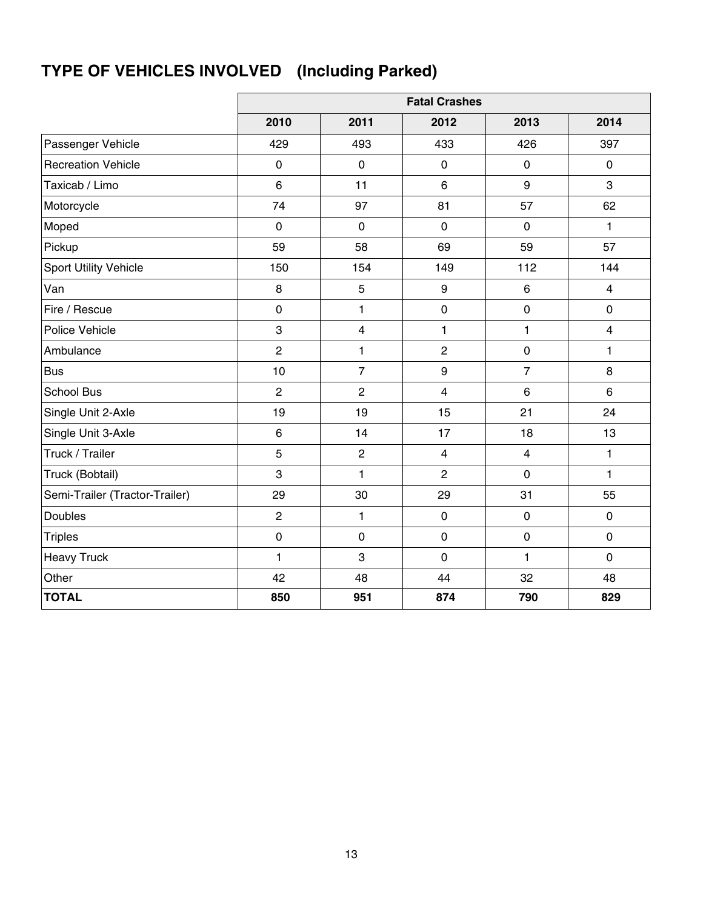## TYPE OF VEHICLES INVOLVED (Including Parked)

| | Fatal Crashes | | | | |
|---|---|---|---|---|---|
| | 2010 | 2011 | 2012 | 2013 | 2014 |
| Passenger Vehicle | 429 | 493 | 433 | 426 | 397 |
| Recreation Vehicle | 0 | 0 | 0 | 0 | 0 |
| Taxicab / Limo | 6 | 11 | 6 | 9 | 3 |
| Motorcycle | 74 | 97 | 81 | 57 | 62 |
| Moped | 0 | 0 | 0 | 0 | 1 |
| Pickup | 59 | 58 | 69 | 59 | 57 |
| Sport Utility Vehicle | 150 | 154 | 149 | 112 | 144 |
| Van | 8 | 5 | 9 | 6 | 4 |
| Fire / Rescue | 0 | 1 | 0 | 0 | 0 |
| Police Vehicle | 3 | 4 | 1 | 1 | 4 |
| Ambulance | 2 | 1 | 2 | 0 | 1 |
| Bus | 10 | 7 | 9 | 7 | 8 |
| School Bus | 2 | 2 | 4 | 6 | 6 |
| Single Unit 2-Axle | 19 | 19 | 15 | 21 | 24 |
| Single Unit 3-Axle | 6 | 14 | 17 | 18 | 13 |
| Truck / Trailer | 5 | 2 | 4 | 4 | 1 |
| Truck (Bobtail) | 3 | 1 | 2 | 0 | 1 |
| Semi-Trailer (Tractor-Trailer) | 29 | 30 | 29 | 31 | 55 |
| Doubles | 2 | 1 | 0 | 0 | 0 |
| Triples | 0 | 0 | 0 | 0 | 0 |
| Heavy Truck | 1 | 3 | 0 | 1 | 0 |
| Other | 42 | 48 | 44 | 32 | 48 |
| **TOTAL** | **850** | **951** | **874** | **790** | **829** |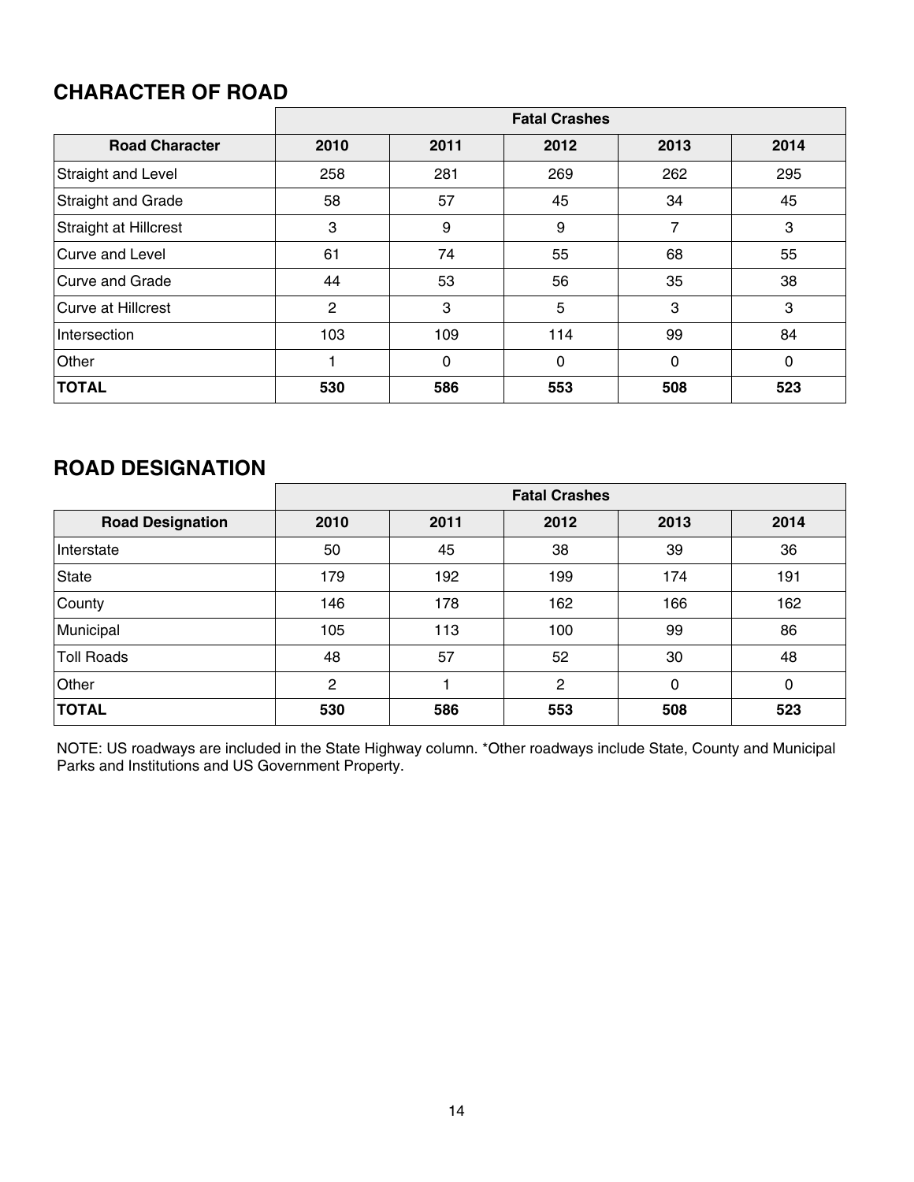## CHARACTER OF ROAD

| | Fatal Crashes | | | | |
|---|---|---|---|---|---|
| **Road Character** | **2010** | **2011** | **2012** | **2013** | **2014** |
| Straight and Level | 258 | 281 | 269 | 262 | 295 |
| Straight and Grade | 58 | 57 | 45 | 34 | 45 |
| Straight at Hillcrest | 3 | 9 | 9 | 7 | 3 |
| Curve and Level | 61 | 74 | 55 | 68 | 55 |
| Curve and Grade | 44 | 53 | 56 | 35 | 38 |
| Curve at Hillcrest | 2 | 3 | 5 | 3 | 3 |
| Intersection | 103 | 109 | 114 | 99 | 84 |
| Other | 1 | 0 | 0 | 0 | 0 |
| **TOTAL** | **530** | **586** | **553** | **508** | **523** |

## ROAD DESIGNATION

| | Fatal Crashes | | | | |
|---|---|---|---|---|---|
| **Road Designation** | **2010** | **2011** | **2012** | **2013** | **2014** |
| Interstate | 50 | 45 | 38 | 39 | 36 |
| State | 179 | 192 | 199 | 174 | 191 |
| County | 146 | 178 | 162 | 166 | 162 |
| Municipal | 105 | 113 | 100 | 99 | 86 |
| Toll Roads | 48 | 57 | 52 | 30 | 48 |
| Other | 2 | 1 | 2 | 0 | 0 |
| **TOTAL** | **530** | **586** | **553** | **508** | **523** |

NOTE: US roadways are included in the State Highway column. *Other roadways include State, County and Municipal Parks and Institutions and US Government Property.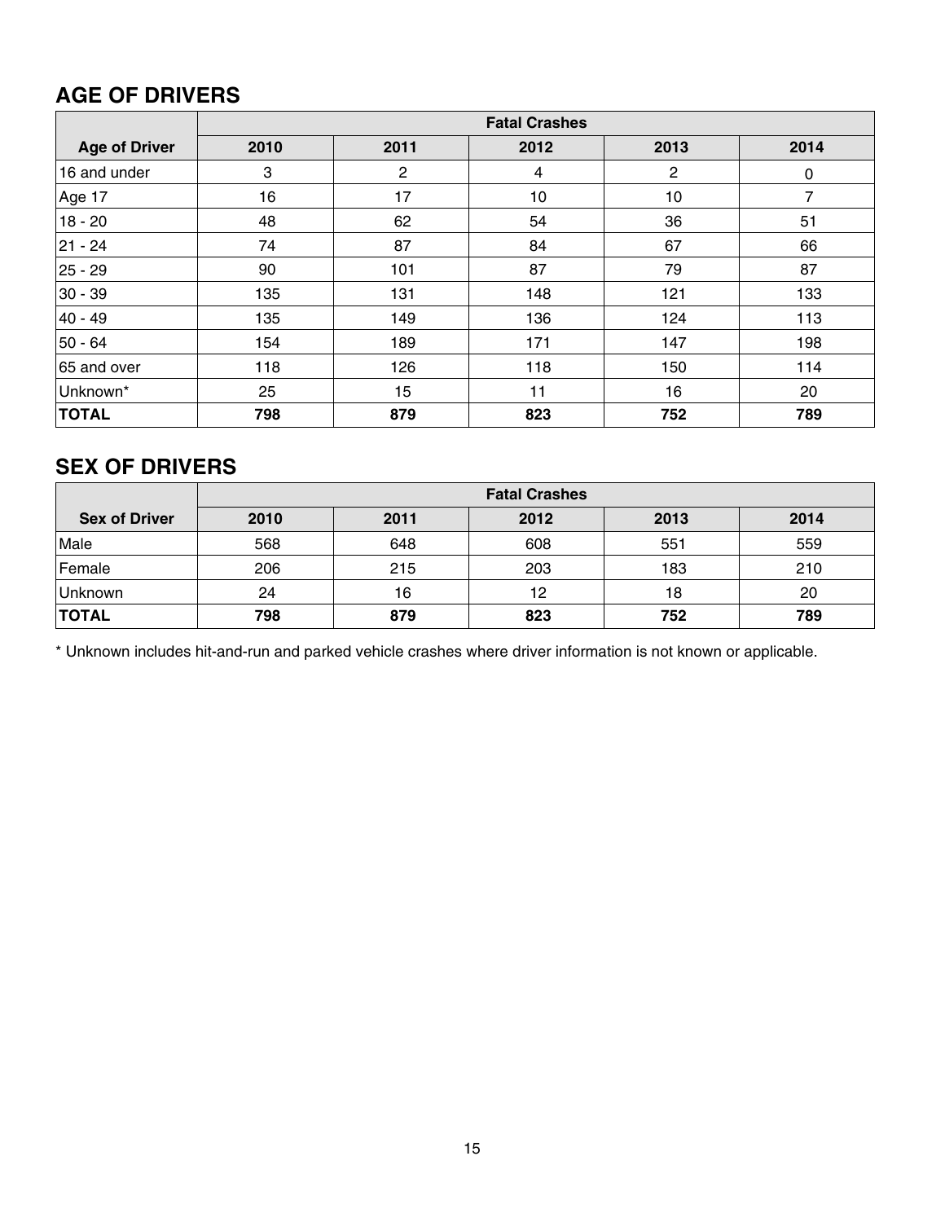## AGE OF DRIVERS

| | Fatal Crashes | | | | |
|---|---|---|---|---|---|
| **Age of Driver** | **2010** | **2011** | **2012** | **2013** | **2014** |
| 16 and under | 3 | 2 | 4 | 2 | 0 |
| Age 17 | 16 | 17 | 10 | 10 | 7 |
| 18 - 20 | 48 | 62 | 54 | 36 | 51 |
| 21 - 24 | 74 | 87 | 84 | 67 | 66 |
| 25 - 29 | 90 | 101 | 87 | 79 | 87 |
| 30 - 39 | 135 | 131 | 148 | 121 | 133 |
| 40 - 49 | 135 | 149 | 136 | 124 | 113 |
| 50 - 64 | 154 | 189 | 171 | 147 | 198 |
| 65 and over | 118 | 126 | 118 | 150 | 114 |
| Unknown* | 25 | 15 | 11 | 16 | 20 |
| **TOTAL** | **798** | **879** | **823** | **752** | **789** |

## SEX OF DRIVERS

| | Fatal Crashes | | | | |
|---|---|---|---|---|---|
| **Sex of Driver** | **2010** | **2011** | **2012** | **2013** | **2014** |
| Male | 568 | 648 | 608 | 551 | 559 |
| Female | 206 | 215 | 203 | 183 | 210 |
| Unknown | 24 | 16 | 12 | 18 | 20 |
| **TOTAL** | **798** | **879** | **823** | **752** | **789** |

* Unknown includes hit-and-run and parked vehicle crashes where driver information is not known or applicable.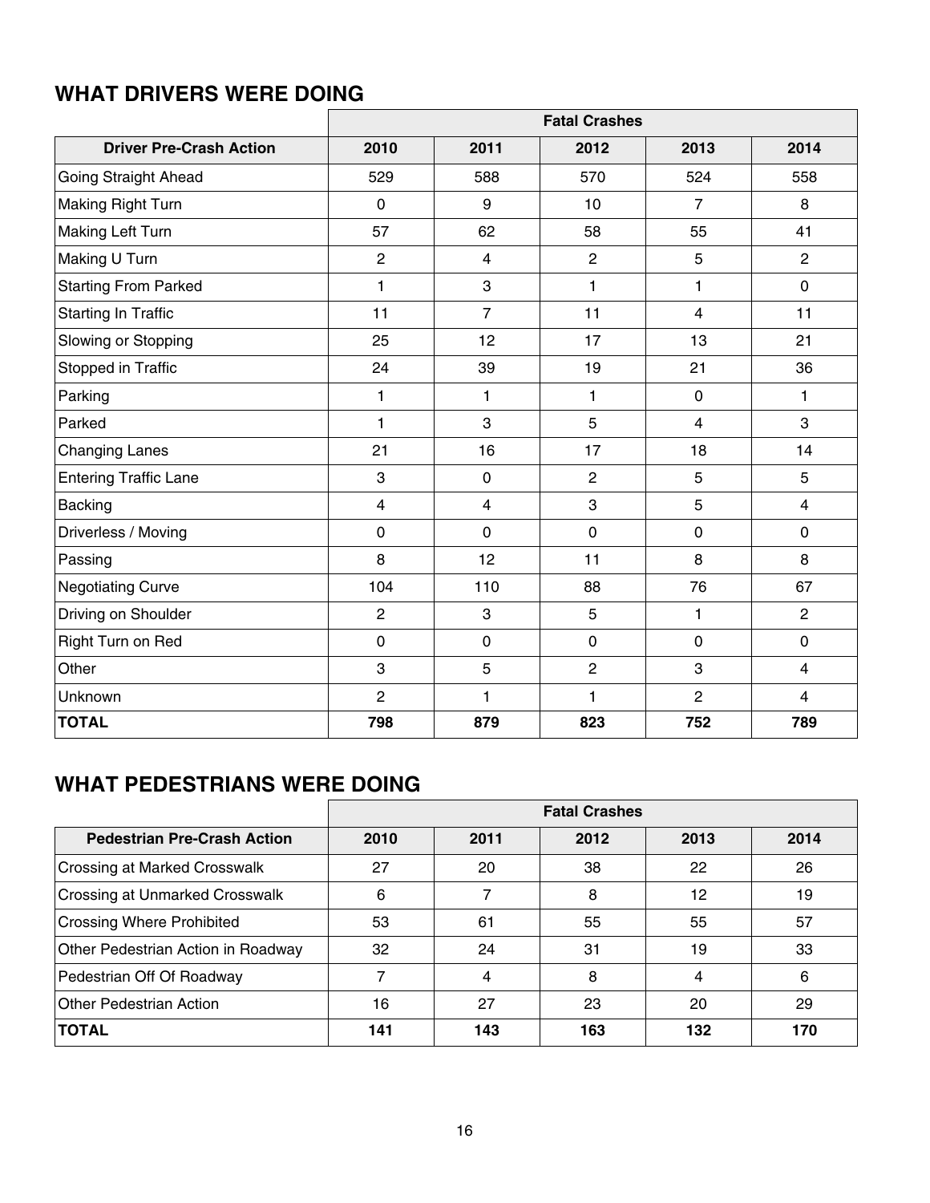## WHAT DRIVERS WERE DOING

| | Fatal Crashes | | | | |
|---|---|---|---|---|---|
| **Driver Pre-Crash Action** | **2010** | **2011** | **2012** | **2013** | **2014** |
| Going Straight Ahead | 529 | 588 | 570 | 524 | 558 |
| Making Right Turn | 0 | 9 | 10 | 7 | 8 |
| Making Left Turn | 57 | 62 | 58 | 55 | 41 |
| Making U Turn | 2 | 4 | 2 | 5 | 2 |
| Starting From Parked | 1 | 3 | 1 | 1 | 0 |
| Starting In Traffic | 11 | 7 | 11 | 4 | 11 |
| Slowing or Stopping | 25 | 12 | 17 | 13 | 21 |
| Stopped in Traffic | 24 | 39 | 19 | 21 | 36 |
| Parking | 1 | 1 | 1 | 0 | 1 |
| Parked | 1 | 3 | 5 | 4 | 3 |
| Changing Lanes | 21 | 16 | 17 | 18 | 14 |
| Entering Traffic Lane | 3 | 0 | 2 | 5 | 5 |
| Backing | 4 | 4 | 3 | 5 | 4 |
| Driverless / Moving | 0 | 0 | 0 | 0 | 0 |
| Passing | 8 | 12 | 11 | 8 | 8 |
| Negotiating Curve | 104 | 110 | 88 | 76 | 67 |
| Driving on Shoulder | 2 | 3 | 5 | 1 | 2 |
| Right Turn on Red | 0 | 0 | 0 | 0 | 0 |
| Other | 3 | 5 | 2 | 3 | 4 |
| Unknown | 2 | 1 | 1 | 2 | 4 |
| **TOTAL** | **798** | **879** | **823** | **752** | **789** |

## WHAT PEDESTRIANS WERE DOING

| | Fatal Crashes | | | | |
|---|---|---|---|---|---|
| **Pedestrian Pre-Crash Action** | **2010** | **2011** | **2012** | **2013** | **2014** |
| Crossing at Marked Crosswalk | 27 | 20 | 38 | 22 | 26 |
| Crossing at Unmarked Crosswalk | 6 | 7 | 8 | 12 | 19 |
| Crossing Where Prohibited | 53 | 61 | 55 | 55 | 57 |
| Other Pedestrian Action in Roadway | 32 | 24 | 31 | 19 | 33 |
| Pedestrian Off Of Roadway | 7 | 4 | 8 | 4 | 6 |
| Other Pedestrian Action | 16 | 27 | 23 | 20 | 29 |
| **TOTAL** | **141** | **143** | **163** | **132** | **170** |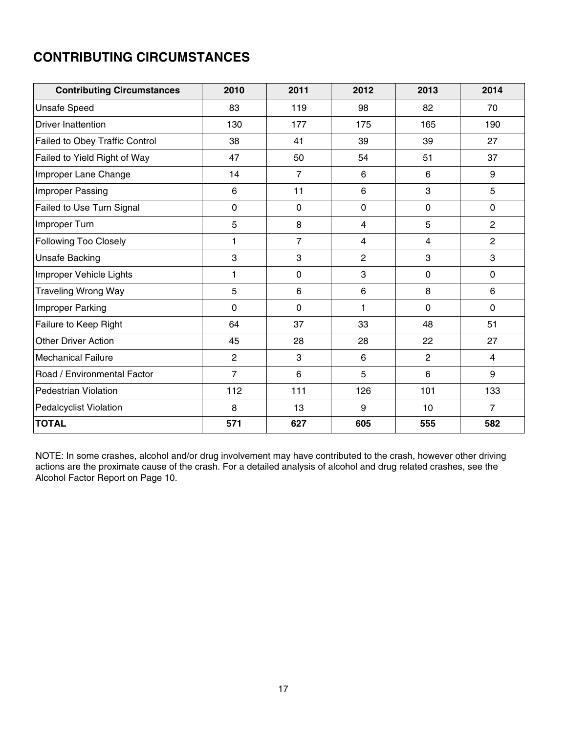## CONTRIBUTING CIRCUMSTANCES

| Contributing Circumstances | 2010 | 2011 | 2012 | 2013 | 2014 |
|---|---|---|---|---|---|
| Unsafe Speed | 83 | 119 | 98 | 82 | 70 |
| Driver Inattention | 130 | 177 | 175 | 165 | 190 |
| Failed to Obey Traffic Control | 38 | 41 | 39 | 39 | 27 |
| Failed to Yield Right of Way | 47 | 50 | 54 | 51 | 37 |
| Improper Lane Change | 14 | 7 | 6 | 6 | 9 |
| Improper Passing | 6 | 11 | 6 | 3 | 5 |
| Failed to Use Turn Signal | 0 | 0 | 0 | 0 | 0 |
| Improper Turn | 5 | 8 | 4 | 5 | 2 |
| Following Too Closely | 1 | 7 | 4 | 4 | 2 |
| Unsafe Backing | 3 | 3 | 2 | 3 | 3 |
| Improper Vehicle Lights | 1 | 0 | 3 | 0 | 0 |
| Traveling Wrong Way | 5 | 6 | 6 | 8 | 6 |
| Improper Parking | 0 | 0 | 1 | 0 | 0 |
| Failure to Keep Right | 64 | 37 | 33 | 48 | 51 |
| Other Driver Action | 45 | 28 | 28 | 22 | 27 |
| Mechanical Failure | 2 | 3 | 6 | 2 | 4 |
| Road / Environmental Factor | 7 | 6 | 5 | 6 | 9 |
| Pedestrian Violation | 112 | 111 | 126 | 101 | 133 |
| Pedalcyclist Violation | 8 | 13 | 9 | 10 | 7 |
| **TOTAL** | **571** | **627** | **605** | **555** | **582** |

NOTE: In some crashes, alcohol and/or drug involvement may have contributed to the crash, however other driving actions are the proximate cause of the crash. For a detailed analysis of alcohol and drug related crashes, see the Alcohol Factor Report on Page 10.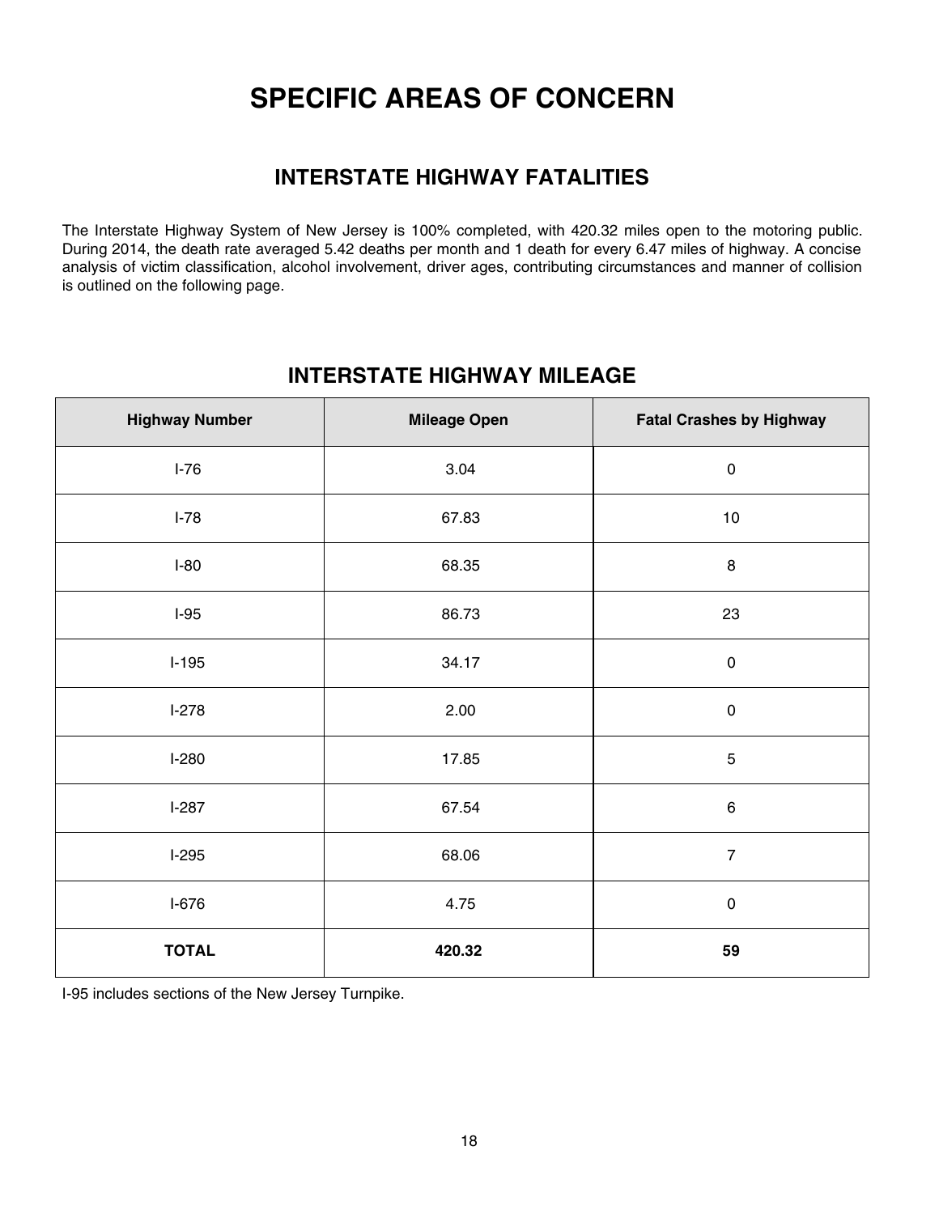# SPECIFIC AREAS OF CONCERN

## INTERSTATE HIGHWAY FATALITIES

The Interstate Highway System of New Jersey is 100% completed, with 420.32 miles open to the motoring public. During 2014, the death rate averaged 5.42 deaths per month and 1 death for every 6.47 miles of highway. A concise analysis of victim classification, alcohol involvement, driver ages, contributing circumstances and manner of collision is outlined on the following page.

## INTERSTATE HIGHWAY MILEAGE

| Highway Number | Mileage Open | Fatal Crashes by Highway |
|---|---|---|
| I-76 | 3.04 | 0 |
| I-78 | 67.83 | 10 |
| I-80 | 68.35 | 8 |
| I-95 | 86.73 | 23 |
| I-195 | 34.17 | 0 |
| I-278 | 2.00 | 0 |
| I-280 | 17.85 | 5 |
| I-287 | 67.54 | 6 |
| I-295 | 68.06 | 7 |
| I-676 | 4.75 | 0 |
| **TOTAL** | **420.32** | **59** |

I-95 includes sections of the New Jersey Turnpike.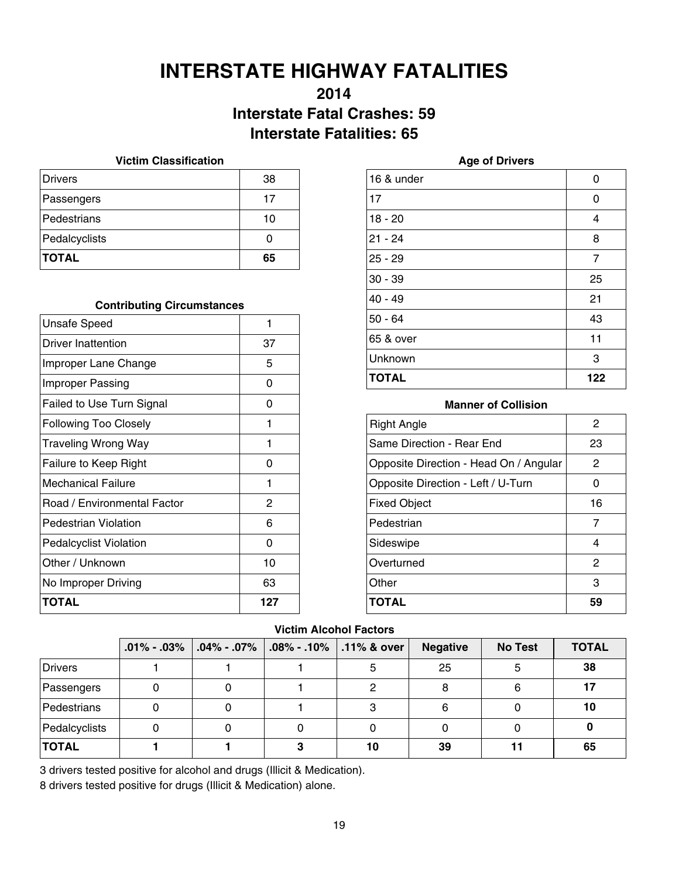# INTERSTATE HIGHWAY FATALITIES

## 2014

## Interstate Fatal Crashes: 59

## Interstate Fatalities: 65

### Victim Classification

| | |
|---|---|
| Drivers | 38 |
| Passengers | 17 |
| Pedestrians | 10 |
| Pedalcyclists | 0 |
| **TOTAL** | **65** |

### Contributing Circumstances

| | |
|---|---|
| Unsafe Speed | 1 |
| Driver Inattention | 37 |
| Improper Lane Change | 5 |
| Improper Passing | 0 |
| Failed to Use Turn Signal | 0 |
| Following Too Closely | 1 |
| Traveling Wrong Way | 1 |
| Failure to Keep Right | 0 |
| Mechanical Failure | 1 |
| Road / Environmental Factor | 2 |
| Pedestrian Violation | 6 |
| Pedalcyclist Violation | 0 |
| Other / Unknown | 10 |
| No Improper Driving | 63 |
| **TOTAL** | **127** |

### Age of Drivers

| | |
|---|---|
| 16 & under | 0 |
| 17 | 0 |
| 18 - 20 | 4 |
| 21 - 24 | 8 |
| 25 - 29 | 7 |
| 30 - 39 | 25 |
| 40 - 49 | 21 |
| 50 - 64 | 43 |
| 65 & over | 11 |
| Unknown | 3 |
| **TOTAL** | **122** |

### Manner of Collision

| | |
|---|---|
| Right Angle | 2 |
| Same Direction - Rear End | 23 |
| Opposite Direction - Head On / Angular | 2 |
| Opposite Direction - Left / U-Turn | 0 |
| Fixed Object | 16 |
| Pedestrian | 7 |
| Sideswipe | 4 |
| Overturned | 2 |
| Other | 3 |
| **TOTAL** | **59** |

### Victim Alcohol Factors

| | .01% - .03% | .04% - .07% | .08% - .10% | .11% & over | Negative | No Test | TOTAL |
|---|---|---|---|---|---|---|---|
| Drivers | 1 | 1 | 1 | 5 | 25 | 5 | **38** |
| Passengers | 0 | 0 | 1 | 2 | 8 | 6 | **17** |
| Pedestrians | 0 | 0 | 1 | 3 | 6 | 0 | **10** |
| Pedalcyclists | 0 | 0 | 0 | 0 | 0 | 0 | **0** |
| **TOTAL** | **1** | **1** | **3** | **10** | **39** | **11** | **65** |

3 drivers tested positive for alcohol and drugs (Illicit & Medication).

8 drivers tested positive for drugs (Illicit & Medication) alone.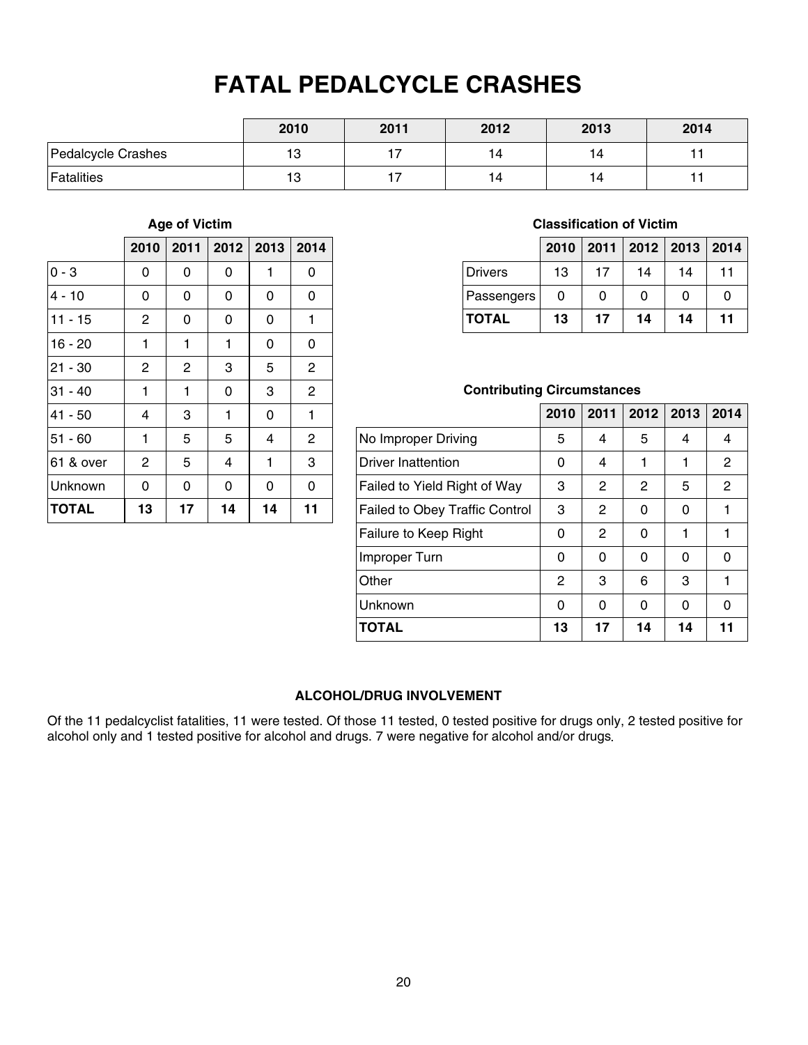# FATAL PEDALCYCLE CRASHES

| | 2010 | 2011 | 2012 | 2013 | 2014 |
|---|---|---|---|---|---|
| Pedalcycle Crashes | 13 | 17 | 14 | 14 | 11 |
| Fatalities | 13 | 17 | 14 | 14 | 11 |

### Age of Victim

| | 2010 | 2011 | 2012 | 2013 | 2014 |
|---|---|---|---|---|---|
| 0 - 3 | 0 | 0 | 0 | 1 | 0 |
| 4 - 10 | 0 | 0 | 0 | 0 | 0 |
| 11 - 15 | 2 | 0 | 0 | 0 | 1 |
| 16 - 20 | 1 | 1 | 1 | 0 | 0 |
| 21 - 30 | 2 | 2 | 3 | 5 | 2 |
| 31 - 40 | 1 | 1 | 0 | 3 | 2 |
| 41 - 50 | 4 | 3 | 1 | 0 | 1 |
| 51 - 60 | 1 | 5 | 5 | 4 | 2 |
| 61 & over | 2 | 5 | 4 | 1 | 3 |
| Unknown | 0 | 0 | 0 | 0 | 0 |
| **TOTAL** | **13** | **17** | **14** | **14** | **11** |

### Classification of Victim

| | 2010 | 2011 | 2012 | 2013 | 2014 |
|---|---|---|---|---|---|
| Drivers | 13 | 17 | 14 | 14 | 11 |
| Passengers | 0 | 0 | 0 | 0 | 0 |
| **TOTAL** | **13** | **17** | **14** | **14** | **11** |

### Contributing Circumstances

| | 2010 | 2011 | 2012 | 2013 | 2014 |
|---|---|---|---|---|---|
| No Improper Driving | 5 | 4 | 5 | 4 | 4 |
| Driver Inattention | 0 | 4 | 1 | 1 | 2 |
| Failed to Yield Right of Way | 3 | 2 | 2 | 5 | 2 |
| Failed to Obey Traffic Control | 3 | 2 | 0 | 0 | 1 |
| Failure to Keep Right | 0 | 2 | 0 | 1 | 1 |
| Improper Turn | 0 | 0 | 0 | 0 | 0 |
| Other | 2 | 3 | 6 | 3 | 1 |
| Unknown | 0 | 0 | 0 | 0 | 0 |
| **TOTAL** | **13** | **17** | **14** | **14** | **11** |

### ALCOHOL/DRUG INVOLVEMENT

Of the 11 pedalcyclist fatalities, 11 were tested. Of those 11 tested, 0 tested positive for drugs only, 2 tested positive for alcohol only and 1 tested positive for alcohol and drugs. 7 were negative for alcohol and/or drugs.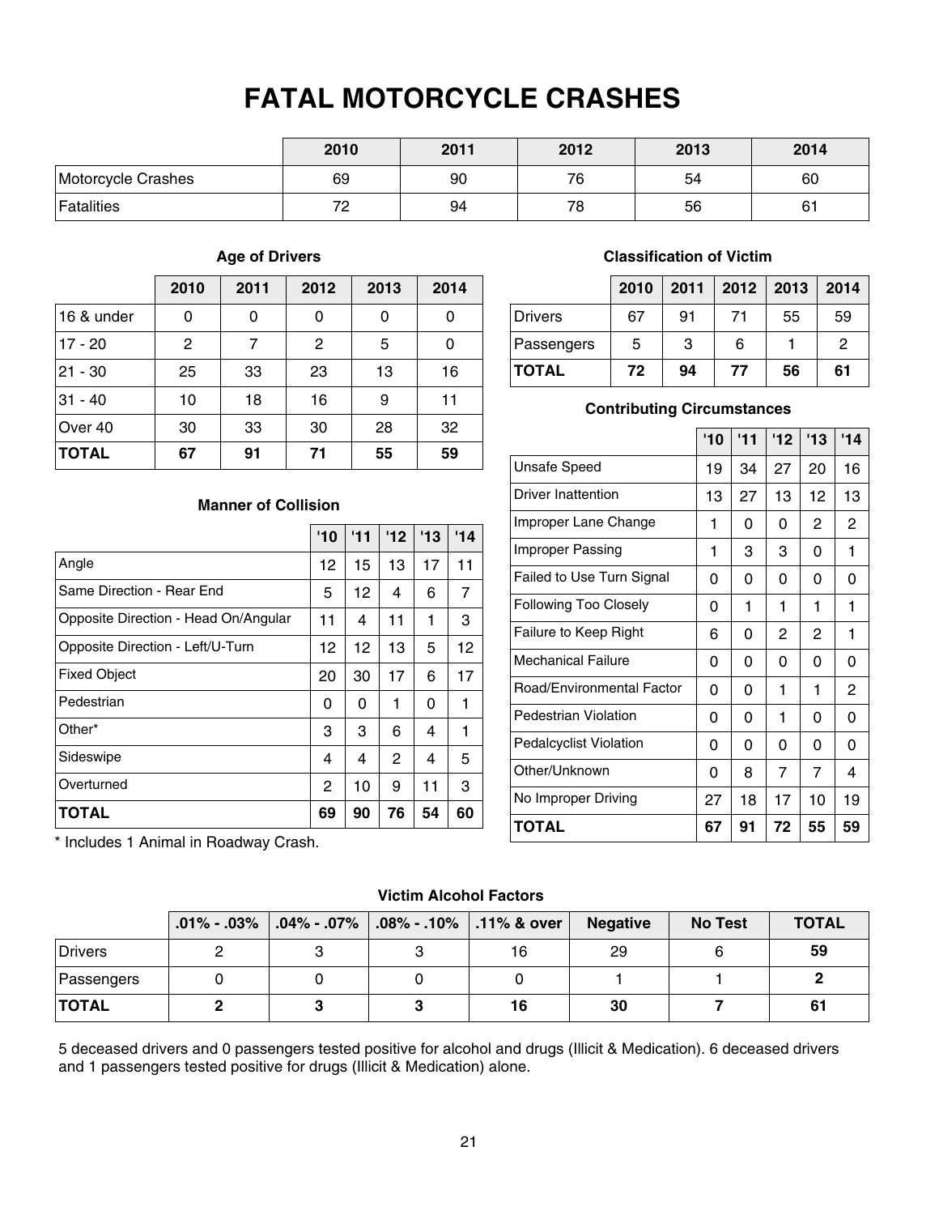# FATAL MOTORCYCLE CRASHES

| | 2010 | 2011 | 2012 | 2013 | 2014 |
|---|---|---|---|---|---|
| Motorcycle Crashes | 69 | 90 | 76 | 54 | 60 |
| Fatalities | 72 | 94 | 78 | 56 | 61 |

### Age of Drivers

| | 2010 | 2011 | 2012 | 2013 | 2014 |
|---|---|---|---|---|---|
| 16 & under | 0 | 0 | 0 | 0 | 0 |
| 17 - 20 | 2 | 7 | 2 | 5 | 0 |
| 21 - 30 | 25 | 33 | 23 | 13 | 16 |
| 31 - 40 | 10 | 18 | 16 | 9 | 11 |
| Over 40 | 30 | 33 | 30 | 28 | 32 |
| **TOTAL** | **67** | **91** | **71** | **55** | **59** |

### Classification of Victim

| | 2010 | 2011 | 2012 | 2013 | 2014 |
|---|---|---|---|---|---|
| Drivers | 67 | 91 | 71 | 55 | 59 |
| Passengers | 5 | 3 | 6 | 1 | 2 |
| **TOTAL** | **72** | **94** | **77** | **56** | **61** |

### Manner of Collision

| | '10 | '11 | '12 | '13 | '14 |
|---|---|---|---|---|---|
| Angle | 12 | 15 | 13 | 17 | 11 |
| Same Direction - Rear End | 5 | 12 | 4 | 6 | 7 |
| Opposite Direction - Head On/Angular | 11 | 4 | 11 | 1 | 3 |
| Opposite Direction - Left/U-Turn | 12 | 12 | 13 | 5 | 12 |
| Fixed Object | 20 | 30 | 17 | 6 | 17 |
| Pedestrian | 0 | 0 | 1 | 0 | 1 |
| Other* | 3 | 3 | 6 | 4 | 1 |
| Sideswipe | 4 | 4 | 2 | 4 | 5 |
| Overturned | 2 | 10 | 9 | 11 | 3 |
| **TOTAL** | **69** | **90** | **76** | **54** | **60** |

* Includes 1 Animal in Roadway Crash.

### Contributing Circumstances

| | '10 | '11 | '12 | '13 | '14 |
|---|---|---|---|---|---|
| Unsafe Speed | 19 | 34 | 27 | 20 | 16 |
| Driver Inattention | 13 | 27 | 13 | 12 | 13 |
| Improper Lane Change | 1 | 0 | 0 | 2 | 2 |
| Improper Passing | 1 | 3 | 3 | 0 | 1 |
| Failed to Use Turn Signal | 0 | 0 | 0 | 0 | 0 |
| Following Too Closely | 0 | 1 | 1 | 1 | 1 |
| Failure to Keep Right | 6 | 0 | 2 | 2 | 1 |
| Mechanical Failure | 0 | 0 | 0 | 0 | 0 |
| Road/Environmental Factor | 0 | 0 | 1 | 1 | 2 |
| Pedestrian Violation | 0 | 0 | 1 | 0 | 0 |
| Pedalcyclist Violation | 0 | 0 | 0 | 0 | 0 |
| Other/Unknown | 0 | 8 | 7 | 7 | 4 |
| No Improper Driving | 27 | 18 | 17 | 10 | 19 |
| **TOTAL** | **67** | **91** | **72** | **55** | **59** |

### Victim Alcohol Factors

| | .01% - .03% | .04% - .07% | .08% - .10% | .11% & over | Negative | No Test | TOTAL |
|---|---|---|---|---|---|---|---|
| Drivers | 2 | 3 | 3 | 16 | 29 | 6 | **59** |
| Passengers | 0 | 0 | 0 | 0 | 1 | 1 | **2** |
| **TOTAL** | **2** | **3** | **3** | **16** | **30** | **7** | **61** |

5 deceased drivers and 0 passengers tested positive for alcohol and drugs (Illicit & Medication). 6 deceased drivers and 1 passengers tested positive for drugs (Illicit & Medication) alone.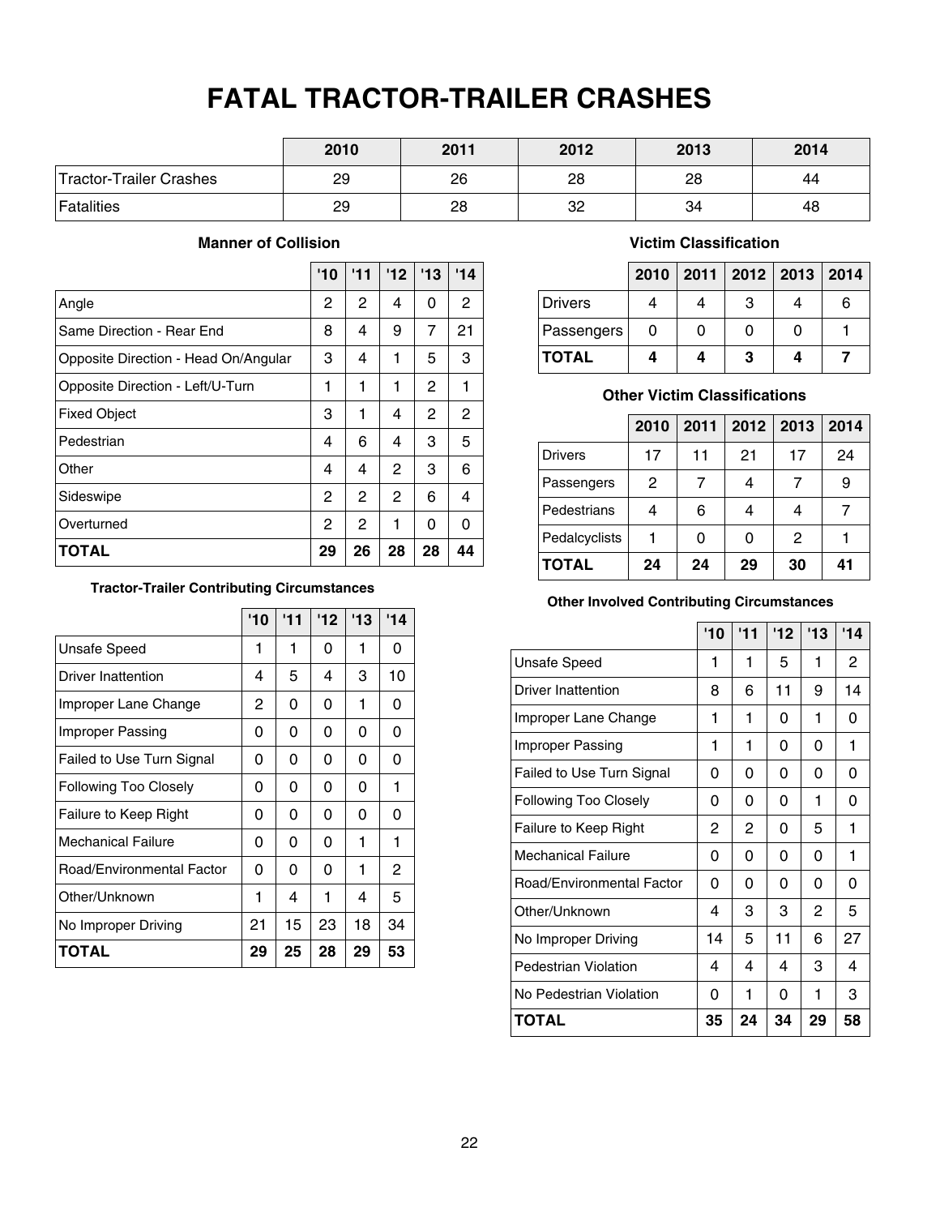# FATAL TRACTOR-TRAILER CRASHES

| | 2010 | 2011 | 2012 | 2013 | 2014 |
|---|---|---|---|---|---|
| Tractor-Trailer Crashes | 29 | 26 | 28 | 28 | 44 |
| Fatalities | 29 | 28 | 32 | 34 | 48 |

### Manner of Collision

| | '10 | '11 | '12 | '13 | '14 |
|---|---|---|---|---|---|
| Angle | 2 | 2 | 4 | 0 | 2 |
| Same Direction - Rear End | 8 | 4 | 9 | 7 | 21 |
| Opposite Direction - Head On/Angular | 3 | 4 | 1 | 5 | 3 |
| Opposite Direction - Left/U-Turn | 1 | 1 | 1 | 2 | 1 |
| Fixed Object | 3 | 1 | 4 | 2 | 2 |
| Pedestrian | 4 | 6 | 4 | 3 | 5 |
| Other | 4 | 4 | 2 | 3 | 6 |
| Sideswipe | 2 | 2 | 2 | 6 | 4 |
| Overturned | 2 | 2 | 1 | 0 | 0 |
| **TOTAL** | **29** | **26** | **28** | **28** | **44** |

### Victim Classification

| | 2010 | 2011 | 2012 | 2013 | 2014 |
|---|---|---|---|---|---|
| Drivers | 4 | 4 | 3 | 4 | 6 |
| Passengers | 0 | 0 | 0 | 0 | 1 |
| **TOTAL** | **4** | **4** | **3** | **4** | **7** |

### Other Victim Classifications

| | 2010 | 2011 | 2012 | 2013 | 2014 |
|---|---|---|---|---|---|
| Drivers | 17 | 11 | 21 | 17 | 24 |
| Passengers | 2 | 7 | 4 | 7 | 9 |
| Pedestrians | 4 | 6 | 4 | 4 | 7 |
| Pedalcyclists | 1 | 0 | 0 | 2 | 1 |
| **TOTAL** | **24** | **24** | **29** | **30** | **41** |

### Tractor-Trailer Contributing Circumstances

| | '10 | '11 | '12 | '13 | '14 |
|---|---|---|---|---|---|
| Unsafe Speed | 1 | 1 | 0 | 1 | 0 |
| Driver Inattention | 4 | 5 | 4 | 3 | 10 |
| Improper Lane Change | 2 | 0 | 0 | 1 | 0 |
| Improper Passing | 0 | 0 | 0 | 0 | 0 |
| Failed to Use Turn Signal | 0 | 0 | 0 | 0 | 0 |
| Following Too Closely | 0 | 0 | 0 | 0 | 1 |
| Failure to Keep Right | 0 | 0 | 0 | 0 | 0 |
| Mechanical Failure | 0 | 0 | 0 | 1 | 1 |
| Road/Environmental Factor | 0 | 0 | 0 | 1 | 2 |
| Other/Unknown | 1 | 4 | 1 | 4 | 5 |
| No Improper Driving | 21 | 15 | 23 | 18 | 34 |
| **TOTAL** | **29** | **25** | **28** | **29** | **53** |

### Other Involved Contributing Circumstances

| | '10 | '11 | '12 | '13 | '14 |
|---|---|---|---|---|---|
| Unsafe Speed | 1 | 1 | 5 | 1 | 2 |
| Driver Inattention | 8 | 6 | 11 | 9 | 14 |
| Improper Lane Change | 1 | 1 | 0 | 1 | 0 |
| Improper Passing | 1 | 1 | 0 | 0 | 1 |
| Failed to Use Turn Signal | 0 | 0 | 0 | 0 | 0 |
| Following Too Closely | 0 | 0 | 0 | 1 | 0 |
| Failure to Keep Right | 2 | 2 | 0 | 5 | 1 |
| Mechanical Failure | 0 | 0 | 0 | 0 | 1 |
| Road/Environmental Factor | 0 | 0 | 0 | 0 | 0 |
| Other/Unknown | 4 | 3 | 3 | 2 | 5 |
| No Improper Driving | 14 | 5 | 11 | 6 | 27 |
| Pedestrian Violation | 4 | 4 | 4 | 3 | 4 |
| No Pedestrian Violation | 0 | 1 | 0 | 1 | 3 |
| **TOTAL** | **35** | **24** | **34** | **29** | **58** |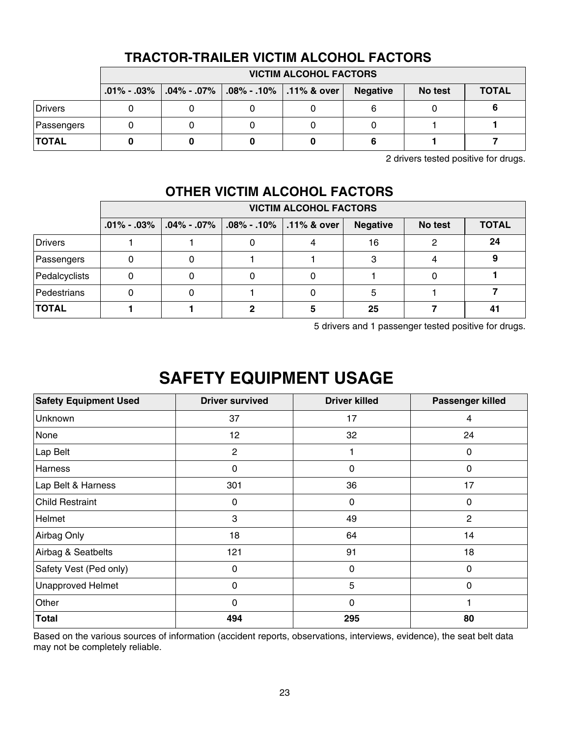## TRACTOR-TRAILER VICTIM ALCOHOL FACTORS

| | VICTIM ALCOHOL FACTORS | | | | | | |
|---|---|---|---|---|---|---|---|
| | .01% - .03% | .04% - .07% | .08% - .10% | .11% & over | Negative | No test | TOTAL |
| Drivers | 0 | 0 | 0 | 0 | 6 | 0 | **6** |
| Passengers | 0 | 0 | 0 | 0 | 0 | 1 | **1** |
| **TOTAL** | **0** | **0** | **0** | **0** | **6** | **1** | **7** |

2 drivers tested positive for drugs.

## OTHER VICTIM ALCOHOL FACTORS

| | VICTIM ALCOHOL FACTORS | | | | | | |
|---|---|---|---|---|---|---|---|
| | .01% - .03% | .04% - .07% | .08% - .10% | .11% & over | Negative | No test | TOTAL |
| Drivers | 1 | 1 | 0 | 4 | 16 | 2 | **24** |
| Passengers | 0 | 0 | 1 | 1 | 3 | 4 | **9** |
| Pedalcyclists | 0 | 0 | 0 | 0 | 1 | 0 | **1** |
| Pedestrians | 0 | 0 | 1 | 0 | 5 | 1 | **7** |
| **TOTAL** | **1** | **1** | **2** | **5** | **25** | **7** | **41** |

5 drivers and 1 passenger tested positive for drugs.

# SAFETY EQUIPMENT USAGE

| Safety Equipment Used | Driver survived | Driver killed | Passenger killed |
|---|---|---|---|
| Unknown | 37 | 17 | 4 |
| None | 12 | 32 | 24 |
| Lap Belt | 2 | 1 | 0 |
| Harness | 0 | 0 | 0 |
| Lap Belt & Harness | 301 | 36 | 17 |
| Child Restraint | 0 | 0 | 0 |
| Helmet | 3 | 49 | 2 |
| Airbag Only | 18 | 64 | 14 |
| Airbag & Seatbelts | 121 | 91 | 18 |
| Safety Vest (Ped only) | 0 | 0 | 0 |
| Unapproved Helmet | 0 | 5 | 0 |
| Other | 0 | 0 | 1 |
| **Total** | **494** | **295** | **80** |

Based on the various sources of information (accident reports, observations, interviews, evidence), the seat belt data may not be completely reliable.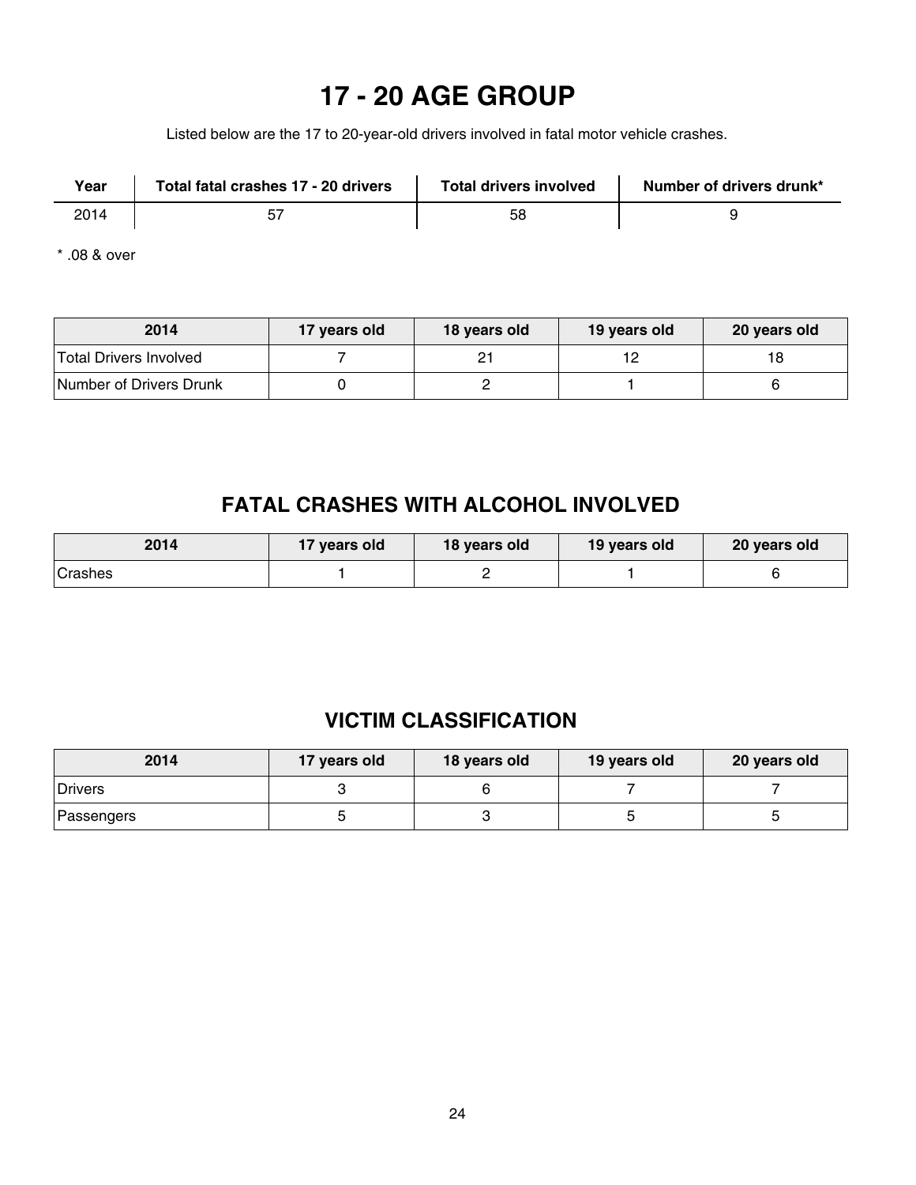# 17 - 20 AGE GROUP

Listed below are the 17 to 20-year-old drivers involved in fatal motor vehicle crashes.

| Year | Total fatal crashes 17 - 20 drivers | Total drivers involved | Number of drivers drunk* |
|---|---|---|---|
| 2014 | 57 | 58 | 9 |

* .08 & over

| 2014 | 17 years old | 18 years old | 19 years old | 20 years old |
|---|---|---|---|---|
| Total Drivers Involved | 7 | 21 | 12 | 18 |
| Number of Drivers Drunk | 0 | 2 | 1 | 6 |

## FATAL CRASHES WITH ALCOHOL INVOLVED

| 2014 | 17 years old | 18 years old | 19 years old | 20 years old |
|---|---|---|---|---|
| Crashes | 1 | 2 | 1 | 6 |

## VICTIM CLASSIFICATION

| 2014 | 17 years old | 18 years old | 19 years old | 20 years old |
|---|---|---|---|---|
| Drivers | 3 | 6 | 7 | 7 |
| Passengers | 5 | 3 | 5 | 5 |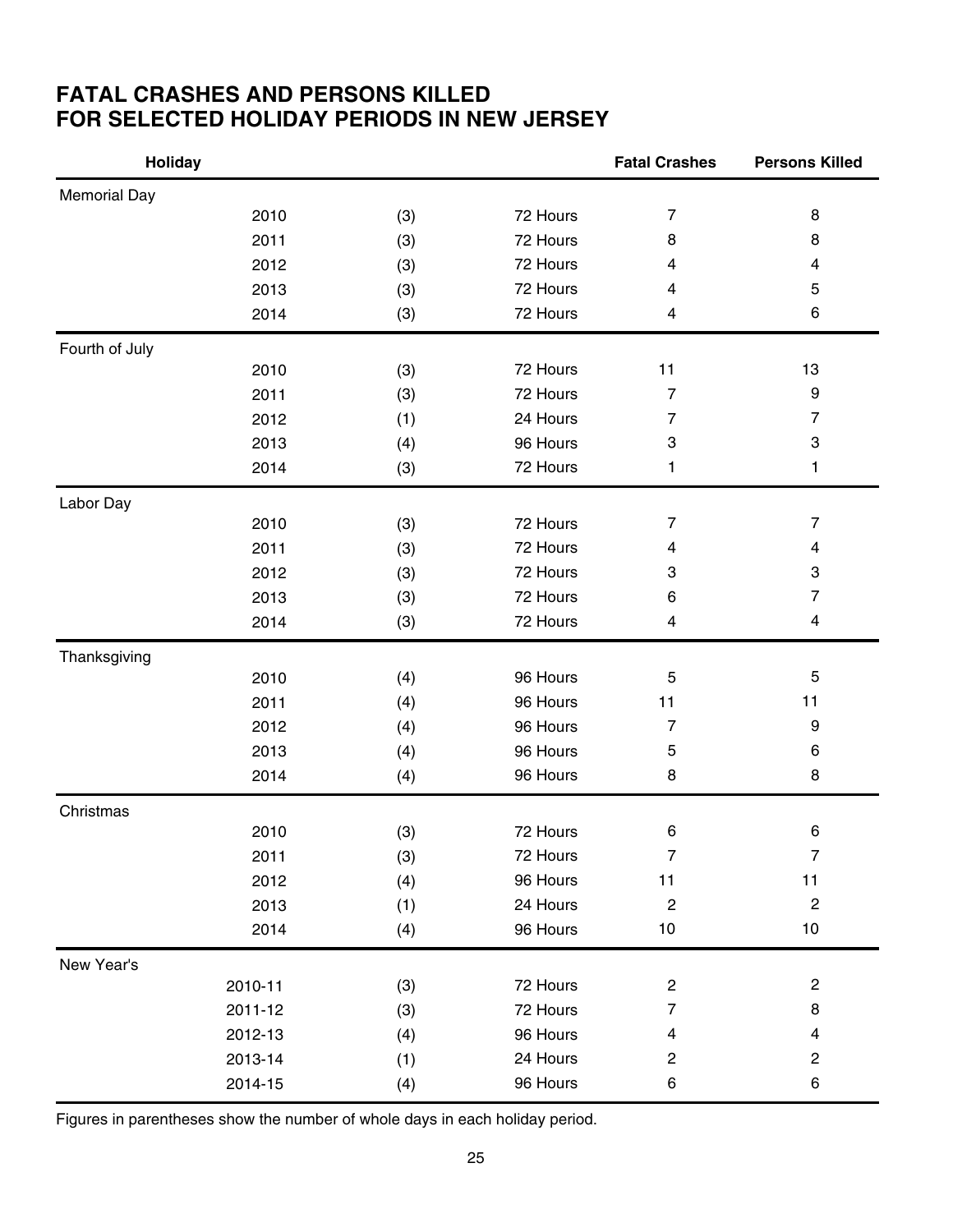# FATAL CRASHES AND PERSONS KILLED FOR SELECTED HOLIDAY PERIODS IN NEW JERSEY

| Holiday | | | | Fatal Crashes | Persons Killed |
|---|---|---|---|---|---|
| Memorial Day | | | | | |
| | 2010 | (3) | 72 Hours | 7 | 8 |
| | 2011 | (3) | 72 Hours | 8 | 8 |
| | 2012 | (3) | 72 Hours | 4 | 4 |
| | 2013 | (3) | 72 Hours | 4 | 5 |
| | 2014 | (3) | 72 Hours | 4 | 6 |
| Fourth of July | | | | | |
| | 2010 | (3) | 72 Hours | 11 | 13 |
| | 2011 | (3) | 72 Hours | 7 | 9 |
| | 2012 | (1) | 24 Hours | 7 | 7 |
| | 2013 | (4) | 96 Hours | 3 | 3 |
| | 2014 | (3) | 72 Hours | 1 | 1 |
| Labor Day | | | | | |
| | 2010 | (3) | 72 Hours | 7 | 7 |
| | 2011 | (3) | 72 Hours | 4 | 4 |
| | 2012 | (3) | 72 Hours | 3 | 3 |
| | 2013 | (3) | 72 Hours | 6 | 7 |
| | 2014 | (3) | 72 Hours | 4 | 4 |
| Thanksgiving | | | | | |
| | 2010 | (4) | 96 Hours | 5 | 5 |
| | 2011 | (4) | 96 Hours | 11 | 11 |
| | 2012 | (4) | 96 Hours | 7 | 9 |
| | 2013 | (4) | 96 Hours | 5 | 6 |
| | 2014 | (4) | 96 Hours | 8 | 8 |
| Christmas | | | | | |
| | 2010 | (3) | 72 Hours | 6 | 6 |
| | 2011 | (3) | 72 Hours | 7 | 7 |
| | 2012 | (4) | 96 Hours | 11 | 11 |
| | 2013 | (1) | 24 Hours | 2 | 2 |
| | 2014 | (4) | 96 Hours | 10 | 10 |
| New Year's | | | | | |
| | 2010-11 | (3) | 72 Hours | 2 | 2 |
| | 2011-12 | (3) | 72 Hours | 7 | 8 |
| | 2012-13 | (4) | 96 Hours | 4 | 4 |
| | 2013-14 | (1) | 24 Hours | 2 | 2 |
| | 2014-15 | (4) | 96 Hours | 6 | 6 |

Figures in parentheses show the number of whole days in each holiday period.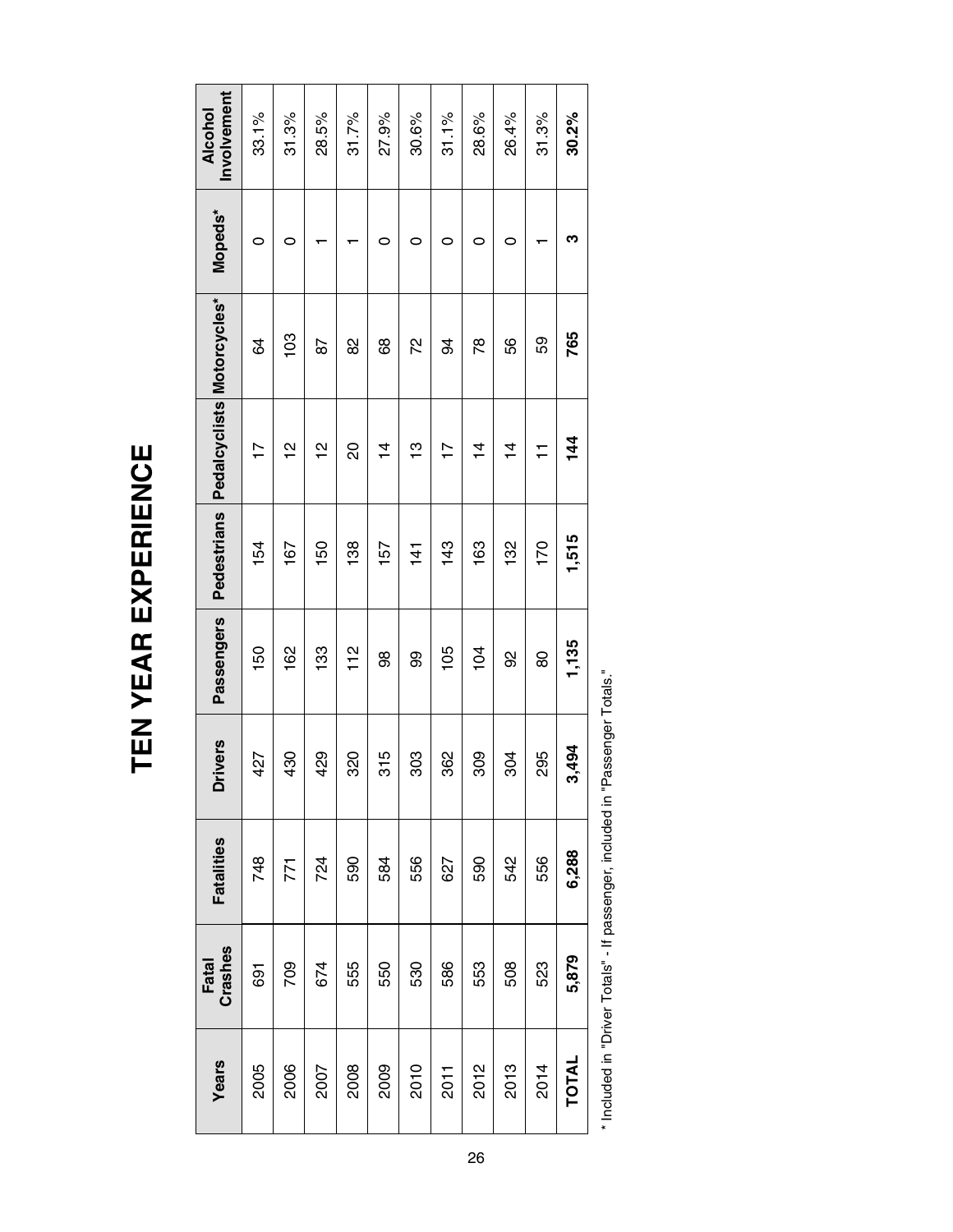# TEN YEAR EXPERIENCE

| Years | Fatal Crashes | Fatalities | Drivers | Passengers | Pedestrians | Pedalcyclists | Motorcycles* | Mopeds* | Alcohol Involvement |
|---|---|---|---|---|---|---|---|---|---|
| 2005 | 691 | 748 | 427 | 150 | 154 | 17 | 64 | 0 | 33.1% |
| 2006 | 709 | 771 | 430 | 162 | 167 | 12 | 103 | 0 | 31.3% |
| 2007 | 674 | 724 | 429 | 133 | 150 | 12 | 87 | 1 | 28.5% |
| 2008 | 555 | 590 | 320 | 112 | 138 | 20 | 82 | 1 | 31.7% |
| 2009 | 550 | 584 | 315 | 98 | 157 | 14 | 68 | 0 | 27.9% |
| 2010 | 530 | 556 | 303 | 99 | 141 | 13 | 72 | 0 | 30.6% |
| 2011 | 586 | 627 | 362 | 105 | 143 | 17 | 94 | 0 | 31.1% |
| 2012 | 553 | 590 | 309 | 104 | 163 | 14 | 78 | 0 | 28.6% |
| 2013 | 508 | 542 | 304 | 92 | 132 | 14 | 56 | 0 | 26.4% |
| 2014 | 523 | 556 | 295 | 80 | 170 | 11 | 59 | 1 | 31.3% |
| **TOTAL** | **5,879** | **6,288** | **3,494** | **1,135** | **1,515** | **144** | **765** | **3** | **30.2%** |

\* Included in "Driver Totals" - If passenger, included in "Passenger Totals."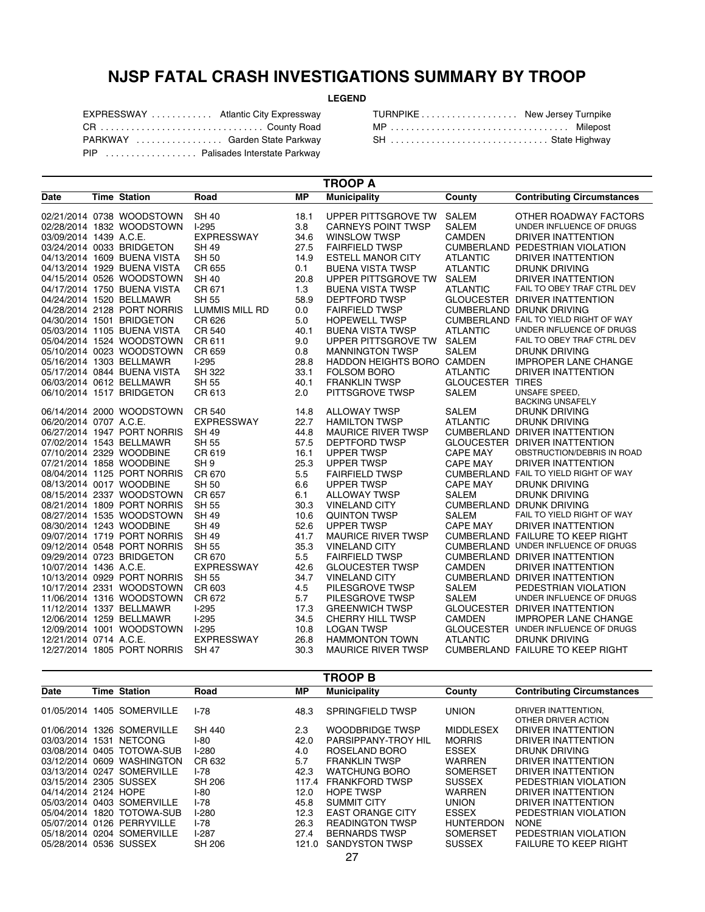# NJSP FATAL CRASH INVESTIGATIONS SUMMARY BY TROOP

**LEGEND**

| | | | |
|---|---|---|---|
| EXPRESSWAY | Atlantic City Expressway | TURNPIKE | New Jersey Turnpike |
| CR | County Road | MP | Milepost |
| PARKWAY | Garden State Parkway | SH | State Highway |
| PIP | Palisades Interstate Parkway | | |

## TROOP A

| Date | Time | Station | Road | MP | Municipality | County | Contributing Circumstances |
|---|---|---|---|---|---|---|---|
| 02/21/2014 | 0738 | WOODSTOWN | SH 40 | 18.1 | UPPER PITTSGROVE TW | SALEM | OTHER ROADWAY FACTORS |
| 02/28/2014 | 1832 | WOODSTOWN | I-295 | 3.8 | CARNEYS POINT TWSP | SALEM | UNDER INFLUENCE OF DRUGS |
| 03/09/2014 | 1439 | A.C.E. | EXPRESSWAY | 34.6 | WINSLOW TWSP | CAMDEN | DRIVER INATTENTION |
| 03/24/2014 | 0033 | BRIDGETON | SH 49 | 27.5 | FAIRFIELD TWSP | CUMBERLAND | PEDESTRIAN VIOLATION |
| 04/13/2014 | 1609 | BUENA VISTA | SH 50 | 14.9 | ESTELL MANOR CITY | ATLANTIC | DRIVER INATTENTION |
| 04/13/2014 | 1929 | BUENA VISTA | CR 655 | 0.1 | BUENA VISTA TWSP | ATLANTIC | DRUNK DRIVING |
| 04/15/2014 | 0526 | WOODSTOWN | SH 40 | 20.8 | UPPER PITTSGROVE TW | SALEM | DRIVER INATTENTION |
| 04/17/2014 | 1750 | BUENA VISTA | CR 671 | 1.3 | BUENA VISTA TWSP | ATLANTIC | FAIL TO OBEY TRAF CTRL DEV |
| 04/24/2014 | 1520 | BELLMAWR | SH 55 | 58.9 | DEPTFORD TWSP | GLOUCESTER | DRIVER INATTENTION |
| 04/28/2014 | 2128 | PORT NORRIS | LUMMIS MILL RD | 0.0 | FAIRFIELD TWSP | CUMBERLAND | DRUNK DRIVING |
| 04/30/2014 | 1501 | BRIDGETON | CR 626 | 5.0 | HOPEWELL TWSP | CUMBERLAND | FAIL TO YIELD RIGHT OF WAY |
| 05/03/2014 | 1105 | BUENA VISTA | CR 540 | 40.1 | BUENA VISTA TWSP | ATLANTIC | UNDER INFLUENCE OF DRUGS |
| 05/04/2014 | 1524 | WOODSTOWN | CR 611 | 9.0 | UPPER PITTSGROVE TW | SALEM | FAIL TO OBEY TRAF CTRL DEV |
| 05/10/2014 | 0023 | WOODSTOWN | CR 659 | 0.8 | MANNINGTON TWSP | SALEM | DRUNK DRIVING |
| 05/16/2014 | 1303 | BELLMAWR | I-295 | 28.8 | HADDON HEIGHTS BORO | CAMDEN | IMPROPER LANE CHANGE |
| 05/17/2014 | 0844 | BUENA VISTA | SH 322 | 33.1 | FOLSOM BORO | ATLANTIC | DRIVER INATTENTION |
| 06/03/2014 | 0612 | BELLMAWR | SH 55 | 40.1 | FRANKLIN TWSP | GLOUCESTER | TIRES |
| 06/10/2014 | 1517 | BRIDGETON | CR 613 | 2.0 | PITTSGROVE TWSP | SALEM | UNSAFE SPEED, BACKING UNSAFELY |
| 06/14/2014 | 2000 | WOODSTOWN | CR 540 | 14.8 | ALLOWAY TWSP | SALEM | DRUNK DRIVING |
| 06/20/2014 | 0707 | A.C.E. | EXPRESSWAY | 22.7 | HAMILTON TWSP | ATLANTIC | DRUNK DRIVING |
| 06/27/2014 | 1947 | PORT NORRIS | SH 49 | 44.8 | MAURICE RIVER TWSP | CUMBERLAND | DRIVER INATTENTION |
| 07/02/2014 | 1543 | BELLMAWR | SH 55 | 57.5 | DEPTFORD TWSP | GLOUCESTER | DRIVER INATTENTION |
| 07/10/2014 | 2329 | WOODBINE | CR 619 | 16.1 | UPPER TWSP | CAPE MAY | OBSTRUCTION/DEBRIS IN ROAD |
| 07/21/2014 | 1858 | WOODBINE | SH 9 | 25.3 | UPPER TWSP | CAPE MAY | DRIVER INATTENTION |
| 08/04/2014 | 1125 | PORT NORRIS | CR 670 | 5.5 | FAIRFIELD TWSP | CUMBERLAND | FAIL TO YIELD RIGHT OF WAY |
| 08/13/2014 | 0017 | WOODBINE | SH 50 | 6.6 | UPPER TWSP | CAPE MAY | DRUNK DRIVING |
| 08/15/2014 | 2337 | WOODSTOWN | CR 657 | 6.1 | ALLOWAY TWSP | SALEM | DRUNK DRIVING |
| 08/21/2014 | 1809 | PORT NORRIS | SH 55 | 30.3 | VINELAND CITY | CUMBERLAND | DRUNK DRIVING |
| 08/27/2014 | 1535 | WOODSTOWN | SH 49 | 10.6 | QUINTON TWSP | SALEM | FAIL TO YIELD RIGHT OF WAY |
| 08/30/2014 | 1243 | WOODBINE | SH 49 | 52.6 | UPPER TWSP | CAPE MAY | DRIVER INATTENTION |
| 09/07/2014 | 1719 | PORT NORRIS | SH 49 | 41.7 | MAURICE RIVER TWSP | CUMBERLAND | FAILURE TO KEEP RIGHT |
| 09/12/2014 | 0548 | PORT NORRIS | SH 55 | 35.3 | VINELAND CITY | CUMBERLAND | UNDER INFLUENCE OF DRUGS |
| 09/29/2014 | 0723 | BRIDGETON | CR 670 | 5.5 | FAIRFIELD TWSP | CUMBERLAND | DRIVER INATTENTION |
| 10/07/2014 | 1436 | A.C.E. | EXPRESSWAY | 42.6 | GLOUCESTER TWSP | CAMDEN | DRIVER INATTENTION |
| 10/13/2014 | 0929 | PORT NORRIS | SH 55 | 34.7 | VINELAND CITY | CUMBERLAND | DRIVER INATTENTION |
| 10/17/2014 | 2331 | WOODSTOWN | CR 603 | 4.5 | PILESGROVE TWSP | SALEM | PEDESTRIAN VIOLATION |
| 11/06/2014 | 1316 | WOODSTOWN | CR 672 | 5.7 | PILESGROVE TWSP | SALEM | UNDER INFLUENCE OF DRUGS |
| 11/12/2014 | 1337 | BELLMAWR | I-295 | 17.3 | GREENWICH TWSP | GLOUCESTER | DRIVER INATTENTION |
| 12/06/2014 | 1259 | BELLMAWR | I-295 | 34.5 | CHERRY HILL TWSP | CAMDEN | IMPROPER LANE CHANGE |
| 12/09/2014 | 1001 | WOODSTOWN | I-295 | 10.8 | LOGAN TWSP | GLOUCESTER | UNDER INFLUENCE OF DRUGS |
| 12/21/2014 | 0714 | A.C.E. | EXPRESSWAY | 26.8 | HAMMONTON TOWN | ATLANTIC | DRUNK DRIVING |
| 12/27/2014 | 1805 | PORT NORRIS | SH 47 | 30.3 | MAURICE RIVER TWSP | CUMBERLAND | FAILURE TO KEEP RIGHT |

## TROOP B

| Date | Time | Station | Road | MP | Municipality | County | Contributing Circumstances |
|---|---|---|---|---|---|---|---|
| 01/05/2014 | 1405 | SOMERVILLE | I-78 | 48.3 | SPRINGFIELD TWSP | UNION | DRIVER INATTENTION, OTHER DRIVER ACTION |
| 01/06/2014 | 1326 | SOMERVILLE | SH 440 | 2.3 | WOODBRIDGE TWSP | MIDDLESEX | DRIVER INATTENTION |
| 03/03/2014 | 1531 | NETCONG | I-80 | 42.0 | PARSIPPANY-TROY HIL | MORRIS | DRIVER INATTENTION |
| 03/08/2014 | 0405 | TOTOWA-SUB | I-280 | 4.0 | ROSELAND BORO | ESSEX | DRUNK DRIVING |
| 03/12/2014 | 0609 | WASHINGTON | CR 632 | 5.7 | FRANKLIN TWSP | WARREN | DRIVER INATTENTION |
| 03/13/2014 | 0247 | SOMERVILLE | I-78 | 42.3 | WATCHUNG BORO | SOMERSET | DRIVER INATTENTION |
| 03/15/2014 | 2305 | SUSSEX | SH 206 | 117.4 | FRANKFORD TWSP | SUSSEX | PEDESTRIAN VIOLATION |
| 04/14/2014 | 2124 | HOPE | I-80 | 12.0 | HOPE TWSP | WARREN | DRIVER INATTENTION |
| 05/03/2014 | 0403 | SOMERVILLE | I-78 | 45.8 | SUMMIT CITY | UNION | DRIVER INATTENTION |
| 05/04/2014 | 1820 | TOTOWA-SUB | I-280 | 12.3 | EAST ORANGE CITY | ESSEX | PEDESTRIAN VIOLATION |
| 05/07/2014 | 0126 | PERRYVILLE | I-78 | 26.3 | READINGTON TWSP | HUNTERDON | NONE |
| 05/18/2014 | 0204 | SOMERVILLE | I-287 | 27.4 | BERNARDS TWSP | SOMERSET | PEDESTRIAN VIOLATION |
| 05/28/2014 | 0536 | SUSSEX | SH 206 | 121.0 | SANDYSTON TWSP | SUSSEX | FAILURE TO KEEP RIGHT |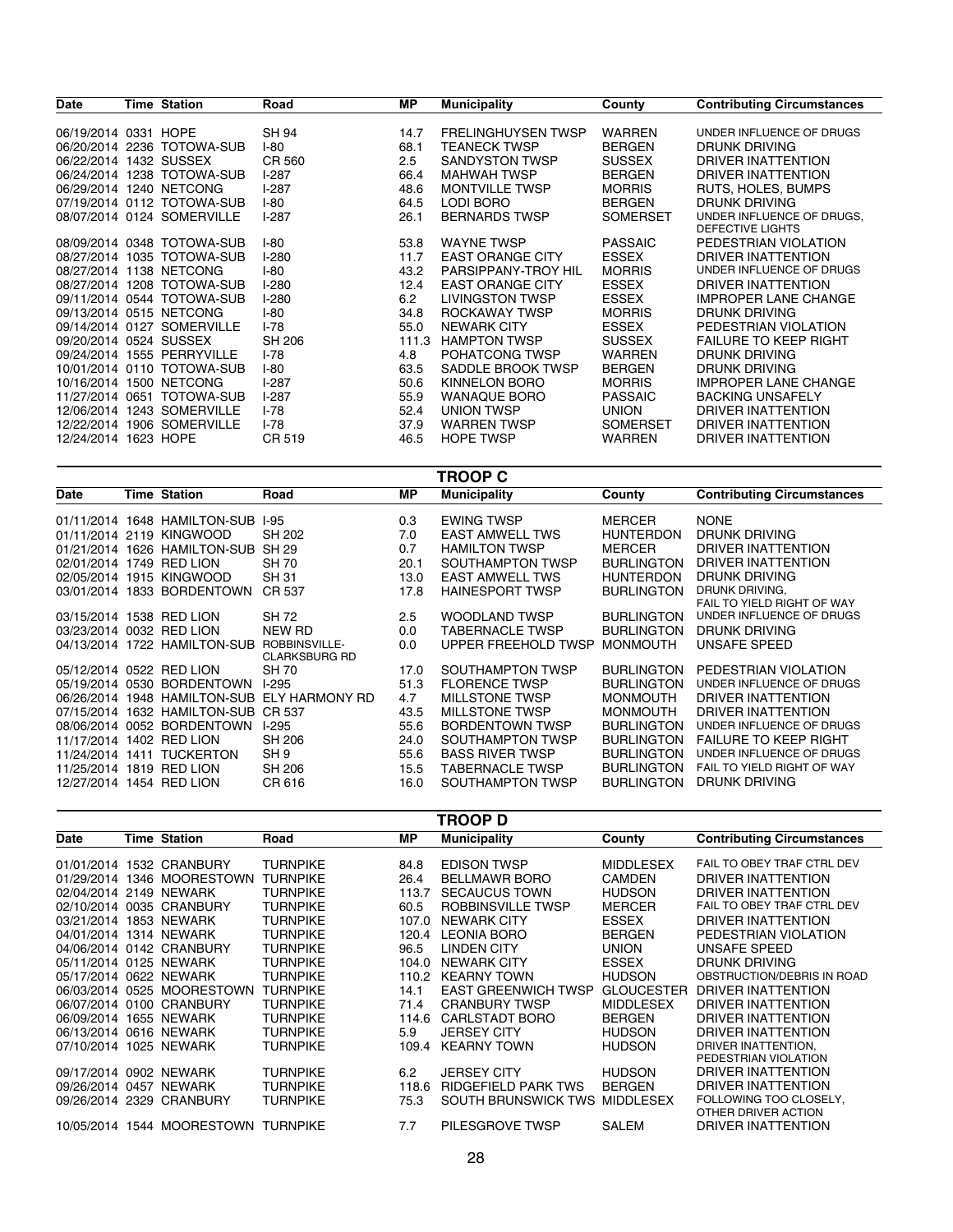| Date | Time | Station | Road | MP | Municipality | County | Contributing Circumstances |
|---|---|---|---|---|---|---|---|
| 06/19/2014 | 0331 | HOPE | SH 94 | 14.7 | FRELINGHUYSEN TWSP | WARREN | UNDER INFLUENCE OF DRUGS |
| 06/20/2014 | 2236 | TOTOWA-SUB | I-80 | 68.1 | TEANECK TWSP | BERGEN | DRUNK DRIVING |
| 06/22/2014 | 1432 | SUSSEX | CR 560 | 2.5 | SANDYSTON TWSP | SUSSEX | DRIVER INATTENTION |
| 06/24/2014 | 1238 | TOTOWA-SUB | I-287 | 66.4 | MAHWAH TWSP | BERGEN | DRIVER INATTENTION |
| 06/29/2014 | 1240 | NETCONG | I-287 | 48.6 | MONTVILLE TWSP | MORRIS | RUTS, HOLES, BUMPS |
| 07/19/2014 | 0112 | TOTOWA-SUB | I-80 | 64.5 | LODI BORO | BERGEN | DRUNK DRIVING |
| 08/07/2014 | 0124 | SOMERVILLE | I-287 | 26.1 | BERNARDS TWSP | SOMERSET | UNDER INFLUENCE OF DRUGS, DEFECTIVE LIGHTS |
| 08/09/2014 | 0348 | TOTOWA-SUB | I-80 | 53.8 | WAYNE TWSP | PASSAIC | PEDESTRIAN VIOLATION |
| 08/27/2014 | 1035 | TOTOWA-SUB | I-280 | 11.7 | EAST ORANGE CITY | ESSEX | DRIVER INATTENTION |
| 08/27/2014 | 1138 | NETCONG | I-80 | 43.2 | PARSIPPANY-TROY HIL | MORRIS | UNDER INFLUENCE OF DRUGS |
| 08/27/2014 | 1208 | TOTOWA-SUB | I-280 | 12.4 | EAST ORANGE CITY | ESSEX | DRIVER INATTENTION |
| 09/11/2014 | 0544 | TOTOWA-SUB | I-280 | 6.2 | LIVINGSTON TWSP | ESSEX | IMPROPER LANE CHANGE |
| 09/13/2014 | 0515 | NETCONG | I-80 | 34.8 | ROCKAWAY TWSP | MORRIS | DRUNK DRIVING |
| 09/14/2014 | 0127 | SOMERVILLE | I-78 | 55.0 | NEWARK CITY | ESSEX | PEDESTRIAN VIOLATION |
| 09/20/2014 | 0524 | SUSSEX | SH 206 | 111.3 | HAMPTON TWSP | SUSSEX | FAILURE TO KEEP RIGHT |
| 09/24/2014 | 1555 | PERRYVILLE | I-78 | 4.8 | POHATCONG TWSP | WARREN | DRUNK DRIVING |
| 10/01/2014 | 0110 | TOTOWA-SUB | I-80 | 63.5 | SADDLE BROOK TWSP | BERGEN | DRUNK DRIVING |
| 10/16/2014 | 1500 | NETCONG | I-287 | 50.6 | KINNELON BORO | MORRIS | IMPROPER LANE CHANGE |
| 11/27/2014 | 0651 | TOTOWA-SUB | I-287 | 55.9 | WANAQUE BORO | PASSAIC | BACKING UNSAFELY |
| 12/06/2014 | 1243 | SOMERVILLE | I-78 | 52.4 | UNION TWSP | UNION | DRIVER INATTENTION |
| 12/22/2014 | 1906 | SOMERVILLE | I-78 | 37.9 | WARREN TWSP | SOMERSET | DRIVER INATTENTION |
| 12/24/2014 | 1623 | HOPE | CR 519 | 46.5 | HOPE TWSP | WARREN | DRIVER INATTENTION |

## TROOP C

| Date | Time | Station | Road | MP | Municipality | County | Contributing Circumstances |
|---|---|---|---|---|---|---|---|
| 01/11/2014 | 1648 | HAMILTON-SUB | I-95 | 0.3 | EWING TWSP | MERCER | NONE |
| 01/11/2014 | 2119 | KINGWOOD | SH 202 | 7.0 | EAST AMWELL TWS | HUNTERDON | DRUNK DRIVING |
| 01/21/2014 | 1626 | HAMILTON-SUB | SH 29 | 0.7 | HAMILTON TWSP | MERCER | DRIVER INATTENTION |
| 02/01/2014 | 1749 | RED LION | SH 70 | 20.1 | SOUTHAMPTON TWSP | BURLINGTON | DRIVER INATTENTION |
| 02/05/2014 | 1915 | KINGWOOD | SH 31 | 13.0 | EAST AMWELL TWS | HUNTERDON | DRUNK DRIVING |
| 03/01/2014 | 1833 | BORDENTOWN | CR 537 | 17.8 | HAINESPORT TWSP | BURLINGTON | DRUNK DRIVING, FAIL TO YIELD RIGHT OF WAY |
| 03/15/2014 | 1538 | RED LION | SH 72 | 2.5 | WOODLAND TWSP | BURLINGTON | UNDER INFLUENCE OF DRUGS |
| 03/23/2014 | 0032 | RED LION | NEW RD | 0.0 | TABERNACLE TWSP | BURLINGTON | DRUNK DRIVING |
| 04/13/2014 | 1722 | HAMILTON-SUB | ROBBINSVILLE-CLARKSBURG RD | 0.0 | UPPER FREEHOLD TWSP | MONMOUTH | UNSAFE SPEED |
| 05/12/2014 | 0522 | RED LION | SH 70 | 17.0 | SOUTHAMPTON TWSP | BURLINGTON | PEDESTRIAN VIOLATION |
| 05/19/2014 | 0530 | BORDENTOWN | I-295 | 51.3 | FLORENCE TWSP | BURLINGTON | UNDER INFLUENCE OF DRUGS |
| 06/26/2014 | 1948 | HAMILTON-SUB | ELY HARMONY RD | 4.7 | MILLSTONE TWSP | MONMOUTH | DRIVER INATTENTION |
| 07/15/2014 | 1632 | HAMILTON-SUB | CR 537 | 43.5 | MILLSTONE TWSP | MONMOUTH | DRIVER INATTENTION |
| 08/06/2014 | 0052 | BORDENTOWN | I-295 | 55.6 | BORDENTOWN TWSP | BURLINGTON | UNDER INFLUENCE OF DRUGS |
| 11/17/2014 | 1402 | RED LION | SH 206 | 24.0 | SOUTHAMPTON TWSP | BURLINGTON | FAILURE TO KEEP RIGHT |
| 11/24/2014 | 1411 | TUCKERTON | SH 9 | 55.6 | BASS RIVER TWSP | BURLINGTON | UNDER INFLUENCE OF DRUGS |
| 11/25/2014 | 1819 | RED LION | SH 206 | 15.5 | TABERNACLE TWSP | BURLINGTON | FAIL TO YIELD RIGHT OF WAY |
| 12/27/2014 | 1454 | RED LION | CR 616 | 16.0 | SOUTHAMPTON TWSP | BURLINGTON | DRUNK DRIVING |

## TROOP D

| Date | Time | Station | Road | MP | Municipality | County | Contributing Circumstances |
|---|---|---|---|---|---|---|---|
| 01/01/2014 | 1532 | CRANBURY | TURNPIKE | 84.8 | EDISON TWSP | MIDDLESEX | FAIL TO OBEY TRAF CTRL DEV |
| 01/29/2014 | 1346 | MOORESTOWN | TURNPIKE | 26.4 | BELLMAWR BORO | CAMDEN | DRIVER INATTENTION |
| 02/04/2014 | 2149 | NEWARK | TURNPIKE | 113.7 | SECAUCUS TOWN | HUDSON | DRIVER INATTENTION |
| 02/10/2014 | 0035 | CRANBURY | TURNPIKE | 60.5 | ROBBINSVILLE TWSP | MERCER | FAIL TO OBEY TRAF CTRL DEV |
| 03/21/2014 | 1853 | NEWARK | TURNPIKE | 107.0 | NEWARK CITY | ESSEX | DRIVER INATTENTION |
| 04/01/2014 | 1314 | NEWARK | TURNPIKE | 120.4 | LEONIA BORO | BERGEN | PEDESTRIAN VIOLATION |
| 04/06/2014 | 0142 | CRANBURY | TURNPIKE | 96.5 | LINDEN CITY | UNION | UNSAFE SPEED |
| 05/11/2014 | 0125 | NEWARK | TURNPIKE | 104.0 | NEWARK CITY | ESSEX | DRUNK DRIVING |
| 05/17/2014 | 0622 | NEWARK | TURNPIKE | 110.2 | KEARNY TOWN | HUDSON | OBSTRUCTION/DEBRIS IN ROAD |
| 06/03/2014 | 0525 | MOORESTOWN | TURNPIKE | 14.1 | EAST GREENWICH TWSP | GLOUCESTER | DRIVER INATTENTION |
| 06/07/2014 | 0100 | CRANBURY | TURNPIKE | 71.4 | CRANBURY TWSP | MIDDLESEX | DRIVER INATTENTION |
| 06/09/2014 | 1655 | NEWARK | TURNPIKE | 114.6 | CARLSTADT BORO | BERGEN | DRIVER INATTENTION |
| 06/13/2014 | 0616 | NEWARK | TURNPIKE | 5.9 | JERSEY CITY | HUDSON | DRIVER INATTENTION |
| 07/10/2014 | 1025 | NEWARK | TURNPIKE | 109.4 | KEARNY TOWN | HUDSON | DRIVER INATTENTION, PEDESTRIAN VIOLATION |
| 09/17/2014 | 0902 | NEWARK | TURNPIKE | 6.2 | JERSEY CITY | HUDSON | DRIVER INATTENTION |
| 09/26/2014 | 0457 | NEWARK | TURNPIKE | 118.6 | RIDGEFIELD PARK TWS | BERGEN | DRIVER INATTENTION |
| 09/26/2014 | 2329 | CRANBURY | TURNPIKE | 75.3 | SOUTH BRUNSWICK TWS | MIDDLESEX | FOLLOWING TOO CLOSELY, OTHER DRIVER ACTION |
| 10/05/2014 | 1544 | MOORESTOWN | TURNPIKE | 7.7 | PILESGROVE TWSP | SALEM | DRIVER INATTENTION |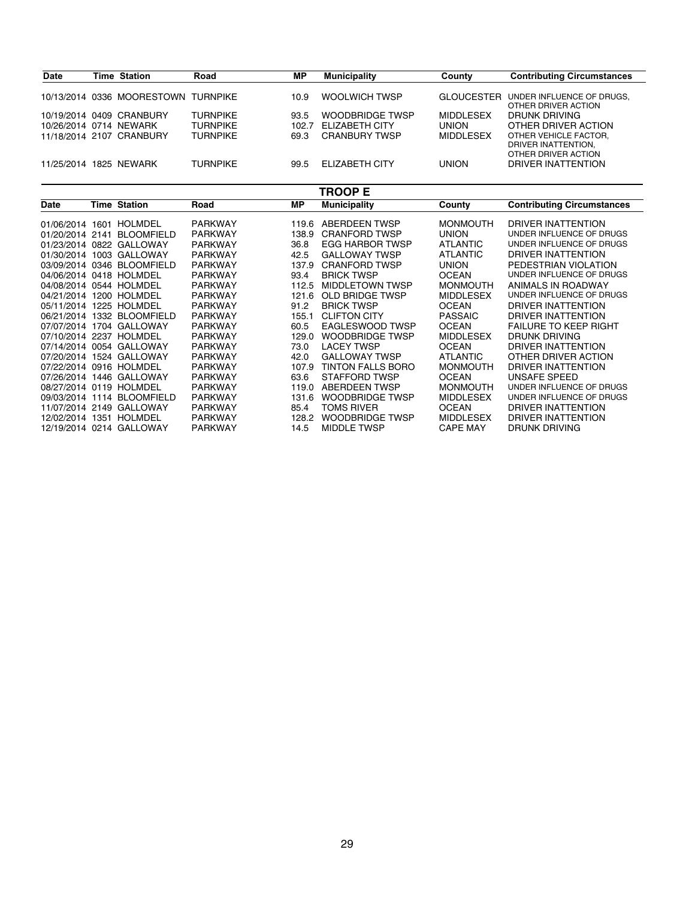| Date | Time | Station | Road | MP | Municipality | County | Contributing Circumstances |
|---|---|---|---|---|---|---|---|
| 10/13/2014 | 0336 | MOORESTOWN | TURNPIKE | 10.9 | WOOLWICH TWSP | GLOUCESTER | UNDER INFLUENCE OF DRUGS, OTHER DRIVER ACTION |
| 10/19/2014 | 0409 | CRANBURY | TURNPIKE | 93.5 | WOODBRIDGE TWSP | MIDDLESEX | DRUNK DRIVING |
| 10/26/2014 | 0714 | NEWARK | TURNPIKE | 102.7 | ELIZABETH CITY | UNION | OTHER DRIVER ACTION |
| 11/18/2014 | 2107 | CRANBURY | TURNPIKE | 69.3 | CRANBURY TWSP | MIDDLESEX | OTHER VEHICLE FACTOR, DRIVER INATTENTION, OTHER DRIVER ACTION |
| 11/25/2014 | 1825 | NEWARK | TURNPIKE | 99.5 | ELIZABETH CITY | UNION | DRIVER INATTENTION |

## TROOP E

| Date | Time | Station | Road | MP | Municipality | County | Contributing Circumstances |
|---|---|---|---|---|---|---|---|
| 01/06/2014 | 1601 | HOLMDEL | PARKWAY | 119.6 | ABERDEEN TWSP | MONMOUTH | DRIVER INATTENTION |
| 01/20/2014 | 2141 | BLOOMFIELD | PARKWAY | 138.9 | CRANFORD TWSP | UNION | UNDER INFLUENCE OF DRUGS |
| 01/23/2014 | 0822 | GALLOWAY | PARKWAY | 36.8 | EGG HARBOR TWSP | ATLANTIC | UNDER INFLUENCE OF DRUGS |
| 01/30/2014 | 1003 | GALLOWAY | PARKWAY | 42.5 | GALLOWAY TWSP | ATLANTIC | DRIVER INATTENTION |
| 03/09/2014 | 0346 | BLOOMFIELD | PARKWAY | 137.9 | CRANFORD TWSP | UNION | PEDESTRIAN VIOLATION |
| 04/06/2014 | 0418 | HOLMDEL | PARKWAY | 93.4 | BRICK TWSP | OCEAN | UNDER INFLUENCE OF DRUGS |
| 04/08/2014 | 0544 | HOLMDEL | PARKWAY | 112.5 | MIDDLETOWN TWSP | MONMOUTH | ANIMALS IN ROADWAY |
| 04/21/2014 | 1200 | HOLMDEL | PARKWAY | 121.6 | OLD BRIDGE TWSP | MIDDLESEX | UNDER INFLUENCE OF DRUGS |
| 05/11/2014 | 1225 | HOLMDEL | PARKWAY | 91.2 | BRICK TWSP | OCEAN | DRIVER INATTENTION |
| 06/21/2014 | 1332 | BLOOMFIELD | PARKWAY | 155.1 | CLIFTON CITY | PASSAIC | DRIVER INATTENTION |
| 07/07/2014 | 1704 | GALLOWAY | PARKWAY | 60.5 | EAGLESWOOD TWSP | OCEAN | FAILURE TO KEEP RIGHT |
| 07/10/2014 | 2237 | HOLMDEL | PARKWAY | 129.0 | WOODBRIDGE TWSP | MIDDLESEX | DRUNK DRIVING |
| 07/14/2014 | 0054 | GALLOWAY | PARKWAY | 73.0 | LACEY TWSP | OCEAN | DRIVER INATTENTION |
| 07/20/2014 | 1524 | GALLOWAY | PARKWAY | 42.0 | GALLOWAY TWSP | ATLANTIC | OTHER DRIVER ACTION |
| 07/22/2014 | 0916 | HOLMDEL | PARKWAY | 107.9 | TINTON FALLS BORO | MONMOUTH | DRIVER INATTENTION |
| 07/26/2014 | 1446 | GALLOWAY | PARKWAY | 63.6 | STAFFORD TWSP | OCEAN | UNSAFE SPEED |
| 08/27/2014 | 0119 | HOLMDEL | PARKWAY | 119.0 | ABERDEEN TWSP | MONMOUTH | UNDER INFLUENCE OF DRUGS |
| 09/03/2014 | 1114 | BLOOMFIELD | PARKWAY | 131.6 | WOODBRIDGE TWSP | MIDDLESEX | UNDER INFLUENCE OF DRUGS |
| 11/07/2014 | 2149 | GALLOWAY | PARKWAY | 85.4 | TOMS RIVER | OCEAN | DRIVER INATTENTION |
| 12/02/2014 | 1351 | HOLMDEL | PARKWAY | 128.2 | WOODBRIDGE TWSP | MIDDLESEX | DRIVER INATTENTION |
| 12/19/2014 | 0214 | GALLOWAY | PARKWAY | 14.5 | MIDDLE TWSP | CAPE MAY | DRUNK DRIVING |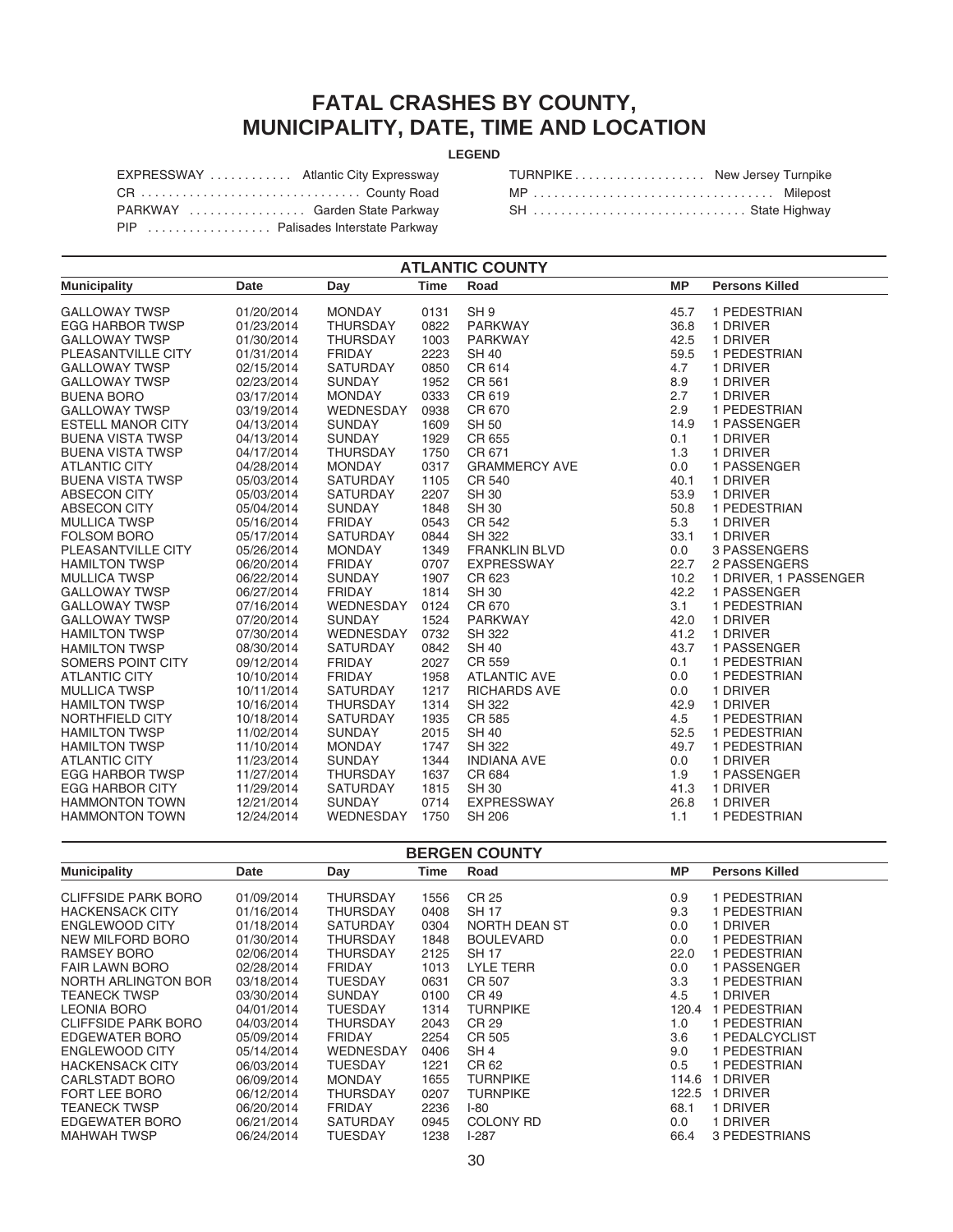# FATAL CRASHES BY COUNTY, MUNICIPALITY, DATE, TIME AND LOCATION

**LEGEND**

| | | | |
|---|---|---|---|
| EXPRESSWAY | Atlantic City Expressway | TURNPIKE | New Jersey Turnpike |
| CR | County Road | MP | Milepost |
| PARKWAY | Garden State Parkway | SH | State Highway |
| PIP | Palisades Interstate Parkway | | |

## ATLANTIC COUNTY

| Municipality | Date | Day | Time | Road | MP | Persons Killed |
|---|---|---|---|---|---|---|
| GALLOWAY TWSP | 01/20/2014 | MONDAY | 0131 | SH 9 | 45.7 | 1 PEDESTRIAN |
| EGG HARBOR TWSP | 01/23/2014 | THURSDAY | 0822 | PARKWAY | 36.8 | 1 DRIVER |
| GALLOWAY TWSP | 01/30/2014 | THURSDAY | 1003 | PARKWAY | 42.5 | 1 DRIVER |
| PLEASANTVILLE CITY | 01/31/2014 | FRIDAY | 2223 | SH 40 | 59.5 | 1 PEDESTRIAN |
| GALLOWAY TWSP | 02/15/2014 | SATURDAY | 0850 | CR 614 | 4.7 | 1 DRIVER |
| GALLOWAY TWSP | 02/23/2014 | SUNDAY | 1952 | CR 561 | 8.9 | 1 DRIVER |
| BUENA BORO | 03/17/2014 | MONDAY | 0333 | CR 619 | 2.7 | 1 DRIVER |
| GALLOWAY TWSP | 03/19/2014 | WEDNESDAY | 0938 | CR 670 | 2.9 | 1 PEDESTRIAN |
| ESTELL MANOR CITY | 04/13/2014 | SUNDAY | 1609 | SH 50 | 14.9 | 1 PASSENGER |
| BUENA VISTA TWSP | 04/13/2014 | SUNDAY | 1929 | CR 655 | 0.1 | 1 DRIVER |
| BUENA VISTA TWSP | 04/17/2014 | THURSDAY | 1750 | CR 671 | 1.3 | 1 DRIVER |
| ATLANTIC CITY | 04/28/2014 | MONDAY | 0317 | GRAMMERCY AVE | 0.0 | 1 PASSENGER |
| BUENA VISTA TWSP | 05/03/2014 | SATURDAY | 1105 | CR 540 | 40.1 | 1 DRIVER |
| ABSECON CITY | 05/03/2014 | SATURDAY | 2207 | SH 30 | 53.9 | 1 DRIVER |
| ABSECON CITY | 05/04/2014 | SUNDAY | 1848 | SH 30 | 50.8 | 1 PEDESTRIAN |
| MULLICA TWSP | 05/16/2014 | FRIDAY | 0543 | CR 542 | 5.3 | 1 DRIVER |
| FOLSOM BORO | 05/17/2014 | SATURDAY | 0844 | SH 322 | 33.1 | 1 DRIVER |
| PLEASANTVILLE CITY | 05/26/2014 | MONDAY | 1349 | FRANKLIN BLVD | 0.0 | 3 PASSENGERS |
| HAMILTON TWSP | 06/20/2014 | FRIDAY | 0707 | EXPRESSWAY | 22.7 | 2 PASSENGERS |
| MULLICA TWSP | 06/22/2014 | SUNDAY | 1907 | CR 623 | 10.2 | 1 DRIVER, 1 PASSENGER |
| GALLOWAY TWSP | 06/27/2014 | FRIDAY | 1814 | SH 30 | 42.2 | 1 PASSENGER |
| GALLOWAY TWSP | 07/16/2014 | WEDNESDAY | 0124 | CR 670 | 3.1 | 1 PEDESTRIAN |
| GALLOWAY TWSP | 07/20/2014 | SUNDAY | 1524 | PARKWAY | 42.0 | 1 DRIVER |
| HAMILTON TWSP | 07/30/2014 | WEDNESDAY | 0732 | SH 322 | 41.2 | 1 DRIVER |
| HAMILTON TWSP | 08/30/2014 | SATURDAY | 0842 | SH 40 | 43.7 | 1 PASSENGER |
| SOMERS POINT CITY | 09/12/2014 | FRIDAY | 2027 | CR 559 | 0.1 | 1 PEDESTRIAN |
| ATLANTIC CITY | 10/10/2014 | FRIDAY | 1958 | ATLANTIC AVE | 0.0 | 1 PEDESTRIAN |
| MULLICA TWSP | 10/11/2014 | SATURDAY | 1217 | RICHARDS AVE | 0.0 | 1 DRIVER |
| HAMILTON TWSP | 10/16/2014 | THURSDAY | 1314 | SH 322 | 42.9 | 1 DRIVER |
| NORTHFIELD CITY | 10/18/2014 | SATURDAY | 1935 | CR 585 | 4.5 | 1 PEDESTRIAN |
| HAMILTON TWSP | 11/02/2014 | SUNDAY | 2015 | SH 40 | 52.5 | 1 PEDESTRIAN |
| HAMILTON TWSP | 11/10/2014 | MONDAY | 1747 | SH 322 | 49.7 | 1 PEDESTRIAN |
| ATLANTIC CITY | 11/23/2014 | SUNDAY | 1344 | INDIANA AVE | 0.0 | 1 DRIVER |
| EGG HARBOR TWSP | 11/27/2014 | THURSDAY | 1637 | CR 684 | 1.9 | 1 PASSENGER |
| EGG HARBOR CITY | 11/29/2014 | SATURDAY | 1815 | SH 30 | 41.3 | 1 DRIVER |
| HAMMONTON TOWN | 12/21/2014 | SUNDAY | 0714 | EXPRESSWAY | 26.8 | 1 DRIVER |
| HAMMONTON TOWN | 12/24/2014 | WEDNESDAY | 1750 | SH 206 | 1.1 | 1 PEDESTRIAN |

## BERGEN COUNTY

| Municipality | Date | Day | Time | Road | MP | Persons Killed |
|---|---|---|---|---|---|---|
| CLIFFSIDE PARK BORO | 01/09/2014 | THURSDAY | 1556 | CR 25 | 0.9 | 1 PEDESTRIAN |
| HACKENSACK CITY | 01/16/2014 | THURSDAY | 0408 | SH 17 | 9.3 | 1 PEDESTRIAN |
| ENGLEWOOD CITY | 01/18/2014 | SATURDAY | 0304 | NORTH DEAN ST | 0.0 | 1 DRIVER |
| NEW MILFORD BORO | 01/30/2014 | THURSDAY | 1848 | BOULEVARD | 0.0 | 1 PEDESTRIAN |
| RAMSEY BORO | 02/06/2014 | THURSDAY | 2125 | SH 17 | 22.0 | 1 PEDESTRIAN |
| FAIR LAWN BORO | 02/28/2014 | FRIDAY | 1013 | LYLE TERR | 0.0 | 1 PASSENGER |
| NORTH ARLINGTON BOR | 03/18/2014 | TUESDAY | 0631 | CR 507 | 3.3 | 1 PEDESTRIAN |
| TEANECK TWSP | 03/30/2014 | SUNDAY | 0100 | CR 49 | 4.5 | 1 DRIVER |
| LEONIA BORO | 04/01/2014 | TUESDAY | 1314 | TURNPIKE | 120.4 | 1 PEDESTRIAN |
| CLIFFSIDE PARK BORO | 04/03/2014 | THURSDAY | 2043 | CR 29 | 1.0 | 1 PEDESTRIAN |
| EDGEWATER BORO | 05/09/2014 | FRIDAY | 2254 | CR 505 | 3.6 | 1 PEDALCYCLIST |
| ENGLEWOOD CITY | 05/14/2014 | WEDNESDAY | 0406 | SH 4 | 9.0 | 1 PEDESTRIAN |
| HACKENSACK CITY | 06/03/2014 | TUESDAY | 1221 | CR 62 | 0.5 | 1 PEDESTRIAN |
| CARLSTADT BORO | 06/09/2014 | MONDAY | 1655 | TURNPIKE | 114.6 | 1 DRIVER |
| FORT LEE BORO | 06/12/2014 | THURSDAY | 0207 | TURNPIKE | 122.5 | 1 DRIVER |
| TEANECK TWSP | 06/20/2014 | FRIDAY | 2236 | I-80 | 68.1 | 1 DRIVER |
| EDGEWATER BORO | 06/21/2014 | SATURDAY | 0945 | COLONY RD | 0.0 | 1 DRIVER |
| MAHWAH TWSP | 06/24/2014 | TUESDAY | 1238 | I-287 | 66.4 | 3 PEDESTRIANS |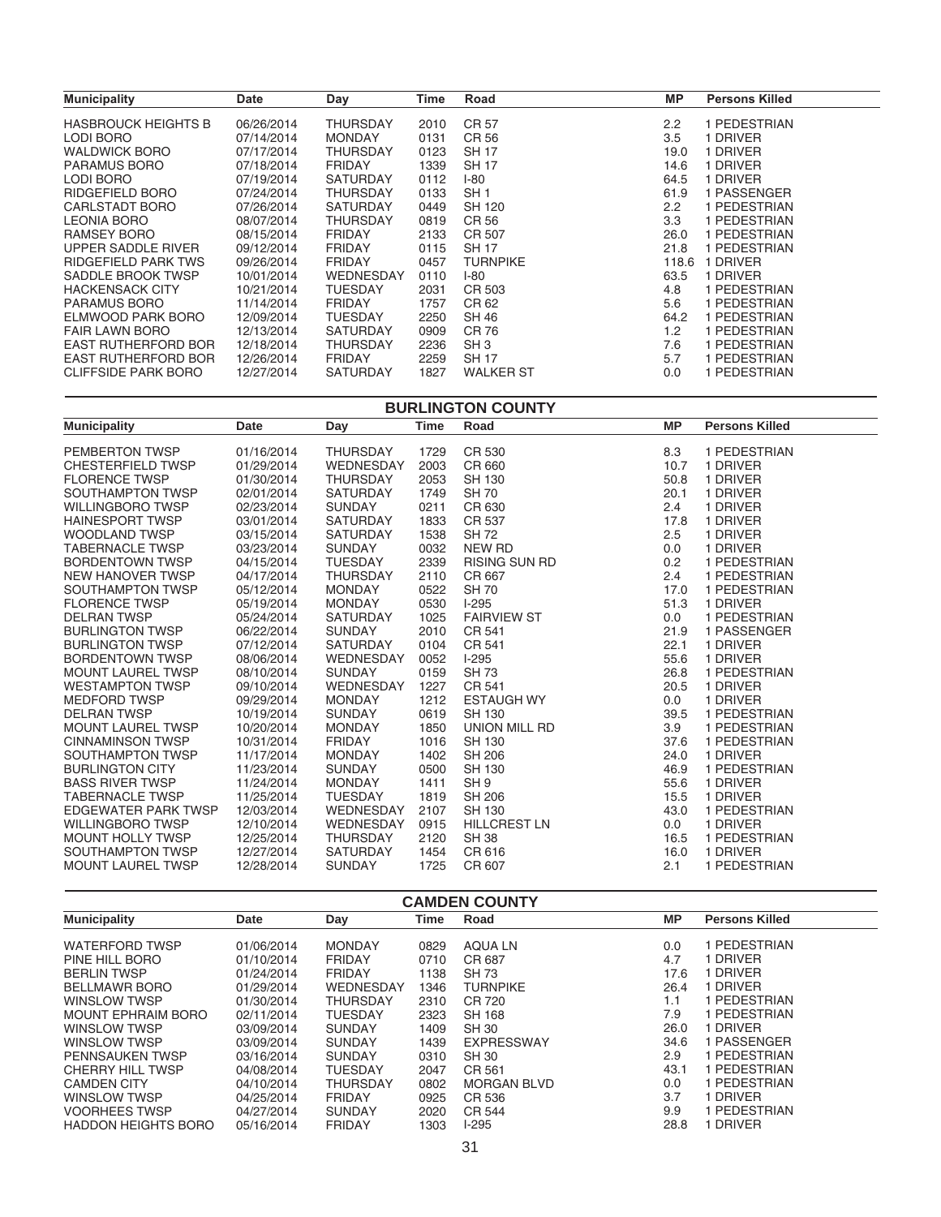| Municipality | Date | Day | Time | Road | MP | Persons Killed |
|---|---|---|---|---|---|---|
| HASBROUCK HEIGHTS B | 06/26/2014 | THURSDAY | 2010 | CR 57 | 2.2 | 1 PEDESTRIAN |
| LODI BORO | 07/14/2014 | MONDAY | 0131 | CR 56 | 3.5 | 1 DRIVER |
| WALDWICK BORO | 07/17/2014 | THURSDAY | 0123 | SH 17 | 19.0 | 1 DRIVER |
| PARAMUS BORO | 07/18/2014 | FRIDAY | 1339 | SH 17 | 14.6 | 1 DRIVER |
| LODI BORO | 07/19/2014 | SATURDAY | 0112 | I-80 | 64.5 | 1 DRIVER |
| RIDGEFIELD BORO | 07/24/2014 | THURSDAY | 0133 | SH 1 | 61.9 | 1 PASSENGER |
| CARLSTADT BORO | 07/26/2014 | SATURDAY | 0449 | SH 120 | 2.2 | 1 PEDESTRIAN |
| LEONIA BORO | 08/07/2014 | THURSDAY | 0819 | CR 56 | 3.3 | 1 PEDESTRIAN |
| RAMSEY BORO | 08/15/2014 | FRIDAY | 2133 | CR 507 | 26.0 | 1 PEDESTRIAN |
| UPPER SADDLE RIVER | 09/12/2014 | FRIDAY | 0115 | SH 17 | 21.8 | 1 PEDESTRIAN |
| RIDGEFIELD PARK TWS | 09/26/2014 | FRIDAY | 0457 | TURNPIKE | 118.6 | 1 DRIVER |
| SADDLE BROOK TWSP | 10/01/2014 | WEDNESDAY | 0110 | I-80 | 63.5 | 1 DRIVER |
| HACKENSACK CITY | 10/21/2014 | TUESDAY | 2031 | CR 503 | 4.8 | 1 PEDESTRIAN |
| PARAMUS BORO | 11/14/2014 | FRIDAY | 1757 | CR 62 | 5.6 | 1 PEDESTRIAN |
| ELMWOOD PARK BORO | 12/09/2014 | TUESDAY | 2250 | SH 46 | 64.2 | 1 PEDESTRIAN |
| FAIR LAWN BORO | 12/13/2014 | SATURDAY | 0909 | CR 76 | 1.2 | 1 PEDESTRIAN |
| EAST RUTHERFORD BOR | 12/18/2014 | THURSDAY | 2236 | SH 3 | 7.6 | 1 PEDESTRIAN |
| EAST RUTHERFORD BOR | 12/26/2014 | FRIDAY | 2259 | SH 17 | 5.7 | 1 PEDESTRIAN |
| CLIFFSIDE PARK BORO | 12/27/2014 | SATURDAY | 1827 | WALKER ST | 0.0 | 1 PEDESTRIAN |

## BURLINGTON COUNTY

| Municipality | Date | Day | Time | Road | MP | Persons Killed |
|---|---|---|---|---|---|---|
| PEMBERTON TWSP | 01/16/2014 | THURSDAY | 1729 | CR 530 | 8.3 | 1 PEDESTRIAN |
| CHESTERFIELD TWSP | 01/29/2014 | WEDNESDAY | 2003 | CR 660 | 10.7 | 1 DRIVER |
| FLORENCE TWSP | 01/30/2014 | THURSDAY | 2053 | SH 130 | 50.8 | 1 DRIVER |
| SOUTHAMPTON TWSP | 02/01/2014 | SATURDAY | 1749 | SH 70 | 20.1 | 1 DRIVER |
| WILLINGBORO TWSP | 02/23/2014 | SUNDAY | 0211 | CR 630 | 2.4 | 1 DRIVER |
| HAINESPORT TWSP | 03/01/2014 | SATURDAY | 1833 | CR 537 | 17.8 | 1 DRIVER |
| WOODLAND TWSP | 03/15/2014 | SATURDAY | 1538 | SH 72 | 2.5 | 1 DRIVER |
| TABERNACLE TWSP | 03/23/2014 | SUNDAY | 0032 | NEW RD | 0.0 | 1 DRIVER |
| BORDENTOWN TWSP | 04/15/2014 | TUESDAY | 2339 | RISING SUN RD | 0.2 | 1 PEDESTRIAN |
| NEW HANOVER TWSP | 04/17/2014 | THURSDAY | 2110 | CR 667 | 2.4 | 1 PEDESTRIAN |
| SOUTHAMPTON TWSP | 05/12/2014 | MONDAY | 0522 | SH 70 | 17.0 | 1 PEDESTRIAN |
| FLORENCE TWSP | 05/19/2014 | MONDAY | 0530 | I-295 | 51.3 | 1 DRIVER |
| DELRAN TWSP | 05/24/2014 | SATURDAY | 1025 | FAIRVIEW ST | 0.0 | 1 PEDESTRIAN |
| BURLINGTON TWSP | 06/22/2014 | SUNDAY | 2010 | CR 541 | 21.9 | 1 PASSENGER |
| BURLINGTON TWSP | 07/12/2014 | SATURDAY | 0104 | CR 541 | 22.1 | 1 DRIVER |
| BORDENTOWN TWSP | 08/06/2014 | WEDNESDAY | 0052 | I-295 | 55.6 | 1 DRIVER |
| MOUNT LAUREL TWSP | 08/10/2014 | SUNDAY | 0159 | SH 73 | 26.8 | 1 PEDESTRIAN |
| WESTAMPTON TWSP | 09/10/2014 | WEDNESDAY | 1227 | CR 541 | 20.5 | 1 DRIVER |
| MEDFORD TWSP | 09/29/2014 | MONDAY | 1212 | ESTAUGH WY | 0.0 | 1 DRIVER |
| DELRAN TWSP | 10/19/2014 | SUNDAY | 0619 | SH 130 | 39.5 | 1 PEDESTRIAN |
| MOUNT LAUREL TWSP | 10/20/2014 | MONDAY | 1850 | UNION MILL RD | 3.9 | 1 PEDESTRIAN |
| CINNAMINSON TWSP | 10/31/2014 | FRIDAY | 1016 | SH 130 | 37.6 | 1 PEDESTRIAN |
| SOUTHAMPTON TWSP | 11/17/2014 | MONDAY | 1402 | SH 206 | 24.0 | 1 DRIVER |
| BURLINGTON CITY | 11/23/2014 | SUNDAY | 0500 | SH 130 | 46.9 | 1 PEDESTRIAN |
| BASS RIVER TWSP | 11/24/2014 | MONDAY | 1411 | SH 9 | 55.6 | 1 DRIVER |
| TABERNACLE TWSP | 11/25/2014 | TUESDAY | 1819 | SH 206 | 15.5 | 1 DRIVER |
| EDGEWATER PARK TWSP | 12/03/2014 | WEDNESDAY | 2107 | SH 130 | 43.0 | 1 PEDESTRIAN |
| WILLINGBORO TWSP | 12/10/2014 | WEDNESDAY | 0915 | HILLCREST LN | 0.0 | 1 DRIVER |
| MOUNT HOLLY TWSP | 12/25/2014 | THURSDAY | 2120 | SH 38 | 16.5 | 1 PEDESTRIAN |
| SOUTHAMPTON TWSP | 12/27/2014 | SATURDAY | 1454 | CR 616 | 16.0 | 1 DRIVER |
| MOUNT LAUREL TWSP | 12/28/2014 | SUNDAY | 1725 | CR 607 | 2.1 | 1 PEDESTRIAN |

## CAMDEN COUNTY

| Municipality | Date | Day | Time | Road | MP | Persons Killed |
|---|---|---|---|---|---|---|
| WATERFORD TWSP | 01/06/2014 | MONDAY | 0829 | AQUA LN | 0.0 | 1 PEDESTRIAN |
| PINE HILL BORO | 01/10/2014 | FRIDAY | 0710 | CR 687 | 4.7 | 1 DRIVER |
| BERLIN TWSP | 01/24/2014 | FRIDAY | 1138 | SH 73 | 17.6 | 1 DRIVER |
| BELLMAWR BORO | 01/29/2014 | WEDNESDAY | 1346 | TURNPIKE | 26.4 | 1 DRIVER |
| WINSLOW TWSP | 01/30/2014 | THURSDAY | 2310 | CR 720 | 1.1 | 1 PEDESTRIAN |
| MOUNT EPHRAIM BORO | 02/11/2014 | TUESDAY | 2323 | SH 168 | 7.9 | 1 PEDESTRIAN |
| WINSLOW TWSP | 03/09/2014 | SUNDAY | 1409 | SH 30 | 26.0 | 1 DRIVER |
| WINSLOW TWSP | 03/09/2014 | SUNDAY | 1439 | EXPRESSWAY | 34.6 | 1 PASSENGER |
| PENNSAUKEN TWSP | 03/16/2014 | SUNDAY | 0310 | SH 30 | 2.9 | 1 PEDESTRIAN |
| CHERRY HILL TWSP | 04/08/2014 | TUESDAY | 2047 | CR 561 | 43.1 | 1 PEDESTRIAN |
| CAMDEN CITY | 04/10/2014 | THURSDAY | 0802 | MORGAN BLVD | 0.0 | 1 PEDESTRIAN |
| WINSLOW TWSP | 04/25/2014 | FRIDAY | 0925 | CR 536 | 3.7 | 1 DRIVER |
| VOORHEES TWSP | 04/27/2014 | SUNDAY | 2020 | CR 544 | 9.9 | 1 PEDESTRIAN |
| HADDON HEIGHTS BORO | 05/16/2014 | FRIDAY | 1303 | I-295 | 28.8 | 1 DRIVER |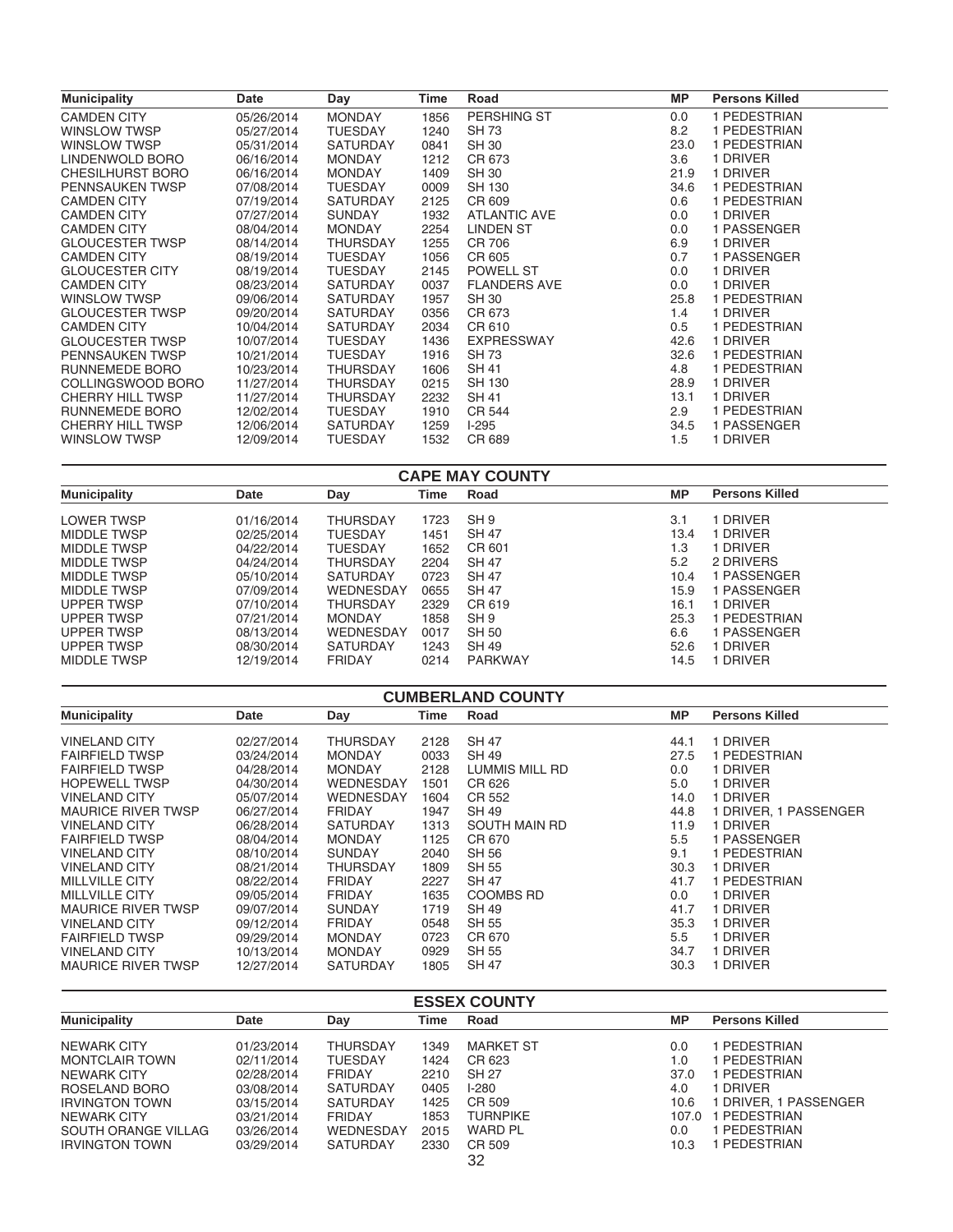| Municipality | Date | Day | Time | Road | MP | Persons Killed |
|---|---|---|---|---|---|---|
| CAMDEN CITY | 05/26/2014 | MONDAY | 1856 | PERSHING ST | 0.0 | 1 PEDESTRIAN |
| WINSLOW TWSP | 05/27/2014 | TUESDAY | 1240 | SH 73 | 8.2 | 1 PEDESTRIAN |
| WINSLOW TWSP | 05/31/2014 | SATURDAY | 0841 | SH 30 | 23.0 | 1 PEDESTRIAN |
| LINDENWOLD BORO | 06/16/2014 | MONDAY | 1212 | CR 673 | 3.6 | 1 DRIVER |
| CHESILHURST BORO | 06/16/2014 | MONDAY | 1409 | SH 30 | 21.9 | 1 DRIVER |
| PENNSAUKEN TWSP | 07/08/2014 | TUESDAY | 0009 | SH 130 | 34.6 | 1 PEDESTRIAN |
| CAMDEN CITY | 07/19/2014 | SATURDAY | 2125 | CR 609 | 0.6 | 1 PEDESTRIAN |
| CAMDEN CITY | 07/27/2014 | SUNDAY | 1932 | ATLANTIC AVE | 0.0 | 1 DRIVER |
| CAMDEN CITY | 08/04/2014 | MONDAY | 2254 | LINDEN ST | 0.0 | 1 PASSENGER |
| GLOUCESTER TWSP | 08/14/2014 | THURSDAY | 1255 | CR 706 | 6.9 | 1 DRIVER |
| CAMDEN CITY | 08/19/2014 | TUESDAY | 1056 | CR 605 | 0.7 | 1 PASSENGER |
| GLOUCESTER CITY | 08/19/2014 | TUESDAY | 2145 | POWELL ST | 0.0 | 1 DRIVER |
| CAMDEN CITY | 08/23/2014 | SATURDAY | 0037 | FLANDERS AVE | 0.0 | 1 DRIVER |
| WINSLOW TWSP | 09/06/2014 | SATURDAY | 1957 | SH 30 | 25.8 | 1 PEDESTRIAN |
| GLOUCESTER TWSP | 09/20/2014 | SATURDAY | 0356 | CR 673 | 1.4 | 1 DRIVER |
| CAMDEN CITY | 10/04/2014 | SATURDAY | 2034 | CR 610 | 0.5 | 1 PEDESTRIAN |
| GLOUCESTER TWSP | 10/07/2014 | TUESDAY | 1436 | EXPRESSWAY | 42.6 | 1 DRIVER |
| PENNSAUKEN TWSP | 10/21/2014 | TUESDAY | 1916 | SH 73 | 32.6 | 1 PEDESTRIAN |
| RUNNEMEDE BORO | 10/23/2014 | THURSDAY | 1606 | SH 41 | 4.8 | 1 PEDESTRIAN |
| COLLINGSWOOD BORO | 11/27/2014 | THURSDAY | 0215 | SH 130 | 28.9 | 1 DRIVER |
| CHERRY HILL TWSP | 11/27/2014 | THURSDAY | 2232 | SH 41 | 13.1 | 1 DRIVER |
| RUNNEMEDE BORO | 12/02/2014 | TUESDAY | 1910 | CR 544 | 2.9 | 1 PEDESTRIAN |
| CHERRY HILL TWSP | 12/06/2014 | SATURDAY | 1259 | I-295 | 34.5 | 1 PASSENGER |
| WINSLOW TWSP | 12/09/2014 | TUESDAY | 1532 | CR 689 | 1.5 | 1 DRIVER |

## CAPE MAY COUNTY

| Municipality | Date | Day | Time | Road | MP | Persons Killed |
|---|---|---|---|---|---|---|
| LOWER TWSP | 01/16/2014 | THURSDAY | 1723 | SH 9 | 3.1 | 1 DRIVER |
| MIDDLE TWSP | 02/25/2014 | TUESDAY | 1451 | SH 47 | 13.4 | 1 DRIVER |
| MIDDLE TWSP | 04/22/2014 | TUESDAY | 1652 | CR 601 | 1.3 | 1 DRIVER |
| MIDDLE TWSP | 04/24/2014 | THURSDAY | 2204 | SH 47 | 5.2 | 2 DRIVERS |
| MIDDLE TWSP | 05/10/2014 | SATURDAY | 0723 | SH 47 | 10.4 | 1 PASSENGER |
| MIDDLE TWSP | 07/09/2014 | WEDNESDAY | 0655 | SH 47 | 15.9 | 1 PASSENGER |
| UPPER TWSP | 07/10/2014 | THURSDAY | 2329 | CR 619 | 16.1 | 1 DRIVER |
| UPPER TWSP | 07/21/2014 | MONDAY | 1858 | SH 9 | 25.3 | 1 PEDESTRIAN |
| UPPER TWSP | 08/13/2014 | WEDNESDAY | 0017 | SH 50 | 6.6 | 1 PASSENGER |
| UPPER TWSP | 08/30/2014 | SATURDAY | 1243 | SH 49 | 52.6 | 1 DRIVER |
| MIDDLE TWSP | 12/19/2014 | FRIDAY | 0214 | PARKWAY | 14.5 | 1 DRIVER |

## CUMBERLAND COUNTY

| Municipality | Date | Day | Time | Road | MP | Persons Killed |
|---|---|---|---|---|---|---|
| VINELAND CITY | 02/27/2014 | THURSDAY | 2128 | SH 47 | 44.1 | 1 DRIVER |
| FAIRFIELD TWSP | 03/24/2014 | MONDAY | 0033 | SH 49 | 27.5 | 1 PEDESTRIAN |
| FAIRFIELD TWSP | 04/28/2014 | MONDAY | 2128 | LUMMIS MILL RD | 0.0 | 1 DRIVER |
| HOPEWELL TWSP | 04/30/2014 | WEDNESDAY | 1501 | CR 626 | 5.0 | 1 DRIVER |
| VINELAND CITY | 05/07/2014 | WEDNESDAY | 1604 | CR 552 | 14.0 | 1 DRIVER |
| MAURICE RIVER TWSP | 06/27/2014 | FRIDAY | 1947 | SH 49 | 44.8 | 1 DRIVER, 1 PASSENGER |
| VINELAND CITY | 06/28/2014 | SATURDAY | 1313 | SOUTH MAIN RD | 11.9 | 1 DRIVER |
| FAIRFIELD TWSP | 08/04/2014 | MONDAY | 1125 | CR 670 | 5.5 | 1 PASSENGER |
| VINELAND CITY | 08/10/2014 | SUNDAY | 2040 | SH 56 | 9.1 | 1 PEDESTRIAN |
| VINELAND CITY | 08/21/2014 | THURSDAY | 1809 | SH 55 | 30.3 | 1 DRIVER |
| MILLVILLE CITY | 08/22/2014 | FRIDAY | 2227 | SH 47 | 41.7 | 1 PEDESTRIAN |
| MILLVILLE CITY | 09/05/2014 | FRIDAY | 1635 | COOMBS RD | 0.0 | 1 DRIVER |
| MAURICE RIVER TWSP | 09/07/2014 | SUNDAY | 1719 | SH 49 | 41.7 | 1 DRIVER |
| VINELAND CITY | 09/12/2014 | FRIDAY | 0548 | SH 55 | 35.3 | 1 DRIVER |
| FAIRFIELD TWSP | 09/29/2014 | MONDAY | 0723 | CR 670 | 5.5 | 1 DRIVER |
| VINELAND CITY | 10/13/2014 | MONDAY | 0929 | SH 55 | 34.7 | 1 DRIVER |
| MAURICE RIVER TWSP | 12/27/2014 | SATURDAY | 1805 | SH 47 | 30.3 | 1 DRIVER |

## ESSEX COUNTY

| Municipality | Date | Day | Time | Road | MP | Persons Killed |
|---|---|---|---|---|---|---|
| NEWARK CITY | 01/23/2014 | THURSDAY | 1349 | MARKET ST | 0.0 | 1 PEDESTRIAN |
| MONTCLAIR TOWN | 02/11/2014 | TUESDAY | 1424 | CR 623 | 1.0 | 1 PEDESTRIAN |
| NEWARK CITY | 02/28/2014 | FRIDAY | 2210 | SH 27 | 37.0 | 1 PEDESTRIAN |
| ROSELAND BORO | 03/08/2014 | SATURDAY | 0405 | I-280 | 4.0 | 1 DRIVER |
| IRVINGTON TOWN | 03/15/2014 | SATURDAY | 1425 | CR 509 | 10.6 | 1 DRIVER, 1 PASSENGER |
| NEWARK CITY | 03/21/2014 | FRIDAY | 1853 | TURNPIKE | 107.0 | 1 PEDESTRIAN |
| SOUTH ORANGE VILLAG | 03/26/2014 | WEDNESDAY | 2015 | WARD PL | 0.0 | 1 PEDESTRIAN |
| IRVINGTON TOWN | 03/29/2014 | SATURDAY | 2330 | CR 509 | 10.3 | 1 PEDESTRIAN |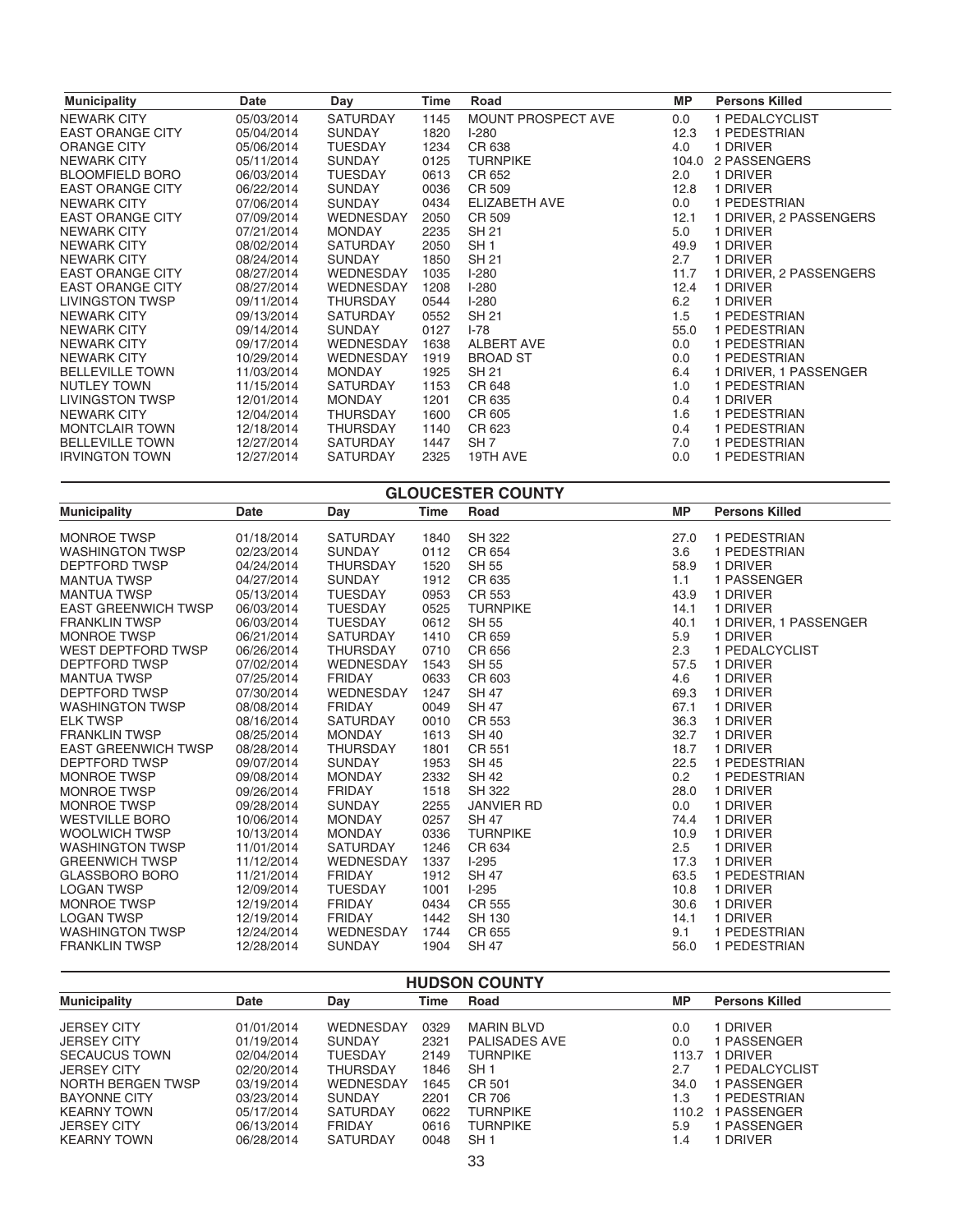| Municipality | Date | Day | Time | Road | MP | Persons Killed |
|---|---|---|---|---|---|---|
| NEWARK CITY | 05/03/2014 | SATURDAY | 1145 | MOUNT PROSPECT AVE | 0.0 | 1 PEDALCYCLIST |
| EAST ORANGE CITY | 05/04/2014 | SUNDAY | 1820 | I-280 | 12.3 | 1 PEDESTRIAN |
| ORANGE CITY | 05/06/2014 | TUESDAY | 1234 | CR 638 | 4.0 | 1 DRIVER |
| NEWARK CITY | 05/11/2014 | SUNDAY | 0125 | TURNPIKE | 104.0 | 2 PASSENGERS |
| BLOOMFIELD BORO | 06/03/2014 | TUESDAY | 0613 | CR 652 | 2.0 | 1 DRIVER |
| EAST ORANGE CITY | 06/22/2014 | SUNDAY | 0036 | CR 509 | 12.8 | 1 DRIVER |
| NEWARK CITY | 07/06/2014 | SUNDAY | 0434 | ELIZABETH AVE | 0.0 | 1 PEDESTRIAN |
| EAST ORANGE CITY | 07/09/2014 | WEDNESDAY | 2050 | CR 509 | 12.1 | 1 DRIVER, 2 PASSENGERS |
| NEWARK CITY | 07/21/2014 | MONDAY | 2235 | SH 21 | 5.0 | 1 DRIVER |
| NEWARK CITY | 08/02/2014 | SATURDAY | 2050 | SH 1 | 49.9 | 1 DRIVER |
| NEWARK CITY | 08/24/2014 | SUNDAY | 1850 | SH 21 | 2.7 | 1 DRIVER |
| EAST ORANGE CITY | 08/27/2014 | WEDNESDAY | 1035 | I-280 | 11.7 | 1 DRIVER, 2 PASSENGERS |
| EAST ORANGE CITY | 08/27/2014 | WEDNESDAY | 1208 | I-280 | 12.4 | 1 DRIVER |
| LIVINGSTON TWSP | 09/11/2014 | THURSDAY | 0544 | I-280 | 6.2 | 1 DRIVER |
| NEWARK CITY | 09/13/2014 | SATURDAY | 0552 | SH 21 | 1.5 | 1 PEDESTRIAN |
| NEWARK CITY | 09/14/2014 | SUNDAY | 0127 | I-78 | 55.0 | 1 PEDESTRIAN |
| NEWARK CITY | 09/17/2014 | WEDNESDAY | 1638 | ALBERT AVE | 0.0 | 1 PEDESTRIAN |
| NEWARK CITY | 10/29/2014 | WEDNESDAY | 1919 | BROAD ST | 0.0 | 1 PEDESTRIAN |
| BELLEVILLE TOWN | 11/03/2014 | MONDAY | 1925 | SH 21 | 6.4 | 1 DRIVER, 1 PASSENGER |
| NUTLEY TOWN | 11/15/2014 | SATURDAY | 1153 | CR 648 | 1.0 | 1 PEDESTRIAN |
| LIVINGSTON TWSP | 12/01/2014 | MONDAY | 1201 | CR 635 | 0.4 | 1 DRIVER |
| NEWARK CITY | 12/04/2014 | THURSDAY | 1600 | CR 605 | 1.6 | 1 PEDESTRIAN |
| MONTCLAIR TOWN | 12/18/2014 | THURSDAY | 1140 | CR 623 | 0.4 | 1 PEDESTRIAN |
| BELLEVILLE TOWN | 12/27/2014 | SATURDAY | 1447 | SH 7 | 7.0 | 1 PEDESTRIAN |
| IRVINGTON TOWN | 12/27/2014 | SATURDAY | 2325 | 19TH AVE | 0.0 | 1 PEDESTRIAN |

## GLOUCESTER COUNTY

| Municipality | Date | Day | Time | Road | MP | Persons Killed |
|---|---|---|---|---|---|---|
| MONROE TWSP | 01/18/2014 | SATURDAY | 1840 | SH 322 | 27.0 | 1 PEDESTRIAN |
| WASHINGTON TWSP | 02/23/2014 | SUNDAY | 0112 | CR 654 | 3.6 | 1 PEDESTRIAN |
| DEPTFORD TWSP | 04/24/2014 | THURSDAY | 1520 | SH 55 | 58.9 | 1 DRIVER |
| MANTUA TWSP | 04/27/2014 | SUNDAY | 1912 | CR 635 | 1.1 | 1 PASSENGER |
| MANTUA TWSP | 05/13/2014 | TUESDAY | 0953 | CR 553 | 43.9 | 1 DRIVER |
| EAST GREENWICH TWSP | 06/03/2014 | TUESDAY | 0525 | TURNPIKE | 14.1 | 1 DRIVER |
| FRANKLIN TWSP | 06/03/2014 | TUESDAY | 0612 | SH 55 | 40.1 | 1 DRIVER, 1 PASSENGER |
| MONROE TWSP | 06/21/2014 | SATURDAY | 1410 | CR 659 | 5.9 | 1 DRIVER |
| WEST DEPTFORD TWSP | 06/26/2014 | THURSDAY | 0710 | CR 656 | 2.3 | 1 PEDALCYCLIST |
| DEPTFORD TWSP | 07/02/2014 | WEDNESDAY | 1543 | SH 55 | 57.5 | 1 DRIVER |
| MANTUA TWSP | 07/25/2014 | FRIDAY | 0633 | CR 603 | 4.6 | 1 DRIVER |
| DEPTFORD TWSP | 07/30/2014 | WEDNESDAY | 1247 | SH 47 | 69.3 | 1 DRIVER |
| WASHINGTON TWSP | 08/08/2014 | FRIDAY | 0049 | SH 47 | 67.1 | 1 DRIVER |
| ELK TWSP | 08/16/2014 | SATURDAY | 0010 | CR 553 | 36.3 | 1 DRIVER |
| FRANKLIN TWSP | 08/25/2014 | MONDAY | 1613 | SH 40 | 32.7 | 1 DRIVER |
| EAST GREENWICH TWSP | 08/28/2014 | THURSDAY | 1801 | CR 551 | 18.7 | 1 DRIVER |
| DEPTFORD TWSP | 09/07/2014 | SUNDAY | 1953 | SH 45 | 22.5 | 1 PEDESTRIAN |
| MONROE TWSP | 09/08/2014 | MONDAY | 2332 | SH 42 | 0.2 | 1 PEDESTRIAN |
| MONROE TWSP | 09/26/2014 | FRIDAY | 1518 | SH 322 | 28.0 | 1 DRIVER |
| MONROE TWSP | 09/28/2014 | SUNDAY | 2255 | JANVIER RD | 0.0 | 1 DRIVER |
| WESTVILLE BORO | 10/06/2014 | MONDAY | 0257 | SH 47 | 74.4 | 1 DRIVER |
| WOOLWICH TWSP | 10/13/2014 | MONDAY | 0336 | TURNPIKE | 10.9 | 1 DRIVER |
| WASHINGTON TWSP | 11/01/2014 | SATURDAY | 1246 | CR 634 | 2.5 | 1 DRIVER |
| GREENWICH TWSP | 11/12/2014 | WEDNESDAY | 1337 | I-295 | 17.3 | 1 DRIVER |
| GLASSBORO BORO | 11/21/2014 | FRIDAY | 1912 | SH 47 | 63.5 | 1 PEDESTRIAN |
| LOGAN TWSP | 12/09/2014 | TUESDAY | 1001 | I-295 | 10.8 | 1 DRIVER |
| MONROE TWSP | 12/19/2014 | FRIDAY | 0434 | CR 555 | 30.6 | 1 DRIVER |
| LOGAN TWSP | 12/19/2014 | FRIDAY | 1442 | SH 130 | 14.1 | 1 DRIVER |
| WASHINGTON TWSP | 12/24/2014 | WEDNESDAY | 1744 | CR 655 | 9.1 | 1 PEDESTRIAN |
| FRANKLIN TWSP | 12/28/2014 | SUNDAY | 1904 | SH 47 | 56.0 | 1 PEDESTRIAN |

## HUDSON COUNTY

| Municipality | Date | Day | Time | Road | MP | Persons Killed |
|---|---|---|---|---|---|---|
| JERSEY CITY | 01/01/2014 | WEDNESDAY | 0329 | MARIN BLVD | 0.0 | 1 DRIVER |
| JERSEY CITY | 01/19/2014 | SUNDAY | 2321 | PALISADES AVE | 0.0 | 1 PASSENGER |
| SECAUCUS TOWN | 02/04/2014 | TUESDAY | 2149 | TURNPIKE | 113.7 | 1 DRIVER |
| JERSEY CITY | 02/20/2014 | THURSDAY | 1846 | SH 1 | 2.7 | 1 PEDALCYCLIST |
| NORTH BERGEN TWSP | 03/19/2014 | WEDNESDAY | 1645 | CR 501 | 34.0 | 1 PASSENGER |
| BAYONNE CITY | 03/23/2014 | SUNDAY | 2201 | CR 706 | 1.3 | 1 PEDESTRIAN |
| KEARNY TOWN | 05/17/2014 | SATURDAY | 0622 | TURNPIKE | 110.2 | 1 PASSENGER |
| JERSEY CITY | 06/13/2014 | FRIDAY | 0616 | TURNPIKE | 5.9 | 1 PASSENGER |
| KEARNY TOWN | 06/28/2014 | SATURDAY | 0048 | SH 1 | 1.4 | 1 DRIVER |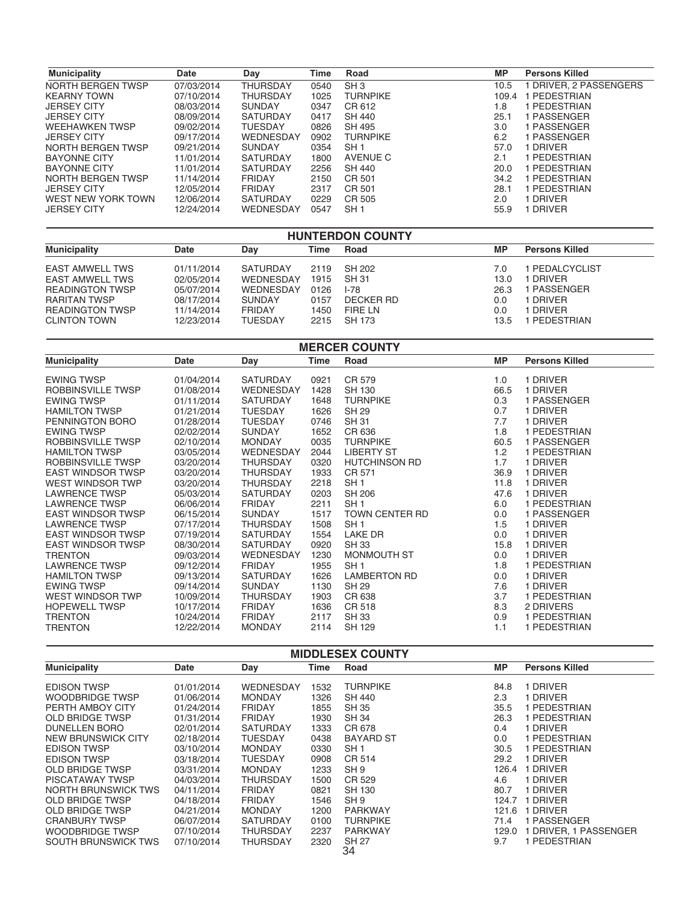| Municipality | Date | Day | Time | Road | MP | Persons Killed |
|---|---|---|---|---|---|---|
| NORTH BERGEN TWSP | 07/03/2014 | THURSDAY | 0540 | SH 3 | 10.5 | 1 DRIVER, 2 PASSENGERS |
| KEARNY TOWN | 07/10/2014 | THURSDAY | 1025 | TURNPIKE | 109.4 | 1 PEDESTRIAN |
| JERSEY CITY | 08/03/2014 | SUNDAY | 0347 | CR 612 | 1.8 | 1 PEDESTRIAN |
| JERSEY CITY | 08/09/2014 | SATURDAY | 0417 | SH 440 | 25.1 | 1 PASSENGER |
| WEEHAWKEN TWSP | 09/02/2014 | TUESDAY | 0826 | SH 495 | 3.0 | 1 PASSENGER |
| JERSEY CITY | 09/17/2014 | WEDNESDAY | 0902 | TURNPIKE | 6.2 | 1 PASSENGER |
| NORTH BERGEN TWSP | 09/21/2014 | SUNDAY | 0354 | SH 1 | 57.0 | 1 DRIVER |
| BAYONNE CITY | 11/01/2014 | SATURDAY | 1800 | AVENUE C | 2.1 | 1 PEDESTRIAN |
| BAYONNE CITY | 11/01/2014 | SATURDAY | 2256 | SH 440 | 20.0 | 1 PEDESTRIAN |
| NORTH BERGEN TWSP | 11/14/2014 | FRIDAY | 2150 | CR 501 | 34.2 | 1 PEDESTRIAN |
| JERSEY CITY | 12/05/2014 | FRIDAY | 2317 | CR 501 | 28.1 | 1 PEDESTRIAN |
| WEST NEW YORK TOWN | 12/06/2014 | SATURDAY | 0229 | CR 505 | 2.0 | 1 DRIVER |
| JERSEY CITY | 12/24/2014 | WEDNESDAY | 0547 | SH 1 | 55.9 | 1 DRIVER |

## HUNTERDON COUNTY

| Municipality | Date | Day | Time | Road | MP | Persons Killed |
|---|---|---|---|---|---|---|
| EAST AMWELL TWS | 01/11/2014 | SATURDAY | 2119 | SH 202 | 7.0 | 1 PEDALCYCLIST |
| EAST AMWELL TWS | 02/05/2014 | WEDNESDAY | 1915 | SH 31 | 13.0 | 1 DRIVER |
| READINGTON TWSP | 05/07/2014 | WEDNESDAY | 0126 | I-78 | 26.3 | 1 PASSENGER |
| RARITAN TWSP | 08/17/2014 | SUNDAY | 0157 | DECKER RD | 0.0 | 1 DRIVER |
| READINGTON TWSP | 11/14/2014 | FRIDAY | 1450 | FIRE LN | 0.0 | 1 DRIVER |
| CLINTON TOWN | 12/23/2014 | TUESDAY | 2215 | SH 173 | 13.5 | 1 PEDESTRIAN |

## MERCER COUNTY

| Municipality | Date | Day | Time | Road | MP | Persons Killed |
|---|---|---|---|---|---|---|
| EWING TWSP | 01/04/2014 | SATURDAY | 0921 | CR 579 | 1.0 | 1 DRIVER |
| ROBBINSVILLE TWSP | 01/08/2014 | WEDNESDAY | 1428 | SH 130 | 66.5 | 1 DRIVER |
| EWING TWSP | 01/11/2014 | SATURDAY | 1648 | TURNPIKE | 0.3 | 1 PASSENGER |
| HAMILTON TWSP | 01/21/2014 | TUESDAY | 1626 | SH 29 | 0.7 | 1 DRIVER |
| PENNINGTON BORO | 01/28/2014 | TUESDAY | 0746 | SH 31 | 7.7 | 1 DRIVER |
| EWING TWSP | 02/02/2014 | SUNDAY | 1652 | CR 636 | 1.8 | 1 PEDESTRIAN |
| ROBBINSVILLE TWSP | 02/10/2014 | MONDAY | 0035 | TURNPIKE | 60.5 | 1 PASSENGER |
| HAMILTON TWSP | 03/05/2014 | WEDNESDAY | 2044 | LIBERTY ST | 1.2 | 1 PEDESTRIAN |
| ROBBINSVILLE TWSP | 03/20/2014 | THURSDAY | 0320 | HUTCHINSON RD | 1.7 | 1 DRIVER |
| EAST WINDSOR TWSP | 03/20/2014 | THURSDAY | 1933 | CR 571 | 36.9 | 1 DRIVER |
| WEST WINDSOR TWP | 03/20/2014 | THURSDAY | 2218 | SH 1 | 11.8 | 1 DRIVER |
| LAWRENCE TWSP | 05/03/2014 | SATURDAY | 0203 | SH 206 | 47.6 | 1 DRIVER |
| LAWRENCE TWSP | 06/06/2014 | FRIDAY | 2211 | SH 1 | 6.0 | 1 PEDESTRIAN |
| EAST WINDSOR TWSP | 06/15/2014 | SUNDAY | 1517 | TOWN CENTER RD | 0.0 | 1 PASSENGER |
| LAWRENCE TWSP | 07/17/2014 | THURSDAY | 1508 | SH 1 | 1.5 | 1 DRIVER |
| EAST WINDSOR TWSP | 07/19/2014 | SATURDAY | 1554 | LAKE DR | 0.0 | 1 DRIVER |
| EAST WINDSOR TWSP | 08/30/2014 | SATURDAY | 0920 | SH 33 | 15.8 | 1 DRIVER |
| TRENTON | 09/03/2014 | WEDNESDAY | 1230 | MONMOUTH ST | 0.0 | 1 DRIVER |
| LAWRENCE TWSP | 09/12/2014 | FRIDAY | 1955 | SH 1 | 1.8 | 1 PEDESTRIAN |
| HAMILTON TWSP | 09/13/2014 | SATURDAY | 1626 | LAMBERTON RD | 0.0 | 1 DRIVER |
| EWING TWSP | 09/14/2014 | SUNDAY | 1130 | SH 29 | 7.6 | 1 DRIVER |
| WEST WINDSOR TWP | 10/09/2014 | THURSDAY | 1903 | CR 638 | 3.7 | 1 PEDESTRIAN |
| HOPEWELL TWSP | 10/17/2014 | FRIDAY | 1636 | CR 518 | 8.3 | 2 DRIVERS |
| TRENTON | 10/24/2014 | FRIDAY | 2117 | SH 33 | 0.9 | 1 PEDESTRIAN |
| TRENTON | 12/22/2014 | MONDAY | 2114 | SH 129 | 1.1 | 1 PEDESTRIAN |

## MIDDLESEX COUNTY

| Municipality | Date | Day | Time | Road | MP | Persons Killed |
|---|---|---|---|---|---|---|
| EDISON TWSP | 01/01/2014 | WEDNESDAY | 1532 | TURNPIKE | 84.8 | 1 DRIVER |
| WOODBRIDGE TWSP | 01/06/2014 | MONDAY | 1326 | SH 440 | 2.3 | 1 DRIVER |
| PERTH AMBOY CITY | 01/24/2014 | FRIDAY | 1855 | SH 35 | 35.5 | 1 PEDESTRIAN |
| OLD BRIDGE TWSP | 01/31/2014 | FRIDAY | 1930 | SH 34 | 26.3 | 1 PEDESTRIAN |
| DUNELLEN BORO | 02/01/2014 | SATURDAY | 1333 | CR 678 | 0.4 | 1 DRIVER |
| NEW BRUNSWICK CITY | 02/18/2014 | TUESDAY | 0438 | BAYARD ST | 0.0 | 1 PEDESTRIAN |
| EDISON TWSP | 03/10/2014 | MONDAY | 0330 | SH 1 | 30.5 | 1 PEDESTRIAN |
| EDISON TWSP | 03/18/2014 | TUESDAY | 0908 | CR 514 | 29.2 | 1 DRIVER |
| OLD BRIDGE TWSP | 03/31/2014 | MONDAY | 1233 | SH 9 | 126.4 | 1 DRIVER |
| PISCATAWAY TWSP | 04/03/2014 | THURSDAY | 1500 | CR 529 | 4.6 | 1 DRIVER |
| NORTH BRUNSWICK TWS | 04/11/2014 | FRIDAY | 0821 | SH 130 | 80.7 | 1 DRIVER |
| OLD BRIDGE TWSP | 04/18/2014 | FRIDAY | 1546 | SH 9 | 124.7 | 1 DRIVER |
| OLD BRIDGE TWSP | 04/21/2014 | MONDAY | 1200 | PARKWAY | 121.6 | 1 DRIVER |
| CRANBURY TWSP | 06/07/2014 | SATURDAY | 0100 | TURNPIKE | 71.4 | 1 PASSENGER |
| WOODBRIDGE TWSP | 07/10/2014 | THURSDAY | 2237 | PARKWAY | 129.0 | 1 DRIVER, 1 PASSENGER |
| SOUTH BRUNSWICK TWS | 07/10/2014 | THURSDAY | 2320 | SH 27 | 9.7 | 1 PEDESTRIAN |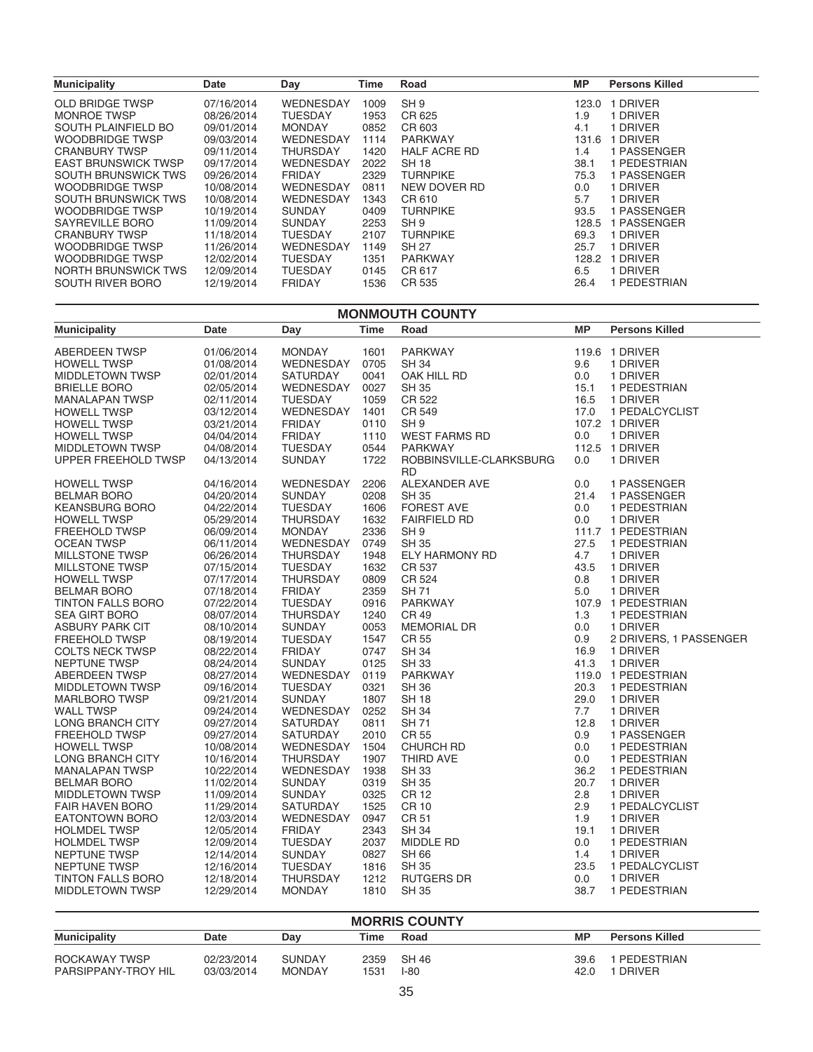| Municipality | Date | Day | Time | Road | MP | Persons Killed |
|---|---|---|---|---|---|---|
| OLD BRIDGE TWSP | 07/16/2014 | WEDNESDAY | 1009 | SH 9 | 123.0 | 1 DRIVER |
| MONROE TWSP | 08/26/2014 | TUESDAY | 1953 | CR 625 | 1.9 | 1 DRIVER |
| SOUTH PLAINFIELD BO | 09/01/2014 | MONDAY | 0852 | CR 603 | 4.1 | 1 DRIVER |
| WOODBRIDGE TWSP | 09/03/2014 | WEDNESDAY | 1114 | PARKWAY | 131.6 | 1 DRIVER |
| CRANBURY TWSP | 09/11/2014 | THURSDAY | 1420 | HALF ACRE RD | 1.4 | 1 PASSENGER |
| EAST BRUNSWICK TWSP | 09/17/2014 | WEDNESDAY | 2022 | SH 18 | 38.1 | 1 PEDESTRIAN |
| SOUTH BRUNSWICK TWS | 09/26/2014 | FRIDAY | 2329 | TURNPIKE | 75.3 | 1 PASSENGER |
| WOODBRIDGE TWSP | 10/08/2014 | WEDNESDAY | 0811 | NEW DOVER RD | 0.0 | 1 DRIVER |
| SOUTH BRUNSWICK TWS | 10/08/2014 | WEDNESDAY | 1343 | CR 610 | 5.7 | 1 DRIVER |
| WOODBRIDGE TWSP | 10/19/2014 | SUNDAY | 0409 | TURNPIKE | 93.5 | 1 PASSENGER |
| SAYREVILLE BORO | 11/09/2014 | SUNDAY | 2253 | SH 9 | 128.5 | 1 PASSENGER |
| CRANBURY TWSP | 11/18/2014 | TUESDAY | 2107 | TURNPIKE | 69.3 | 1 DRIVER |
| WOODBRIDGE TWSP | 11/26/2014 | WEDNESDAY | 1149 | SH 27 | 25.7 | 1 DRIVER |
| WOODBRIDGE TWSP | 12/02/2014 | TUESDAY | 1351 | PARKWAY | 128.2 | 1 DRIVER |
| NORTH BRUNSWICK TWS | 12/09/2014 | TUESDAY | 0145 | CR 617 | 6.5 | 1 DRIVER |
| SOUTH RIVER BORO | 12/19/2014 | FRIDAY | 1536 | CR 535 | 26.4 | 1 PEDESTRIAN |

## MONMOUTH COUNTY

| Municipality | Date | Day | Time | Road | MP | Persons Killed |
|---|---|---|---|---|---|---|
| ABERDEEN TWSP | 01/06/2014 | MONDAY | 1601 | PARKWAY | 119.6 | 1 DRIVER |
| HOWELL TWSP | 01/08/2014 | WEDNESDAY | 0705 | SH 34 | 9.6 | 1 DRIVER |
| MIDDLETOWN TWSP | 02/01/2014 | SATURDAY | 0041 | OAK HILL RD | 0.0 | 1 DRIVER |
| BRIELLE BORO | 02/05/2014 | WEDNESDAY | 0027 | SH 35 | 15.1 | 1 PEDESTRIAN |
| MANALAPAN TWSP | 02/11/2014 | TUESDAY | 1059 | CR 522 | 16.5 | 1 DRIVER |
| HOWELL TWSP | 03/12/2014 | WEDNESDAY | 1401 | CR 549 | 17.0 | 1 PEDALCYCLIST |
| HOWELL TWSP | 03/21/2014 | FRIDAY | 0110 | SH 9 | 107.2 | 1 DRIVER |
| HOWELL TWSP | 04/04/2014 | FRIDAY | 1110 | WEST FARMS RD | 0.0 | 1 DRIVER |
| MIDDLETOWN TWSP | 04/08/2014 | TUESDAY | 0544 | PARKWAY | 112.5 | 1 DRIVER |
| UPPER FREEHOLD TWSP | 04/13/2014 | SUNDAY | 1722 | ROBBINSVILLE-CLARKSBURG RD | 0.0 | 1 DRIVER |
| HOWELL TWSP | 04/16/2014 | WEDNESDAY | 2206 | ALEXANDER AVE | 0.0 | 1 PASSENGER |
| BELMAR BORO | 04/20/2014 | SUNDAY | 0208 | SH 35 | 21.4 | 1 PASSENGER |
| KEANSBURG BORO | 04/22/2014 | TUESDAY | 1606 | FOREST AVE | 0.0 | 1 PEDESTRIAN |
| HOWELL TWSP | 05/29/2014 | THURSDAY | 1632 | FAIRFIELD RD | 0.0 | 1 DRIVER |
| FREEHOLD TWSP | 06/09/2014 | MONDAY | 2336 | SH 9 | 111.7 | 1 PEDESTRIAN |
| OCEAN TWSP | 06/11/2014 | WEDNESDAY | 0749 | SH 35 | 27.5 | 1 PEDESTRIAN |
| MILLSTONE TWSP | 06/26/2014 | THURSDAY | 1948 | ELY HARMONY RD | 4.7 | 1 DRIVER |
| MILLSTONE TWSP | 07/15/2014 | TUESDAY | 1632 | CR 537 | 43.5 | 1 DRIVER |
| HOWELL TWSP | 07/17/2014 | THURSDAY | 0809 | CR 524 | 0.8 | 1 DRIVER |
| BELMAR BORO | 07/18/2014 | FRIDAY | 2359 | SH 71 | 5.0 | 1 DRIVER |
| TINTON FALLS BORO | 07/22/2014 | TUESDAY | 0916 | PARKWAY | 107.9 | 1 PEDESTRIAN |
| SEA GIRT BORO | 08/07/2014 | THURSDAY | 1240 | CR 49 | 1.3 | 1 PEDESTRIAN |
| ASBURY PARK CIT | 08/10/2014 | SUNDAY | 0053 | MEMORIAL DR | 0.0 | 1 DRIVER |
| FREEHOLD TWSP | 08/19/2014 | TUESDAY | 1547 | CR 55 | 0.9 | 2 DRIVERS, 1 PASSENGER |
| COLTS NECK TWSP | 08/22/2014 | FRIDAY | 0747 | SH 34 | 16.9 | 1 DRIVER |
| NEPTUNE TWSP | 08/24/2014 | SUNDAY | 0125 | SH 33 | 41.3 | 1 DRIVER |
| ABERDEEN TWSP | 08/27/2014 | WEDNESDAY | 0119 | PARKWAY | 119.0 | 1 PEDESTRIAN |
| MIDDLETOWN TWSP | 09/16/2014 | TUESDAY | 0321 | SH 36 | 20.3 | 1 PEDESTRIAN |
| MARLBORO TWSP | 09/21/2014 | SUNDAY | 1807 | SH 18 | 29.0 | 1 DRIVER |
| WALL TWSP | 09/24/2014 | WEDNESDAY | 0252 | SH 34 | 7.7 | 1 DRIVER |
| LONG BRANCH CITY | 09/27/2014 | SATURDAY | 0811 | SH 71 | 12.8 | 1 DRIVER |
| FREEHOLD TWSP | 09/27/2014 | SATURDAY | 2010 | CR 55 | 0.9 | 1 PASSENGER |
| HOWELL TWSP | 10/08/2014 | WEDNESDAY | 1504 | CHURCH RD | 0.0 | 1 PEDESTRIAN |
| LONG BRANCH CITY | 10/16/2014 | THURSDAY | 1907 | THIRD AVE | 0.0 | 1 PEDESTRIAN |
| MANALAPAN TWSP | 10/22/2014 | WEDNESDAY | 1938 | SH 33 | 36.2 | 1 PEDESTRIAN |
| BELMAR BORO | 11/02/2014 | SUNDAY | 0319 | SH 35 | 20.7 | 1 DRIVER |
| MIDDLETOWN TWSP | 11/09/2014 | SUNDAY | 0325 | CR 12 | 2.8 | 1 DRIVER |
| FAIR HAVEN BORO | 11/29/2014 | SATURDAY | 1525 | CR 10 | 2.9 | 1 PEDALCYCLIST |
| EATONTOWN BORO | 12/03/2014 | WEDNESDAY | 0947 | CR 51 | 1.9 | 1 DRIVER |
| HOLMDEL TWSP | 12/05/2014 | FRIDAY | 2343 | SH 34 | 19.1 | 1 DRIVER |
| HOLMDEL TWSP | 12/09/2014 | TUESDAY | 2037 | MIDDLE RD | 0.0 | 1 PEDESTRIAN |
| NEPTUNE TWSP | 12/14/2014 | SUNDAY | 0827 | SH 66 | 1.4 | 1 DRIVER |
| NEPTUNE TWSP | 12/16/2014 | TUESDAY | 1816 | SH 35 | 23.5 | 1 PEDALCYCLIST |
| TINTON FALLS BORO | 12/18/2014 | THURSDAY | 1212 | RUTGERS DR | 0.0 | 1 DRIVER |
| MIDDLETOWN TWSP | 12/29/2014 | MONDAY | 1810 | SH 35 | 38.7 | 1 PEDESTRIAN |

## MORRIS COUNTY

| Municipality | Date | Day | Time | Road | MP | Persons Killed |
|---|---|---|---|---|---|---|
| ROCKAWAY TWSP | 02/23/2014 | SUNDAY | 2359 | SH 46 | 39.6 | 1 PEDESTRIAN |
| PARSIPPANY-TROY HIL | 03/03/2014 | MONDAY | 1531 | I-80 | 42.0 | 1 DRIVER |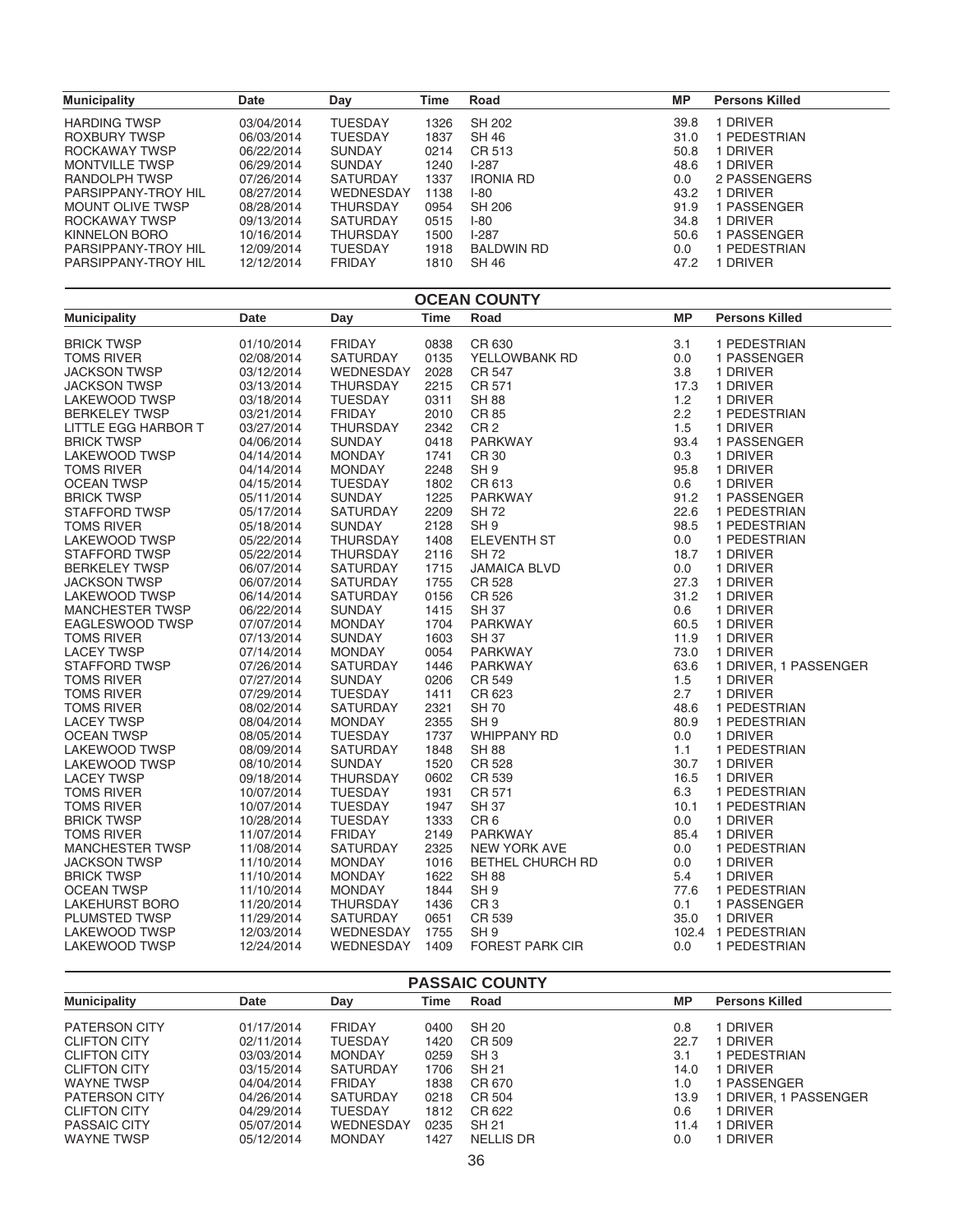| Municipality | Date | Day | Time | Road | MP | Persons Killed |
|---|---|---|---|---|---|---|
| HARDING TWSP | 03/04/2014 | TUESDAY | 1326 | SH 202 | 39.8 | 1 DRIVER |
| ROXBURY TWSP | 06/03/2014 | TUESDAY | 1837 | SH 46 | 31.0 | 1 PEDESTRIAN |
| ROCKAWAY TWSP | 06/22/2014 | SUNDAY | 0214 | CR 513 | 50.8 | 1 DRIVER |
| MONTVILLE TWSP | 06/29/2014 | SUNDAY | 1240 | I-287 | 48.6 | 1 DRIVER |
| RANDOLPH TWSP | 07/26/2014 | SATURDAY | 1337 | IRONIA RD | 0.0 | 2 PASSENGERS |
| PARSIPPANY-TROY HIL | 08/27/2014 | WEDNESDAY | 1138 | I-80 | 43.2 | 1 DRIVER |
| MOUNT OLIVE TWSP | 08/28/2014 | THURSDAY | 0954 | SH 206 | 91.9 | 1 PASSENGER |
| ROCKAWAY TWSP | 09/13/2014 | SATURDAY | 0515 | I-80 | 34.8 | 1 DRIVER |
| KINNELON BORO | 10/16/2014 | THURSDAY | 1500 | I-287 | 50.6 | 1 PASSENGER |
| PARSIPPANY-TROY HIL | 12/09/2014 | TUESDAY | 1918 | BALDWIN RD | 0.0 | 1 PEDESTRIAN |
| PARSIPPANY-TROY HIL | 12/12/2014 | FRIDAY | 1810 | SH 46 | 47.2 | 1 DRIVER |

## OCEAN COUNTY

| Municipality | Date | Day | Time | Road | MP | Persons Killed |
|---|---|---|---|---|---|---|
| BRICK TWSP | 01/10/2014 | FRIDAY | 0838 | CR 630 | 3.1 | 1 PEDESTRIAN |
| TOMS RIVER | 02/08/2014 | SATURDAY | 0135 | YELLOWBANK RD | 0.0 | 1 PASSENGER |
| JACKSON TWSP | 03/12/2014 | WEDNESDAY | 2028 | CR 547 | 3.8 | 1 DRIVER |
| JACKSON TWSP | 03/13/2014 | THURSDAY | 2215 | CR 571 | 17.3 | 1 DRIVER |
| LAKEWOOD TWSP | 03/18/2014 | TUESDAY | 0311 | SH 88 | 1.2 | 1 DRIVER |
| BERKELEY TWSP | 03/21/2014 | FRIDAY | 2010 | CR 85 | 2.2 | 1 PEDESTRIAN |
| LITTLE EGG HARBOR T | 03/27/2014 | THURSDAY | 2342 | CR 2 | 1.5 | 1 DRIVER |
| BRICK TWSP | 04/06/2014 | SUNDAY | 0418 | PARKWAY | 93.4 | 1 PASSENGER |
| LAKEWOOD TWSP | 04/14/2014 | MONDAY | 1741 | CR 30 | 0.3 | 1 DRIVER |
| TOMS RIVER | 04/14/2014 | MONDAY | 2248 | SH 9 | 95.8 | 1 DRIVER |
| OCEAN TWSP | 04/15/2014 | TUESDAY | 1802 | CR 613 | 0.6 | 1 DRIVER |
| BRICK TWSP | 05/11/2014 | SUNDAY | 1225 | PARKWAY | 91.2 | 1 PASSENGER |
| STAFFORD TWSP | 05/17/2014 | SATURDAY | 2209 | SH 72 | 22.6 | 1 PEDESTRIAN |
| TOMS RIVER | 05/18/2014 | SUNDAY | 2128 | SH 9 | 98.5 | 1 PEDESTRIAN |
| LAKEWOOD TWSP | 05/22/2014 | THURSDAY | 1408 | ELEVENTH ST | 0.0 | 1 PEDESTRIAN |
| STAFFORD TWSP | 05/22/2014 | THURSDAY | 2116 | SH 72 | 18.7 | 1 DRIVER |
| BERKELEY TWSP | 06/07/2014 | SATURDAY | 1715 | JAMAICA BLVD | 0.0 | 1 DRIVER |
| JACKSON TWSP | 06/07/2014 | SATURDAY | 1755 | CR 528 | 27.3 | 1 DRIVER |
| LAKEWOOD TWSP | 06/14/2014 | SATURDAY | 0156 | CR 526 | 31.2 | 1 DRIVER |
| MANCHESTER TWSP | 06/22/2014 | SUNDAY | 1415 | SH 37 | 0.6 | 1 DRIVER |
| EAGLESWOOD TWSP | 07/07/2014 | MONDAY | 1704 | PARKWAY | 60.5 | 1 DRIVER |
| TOMS RIVER | 07/13/2014 | SUNDAY | 1603 | SH 37 | 11.9 | 1 DRIVER |
| LACEY TWSP | 07/14/2014 | MONDAY | 0054 | PARKWAY | 73.0 | 1 DRIVER |
| STAFFORD TWSP | 07/26/2014 | SATURDAY | 1446 | PARKWAY | 63.6 | 1 DRIVER, 1 PASSENGER |
| TOMS RIVER | 07/27/2014 | SUNDAY | 0206 | CR 549 | 1.5 | 1 DRIVER |
| TOMS RIVER | 07/29/2014 | TUESDAY | 1411 | CR 623 | 2.7 | 1 DRIVER |
| TOMS RIVER | 08/02/2014 | SATURDAY | 2321 | SH 70 | 48.6 | 1 PEDESTRIAN |
| LACEY TWSP | 08/04/2014 | MONDAY | 2355 | SH 9 | 80.9 | 1 PEDESTRIAN |
| OCEAN TWSP | 08/05/2014 | TUESDAY | 1737 | WHIPPANY RD | 0.0 | 1 DRIVER |
| LAKEWOOD TWSP | 08/09/2014 | SATURDAY | 1848 | SH 88 | 1.1 | 1 PEDESTRIAN |
| LAKEWOOD TWSP | 08/10/2014 | SUNDAY | 1520 | CR 528 | 30.7 | 1 DRIVER |
| LACEY TWSP | 09/18/2014 | THURSDAY | 0602 | CR 539 | 16.5 | 1 DRIVER |
| TOMS RIVER | 10/07/2014 | TUESDAY | 1931 | CR 571 | 6.3 | 1 PEDESTRIAN |
| TOMS RIVER | 10/07/2014 | TUESDAY | 1947 | SH 37 | 10.1 | 1 PEDESTRIAN |
| BRICK TWSP | 10/28/2014 | TUESDAY | 1333 | CR 6 | 0.0 | 1 DRIVER |
| TOMS RIVER | 11/07/2014 | FRIDAY | 2149 | PARKWAY | 85.4 | 1 DRIVER |
| MANCHESTER TWSP | 11/08/2014 | SATURDAY | 2325 | NEW YORK AVE | 0.0 | 1 PEDESTRIAN |
| JACKSON TWSP | 11/10/2014 | MONDAY | 1016 | BETHEL CHURCH RD | 0.0 | 1 DRIVER |
| BRICK TWSP | 11/10/2014 | MONDAY | 1622 | SH 88 | 5.4 | 1 DRIVER |
| OCEAN TWSP | 11/10/2014 | MONDAY | 1844 | SH 9 | 77.6 | 1 PEDESTRIAN |
| LAKEHURST BORO | 11/20/2014 | THURSDAY | 1436 | CR 3 | 0.1 | 1 PASSENGER |
| PLUMSTED TWSP | 11/29/2014 | SATURDAY | 0651 | CR 539 | 35.0 | 1 DRIVER |
| LAKEWOOD TWSP | 12/03/2014 | WEDNESDAY | 1755 | SH 9 | 102.4 | 1 PEDESTRIAN |
| LAKEWOOD TWSP | 12/24/2014 | WEDNESDAY | 1409 | FOREST PARK CIR | 0.0 | 1 PEDESTRIAN |

## PASSAIC COUNTY

| Municipality | Date | Day | Time | Road | MP | Persons Killed |
|---|---|---|---|---|---|---|
| PATERSON CITY | 01/17/2014 | FRIDAY | 0400 | SH 20 | 0.8 | 1 DRIVER |
| CLIFTON CITY | 02/11/2014 | TUESDAY | 1420 | CR 509 | 22.7 | 1 DRIVER |
| CLIFTON CITY | 03/03/2014 | MONDAY | 0259 | SH 3 | 3.1 | 1 PEDESTRIAN |
| CLIFTON CITY | 03/15/2014 | SATURDAY | 1706 | SH 21 | 14.0 | 1 DRIVER |
| WAYNE TWSP | 04/04/2014 | FRIDAY | 1838 | CR 670 | 1.0 | 1 PASSENGER |
| PATERSON CITY | 04/26/2014 | SATURDAY | 0218 | CR 504 | 13.9 | 1 DRIVER, 1 PASSENGER |
| CLIFTON CITY | 04/29/2014 | TUESDAY | 1812 | CR 622 | 0.6 | 1 DRIVER |
| PASSAIC CITY | 05/07/2014 | WEDNESDAY | 0235 | SH 21 | 11.4 | 1 DRIVER |
| WAYNE TWSP | 05/12/2014 | MONDAY | 1427 | NELLIS DR | 0.0 | 1 DRIVER |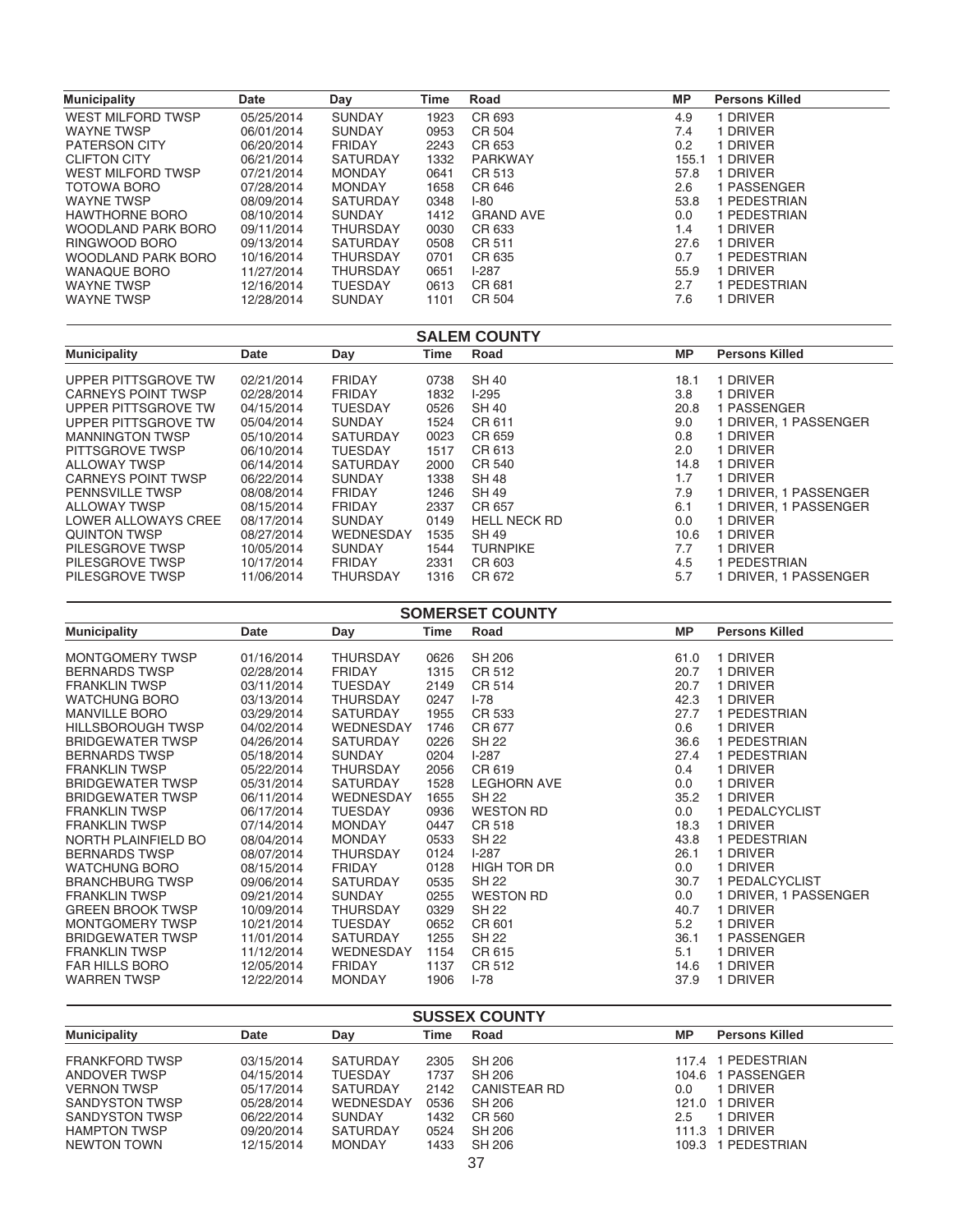| Municipality | Date | Day | Time | Road | MP | Persons Killed |
|---|---|---|---|---|---|---|
| WEST MILFORD TWSP | 05/25/2014 | SUNDAY | 1923 | CR 693 | 4.9 | 1 DRIVER |
| WAYNE TWSP | 06/01/2014 | SUNDAY | 0953 | CR 504 | 7.4 | 1 DRIVER |
| PATERSON CITY | 06/20/2014 | FRIDAY | 2243 | CR 653 | 0.2 | 1 DRIVER |
| CLIFTON CITY | 06/21/2014 | SATURDAY | 1332 | PARKWAY | 155.1 | 1 DRIVER |
| WEST MILFORD TWSP | 07/21/2014 | MONDAY | 0641 | CR 513 | 57.8 | 1 DRIVER |
| TOTOWA BORO | 07/28/2014 | MONDAY | 1658 | CR 646 | 2.6 | 1 PASSENGER |
| WAYNE TWSP | 08/09/2014 | SATURDAY | 0348 | I-80 | 53.8 | 1 PEDESTRIAN |
| HAWTHORNE BORO | 08/10/2014 | SUNDAY | 1412 | GRAND AVE | 0.0 | 1 PEDESTRIAN |
| WOODLAND PARK BORO | 09/11/2014 | THURSDAY | 0030 | CR 633 | 1.4 | 1 DRIVER |
| RINGWOOD BORO | 09/13/2014 | SATURDAY | 0508 | CR 511 | 27.6 | 1 DRIVER |
| WOODLAND PARK BORO | 10/16/2014 | THURSDAY | 0701 | CR 635 | 0.7 | 1 PEDESTRIAN |
| WANAQUE BORO | 11/27/2014 | THURSDAY | 0651 | I-287 | 55.9 | 1 DRIVER |
| WAYNE TWSP | 12/16/2014 | TUESDAY | 0613 | CR 681 | 2.7 | 1 PEDESTRIAN |
| WAYNE TWSP | 12/28/2014 | SUNDAY | 1101 | CR 504 | 7.6 | 1 DRIVER |

## SALEM COUNTY

| Municipality | Date | Day | Time | Road | MP | Persons Killed |
|---|---|---|---|---|---|---|
| UPPER PITTSGROVE TW | 02/21/2014 | FRIDAY | 0738 | SH 40 | 18.1 | 1 DRIVER |
| CARNEYS POINT TWSP | 02/28/2014 | FRIDAY | 1832 | I-295 | 3.8 | 1 DRIVER |
| UPPER PITTSGROVE TW | 04/15/2014 | TUESDAY | 0526 | SH 40 | 20.8 | 1 PASSENGER |
| UPPER PITTSGROVE TW | 05/04/2014 | SUNDAY | 1524 | CR 611 | 9.0 | 1 DRIVER, 1 PASSENGER |
| MANNINGTON TWSP | 05/10/2014 | SATURDAY | 0023 | CR 659 | 0.8 | 1 DRIVER |
| PITTSGROVE TWSP | 06/10/2014 | TUESDAY | 1517 | CR 613 | 2.0 | 1 DRIVER |
| ALLOWAY TWSP | 06/14/2014 | SATURDAY | 2000 | CR 540 | 14.8 | 1 DRIVER |
| CARNEYS POINT TWSP | 06/22/2014 | SUNDAY | 1338 | SH 48 | 1.7 | 1 DRIVER |
| PENNSVILLE TWSP | 08/08/2014 | FRIDAY | 1246 | SH 49 | 7.9 | 1 DRIVER, 1 PASSENGER |
| ALLOWAY TWSP | 08/15/2014 | FRIDAY | 2337 | CR 657 | 6.1 | 1 DRIVER, 1 PASSENGER |
| LOWER ALLOWAYS CREE | 08/17/2014 | SUNDAY | 0149 | HELL NECK RD | 0.0 | 1 DRIVER |
| QUINTON TWSP | 08/27/2014 | WEDNESDAY | 1535 | SH 49 | 10.6 | 1 DRIVER |
| PILESGROVE TWSP | 10/05/2014 | SUNDAY | 1544 | TURNPIKE | 7.7 | 1 DRIVER |
| PILESGROVE TWSP | 10/17/2014 | FRIDAY | 2331 | CR 603 | 4.5 | 1 PEDESTRIAN |
| PILESGROVE TWSP | 11/06/2014 | THURSDAY | 1316 | CR 672 | 5.7 | 1 DRIVER, 1 PASSENGER |

## SOMERSET COUNTY

| Municipality | Date | Day | Time | Road | MP | Persons Killed |
|---|---|---|---|---|---|---|
| MONTGOMERY TWSP | 01/16/2014 | THURSDAY | 0626 | SH 206 | 61.0 | 1 DRIVER |
| BERNARDS TWSP | 02/28/2014 | FRIDAY | 1315 | CR 512 | 20.7 | 1 DRIVER |
| FRANKLIN TWSP | 03/11/2014 | TUESDAY | 2149 | CR 514 | 20.7 | 1 DRIVER |
| WATCHUNG BORO | 03/13/2014 | THURSDAY | 0247 | I-78 | 42.3 | 1 DRIVER |
| MANVILLE BORO | 03/29/2014 | SATURDAY | 1955 | CR 533 | 27.7 | 1 PEDESTRIAN |
| HILLSBOROUGH TWSP | 04/02/2014 | WEDNESDAY | 1746 | CR 677 | 0.6 | 1 DRIVER |
| BRIDGEWATER TWSP | 04/26/2014 | SATURDAY | 0226 | SH 22 | 36.6 | 1 PEDESTRIAN |
| BERNARDS TWSP | 05/18/2014 | SUNDAY | 0204 | I-287 | 27.4 | 1 PEDESTRIAN |
| FRANKLIN TWSP | 05/22/2014 | THURSDAY | 2056 | CR 619 | 0.4 | 1 DRIVER |
| BRIDGEWATER TWSP | 05/31/2014 | SATURDAY | 1528 | LEGHORN AVE | 0.0 | 1 DRIVER |
| BRIDGEWATER TWSP | 06/11/2014 | WEDNESDAY | 1655 | SH 22 | 35.2 | 1 DRIVER |
| FRANKLIN TWSP | 06/17/2014 | TUESDAY | 0936 | WESTON RD | 0.0 | 1 PEDALCYCLIST |
| FRANKLIN TWSP | 07/14/2014 | MONDAY | 0447 | CR 518 | 18.3 | 1 DRIVER |
| NORTH PLAINFIELD BO | 08/04/2014 | MONDAY | 0533 | SH 22 | 43.8 | 1 PEDESTRIAN |
| BERNARDS TWSP | 08/07/2014 | THURSDAY | 0124 | I-287 | 26.1 | 1 DRIVER |
| WATCHUNG BORO | 08/15/2014 | FRIDAY | 0128 | HIGH TOR DR | 0.0 | 1 DRIVER |
| BRANCHBURG TWSP | 09/06/2014 | SATURDAY | 0535 | SH 22 | 30.7 | 1 PEDALCYCLIST |
| FRANKLIN TWSP | 09/21/2014 | SUNDAY | 0255 | WESTON RD | 0.0 | 1 DRIVER, 1 PASSENGER |
| GREEN BROOK TWSP | 10/09/2014 | THURSDAY | 0329 | SH 22 | 40.7 | 1 DRIVER |
| MONTGOMERY TWSP | 10/21/2014 | TUESDAY | 0652 | CR 601 | 5.2 | 1 DRIVER |
| BRIDGEWATER TWSP | 11/01/2014 | SATURDAY | 1255 | SH 22 | 36.1 | 1 PASSENGER |
| FRANKLIN TWSP | 11/12/2014 | WEDNESDAY | 1154 | CR 615 | 5.1 | 1 DRIVER |
| FAR HILLS BORO | 12/05/2014 | FRIDAY | 1137 | CR 512 | 14.6 | 1 DRIVER |
| WARREN TWSP | 12/22/2014 | MONDAY | 1906 | I-78 | 37.9 | 1 DRIVER |

## SUSSEX COUNTY

| Municipality | Date | Day | Time | Road | MP | Persons Killed |
|---|---|---|---|---|---|---|
| FRANKFORD TWSP | 03/15/2014 | SATURDAY | 2305 | SH 206 | 117.4 | 1 PEDESTRIAN |
| ANDOVER TWSP | 04/15/2014 | TUESDAY | 1737 | SH 206 | 104.6 | 1 PASSENGER |
| VERNON TWSP | 05/17/2014 | SATURDAY | 2142 | CANISTEAR RD | 0.0 | 1 DRIVER |
| SANDYSTON TWSP | 05/28/2014 | WEDNESDAY | 0536 | SH 206 | 121.0 | 1 DRIVER |
| SANDYSTON TWSP | 06/22/2014 | SUNDAY | 1432 | CR 560 | 2.5 | 1 DRIVER |
| HAMPTON TWSP | 09/20/2014 | SATURDAY | 0524 | SH 206 | 111.3 | 1 DRIVER |
| NEWTON TOWN | 12/15/2014 | MONDAY | 1433 | SH 206 | 109.3 | 1 PEDESTRIAN |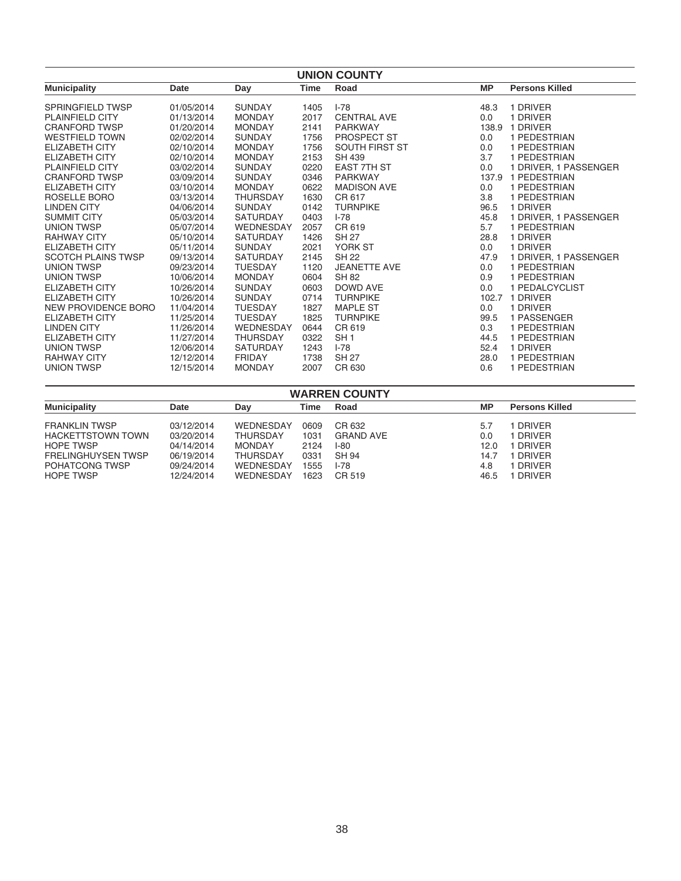## UNION COUNTY

| Municipality | Date | Day | Time | Road | MP | Persons Killed |
|---|---|---|---|---|---|---|
| SPRINGFIELD TWSP | 01/05/2014 | SUNDAY | 1405 | I-78 | 48.3 | 1 DRIVER |
| PLAINFIELD CITY | 01/13/2014 | MONDAY | 2017 | CENTRAL AVE | 0.0 | 1 DRIVER |
| CRANFORD TWSP | 01/20/2014 | MONDAY | 2141 | PARKWAY | 138.9 | 1 DRIVER |
| WESTFIELD TOWN | 02/02/2014 | SUNDAY | 1756 | PROSPECT ST | 0.0 | 1 PEDESTRIAN |
| ELIZABETH CITY | 02/10/2014 | MONDAY | 1756 | SOUTH FIRST ST | 0.0 | 1 PEDESTRIAN |
| ELIZABETH CITY | 02/10/2014 | MONDAY | 2153 | SH 439 | 3.7 | 1 PEDESTRIAN |
| PLAINFIELD CITY | 03/02/2014 | SUNDAY | 0220 | EAST 7TH ST | 0.0 | 1 DRIVER, 1 PASSENGER |
| CRANFORD TWSP | 03/09/2014 | SUNDAY | 0346 | PARKWAY | 137.9 | 1 PEDESTRIAN |
| ELIZABETH CITY | 03/10/2014 | MONDAY | 0622 | MADISON AVE | 0.0 | 1 PEDESTRIAN |
| ROSELLE BORO | 03/13/2014 | THURSDAY | 1630 | CR 617 | 3.8 | 1 PEDESTRIAN |
| LINDEN CITY | 04/06/2014 | SUNDAY | 0142 | TURNPIKE | 96.5 | 1 DRIVER |
| SUMMIT CITY | 05/03/2014 | SATURDAY | 0403 | I-78 | 45.8 | 1 DRIVER, 1 PASSENGER |
| UNION TWSP | 05/07/2014 | WEDNESDAY | 2057 | CR 619 | 5.7 | 1 PEDESTRIAN |
| RAHWAY CITY | 05/10/2014 | SATURDAY | 1426 | SH 27 | 28.8 | 1 DRIVER |
| ELIZABETH CITY | 05/11/2014 | SUNDAY | 2021 | YORK ST | 0.0 | 1 DRIVER |
| SCOTCH PLAINS TWSP | 09/13/2014 | SATURDAY | 2145 | SH 22 | 47.9 | 1 DRIVER, 1 PASSENGER |
| UNION TWSP | 09/23/2014 | TUESDAY | 1120 | JEANETTE AVE | 0.0 | 1 PEDESTRIAN |
| UNION TWSP | 10/06/2014 | MONDAY | 0604 | SH 82 | 0.9 | 1 PEDESTRIAN |
| ELIZABETH CITY | 10/26/2014 | SUNDAY | 0603 | DOWD AVE | 0.0 | 1 PEDALCYCLIST |
| ELIZABETH CITY | 10/26/2014 | SUNDAY | 0714 | TURNPIKE | 102.7 | 1 DRIVER |
| NEW PROVIDENCE BORO | 11/04/2014 | TUESDAY | 1827 | MAPLE ST | 0.0 | 1 DRIVER |
| ELIZABETH CITY | 11/25/2014 | TUESDAY | 1825 | TURNPIKE | 99.5 | 1 PASSENGER |
| LINDEN CITY | 11/26/2014 | WEDNESDAY | 0644 | CR 619 | 0.3 | 1 PEDESTRIAN |
| ELIZABETH CITY | 11/27/2014 | THURSDAY | 0322 | SH 1 | 44.5 | 1 PEDESTRIAN |
| UNION TWSP | 12/06/2014 | SATURDAY | 1243 | I-78 | 52.4 | 1 DRIVER |
| RAHWAY CITY | 12/12/2014 | FRIDAY | 1738 | SH 27 | 28.0 | 1 PEDESTRIAN |
| UNION TWSP | 12/15/2014 | MONDAY | 2007 | CR 630 | 0.6 | 1 PEDESTRIAN |

## WARREN COUNTY

| Municipality | Date | Day | Time | Road | MP | Persons Killed |
|---|---|---|---|---|---|---|
| FRANKLIN TWSP | 03/12/2014 | WEDNESDAY | 0609 | CR 632 | 5.7 | 1 DRIVER |
| HACKETTSTOWN TOWN | 03/20/2014 | THURSDAY | 1031 | GRAND AVE | 0.0 | 1 DRIVER |
| HOPE TWSP | 04/14/2014 | MONDAY | 2124 | I-80 | 12.0 | 1 DRIVER |
| FRELINGHUYSEN TWSP | 06/19/2014 | THURSDAY | 0331 | SH 94 | 14.7 | 1 DRIVER |
| POHATCONG TWSP | 09/24/2014 | WEDNESDAY | 1555 | I-78 | 4.8 | 1 DRIVER |
| HOPE TWSP | 12/24/2014 | WEDNESDAY | 1623 | CR 519 | 46.5 | 1 DRIVER |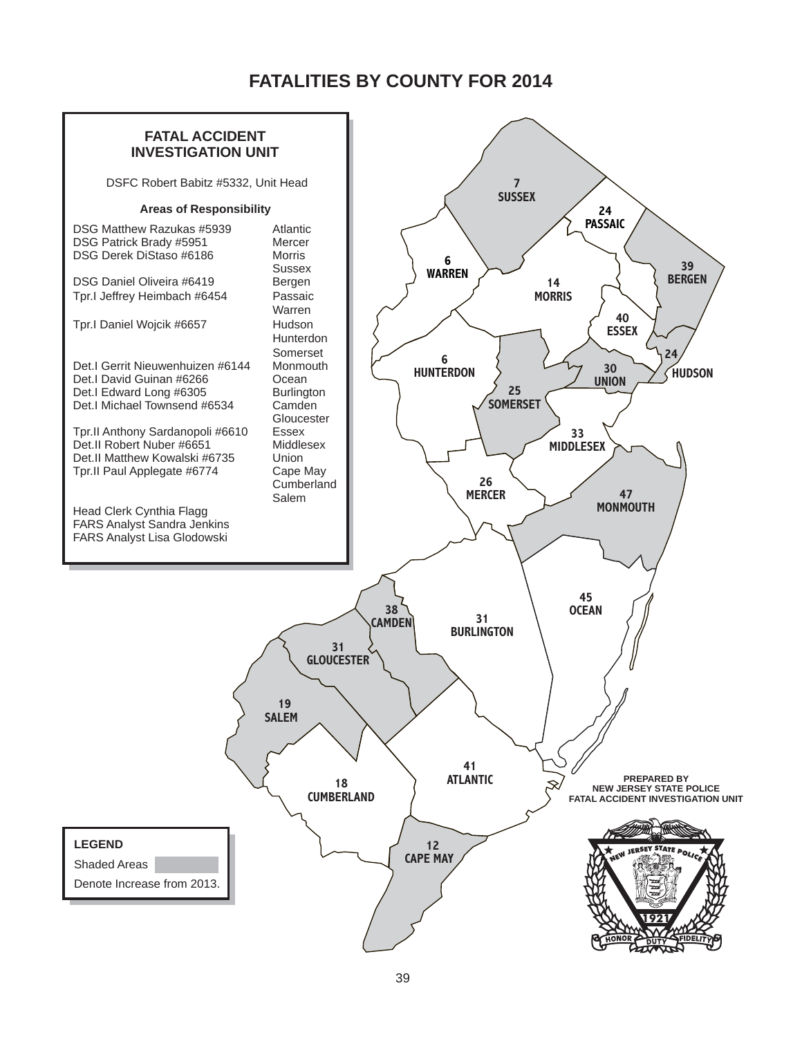# FATALITIES BY COUNTY FOR 2014

## FATAL ACCIDENT INVESTIGATION UNIT

DSFC Robert Babitz #5332, Unit Head

**Areas of Responsibility**

| | |
|---|---|
| DSG Matthew Razukas #5939 | Atlantic |
| DSG Patrick Brady #5951 | Mercer |
| DSG Derek DiStaso #6186 | Morris<br>Sussex |
| DSG Daniel Oliveira #6419 | Bergen |
| Tpr.I Jeffrey Heimbach #6454 | Passaic<br>Warren |
| Tpr.I Daniel Wojcik #6657 | Hudson<br>Hunterdon<br>Somerset |
| Det.I Gerrit Nieuwenhuizen #6144 | Monmouth |
| Det.I David Guinan #6266 | Ocean |
| Det.I Edward Long #6305 | Burlington |
| Det.I Michael Townsend #6534 | Camden<br>Gloucester |
| Tpr.II Anthony Sardanopoli #6610 | Essex |
| Det.II Robert Nuber #6651 | Middlesex |
| Det.II Matthew Kowalski #6735 | Union |
| Tpr.II Paul Applegate #6774 | Cape May<br>Cumberland<br>Salem |

Head Clerk Cynthia Flagg
FARS Analyst Sandra Jenkins
FARS Analyst Lisa Glodowski

7 SUSSEX
24 PASSAIC
39 BERGEN
6 WARREN
14 MORRIS
40 ESSEX
24 HUDSON
6 HUNTERDON
30 UNION
25 SOMERSET
33 MIDDLESEX
26 MERCER
47 MONMOUTH
45 OCEAN
38 CAMDEN
31 BURLINGTON
31 GLOUCESTER
19 SALEM
41 ATLANTIC
18 CUMBERLAND
12 CAPE MAY

PREPARED BY
NEW JERSEY STATE POLICE
FATAL ACCIDENT INVESTIGATION UNIT

**LEGEND**

Shaded Areas
Denote Increase from 2013.